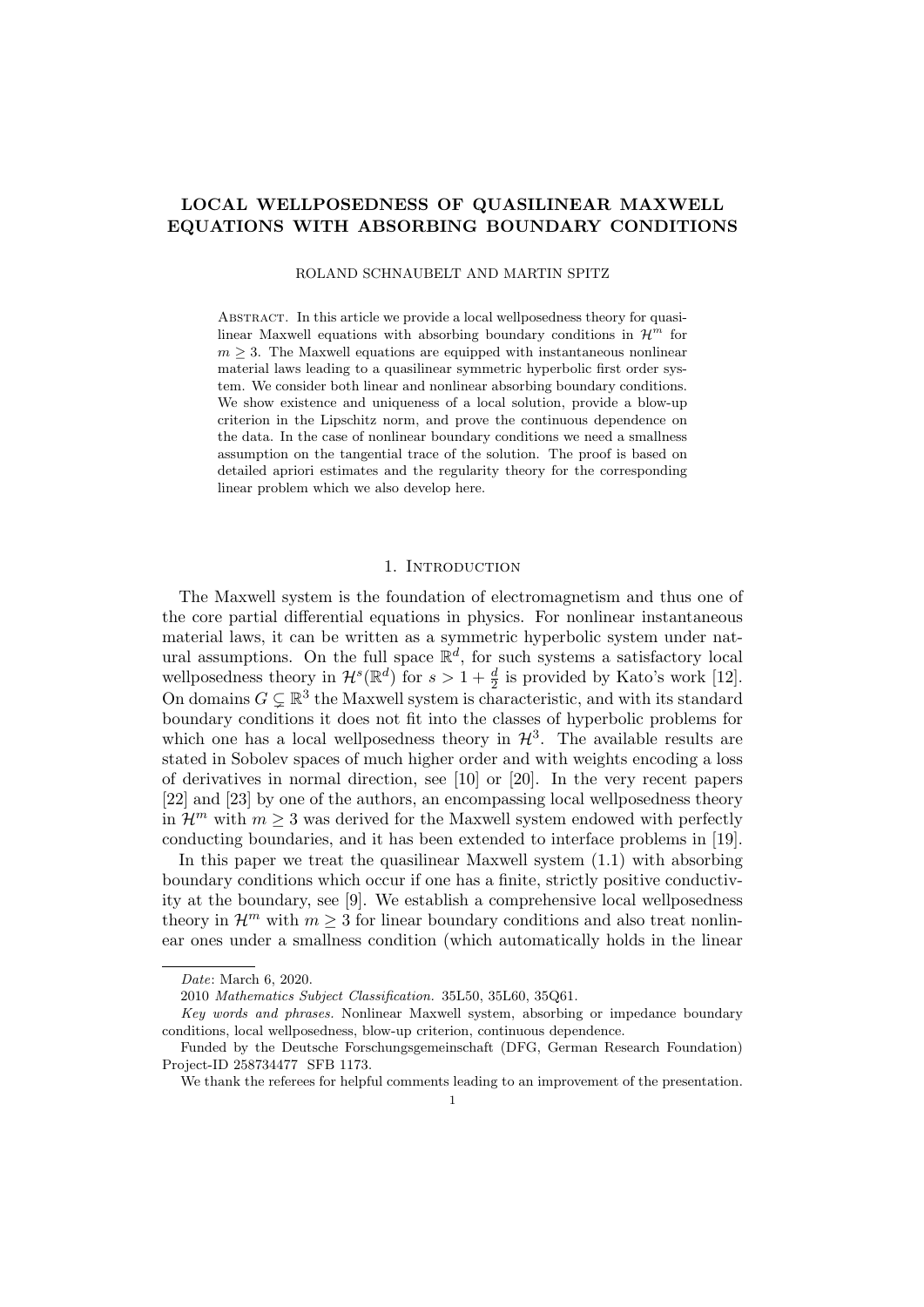# LOCAL WELLPOSEDNESS OF QUASILINEAR MAXWELL EQUATIONS WITH ABSORBING BOUNDARY CONDITIONS

ROLAND SCHNAUBELT AND MARTIN SPITZ

Abstract. In this article we provide a local wellposedness theory for quasilinear Maxwell equations with absorbing boundary conditions in $\mathcal{H}^m$ for $m \geq 3$. The Maxwell equations are equipped with instantaneous nonlinear material laws leading to a quasilinear symmetric hyperbolic first order system. We consider both linear and nonlinear absorbing boundary conditions. We show existence and uniqueness of a local solution, provide a blow-up criterion in the Lipschitz norm, and prove the continuous dependence on the data. In the case of nonlinear boundary conditions we need a smallness assumption on the tangential trace of the solution. The proof is based on detailed apriori estimates and the regularity theory for the corresponding linear problem which we also develop here.

## 1. Introduction

The Maxwell system is the foundation of electromagnetism and thus one of the core partial differential equations in physics. For nonlinear instantaneous material laws, it can be written as a symmetric hyperbolic system under natural assumptions. On the full space $\mathbb{R}^d$, for such systems a satisfactory local wellposedness theory in $\mathcal{H}^s(\mathbb{R}^d)$ for $s > 1 + \frac{d}{2}$ is provided by Kato's work [12]. On domains $G \subsetneq \mathbb{R}^3$ the Maxwell system is characteristic, and with its standard boundary conditions it does not fit into the classes of hyperbolic problems for which one has a local wellposedness theory in $\mathcal{H}^3$. The available results are stated in Sobolev spaces of much higher order and with weights encoding a loss of derivatives in normal direction, see [10] or [20]. In the very recent papers [22] and [23] by one of the authors, an encompassing local wellposedness theory in $\mathcal{H}^m$ with $m \geq 3$ was derived for the Maxwell system endowed with perfectly conducting boundaries, and it has been extended to interface problems in [19].

In this paper we treat the quasilinear Maxwell system (1.1) with absorbing boundary conditions which occur if one has a finite, strictly positive conductivity at the boundary, see [9]. We establish a comprehensive local wellposedness theory in $\mathcal{H}^m$ with $m \geq 3$ for linear boundary conditions and also treat nonlinear ones under a smallness condition (which automatically holds in the linear

---

*Date*: March 6, 2020.

2010 *Mathematics Subject Classification.* 35L50, 35L60, 35Q61.

*Key words and phrases.* Nonlinear Maxwell system, absorbing or impedance boundary conditions, local wellposedness, blow-up criterion, continuous dependence.

Funded by the Deutsche Forschungsgemeinschaft (DFG, German Research Foundation) Project-ID 258734477 SFB 1173.

We thank the referees for helpful comments leading to an improvement of the presentation.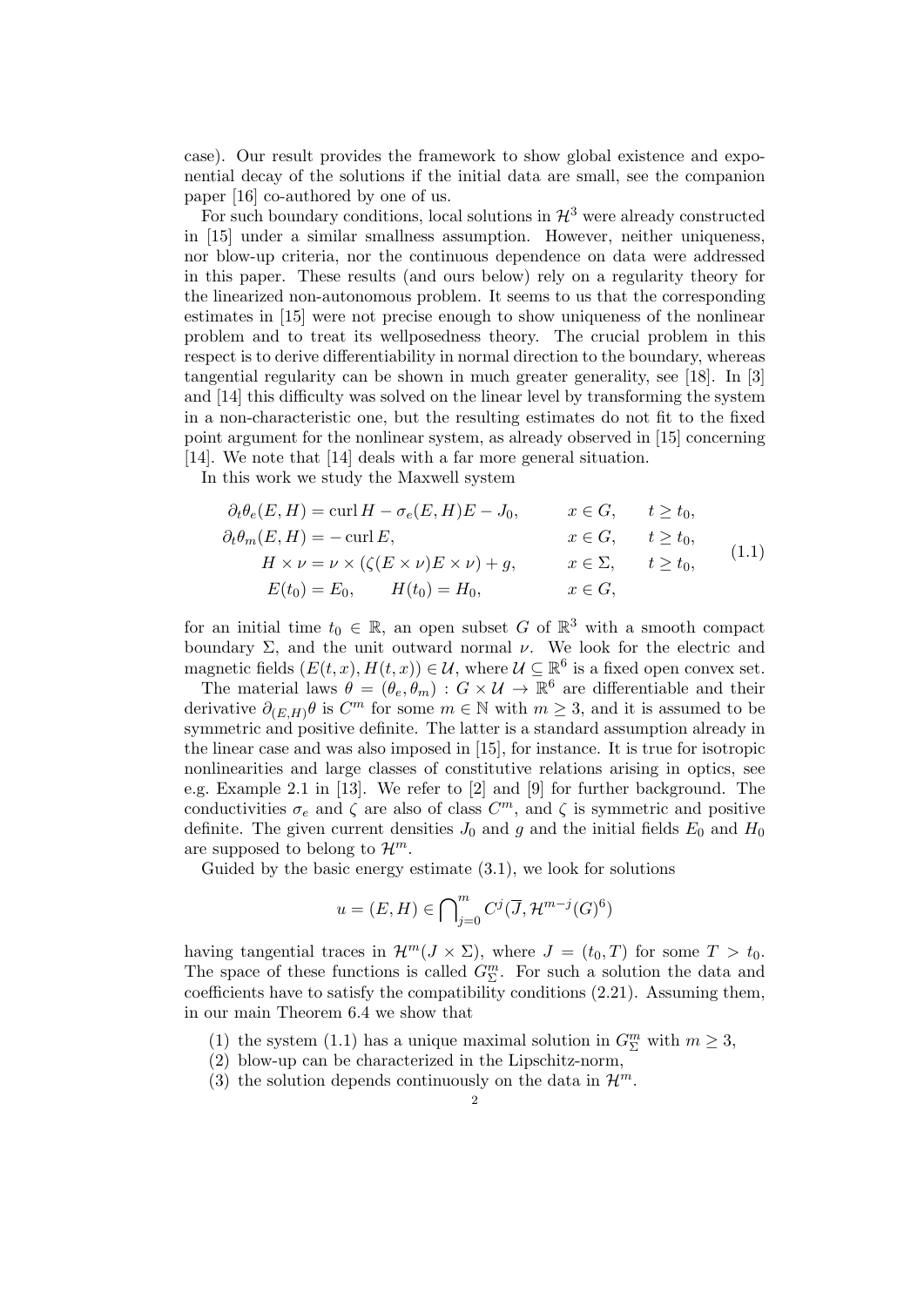case). Our result provides the framework to show global existence and exponential decay of the solutions if the initial data are small, see the companion paper [16] co-authored by one of us.

For such boundary conditions, local solutions in $\mathcal{H}^3$ were already constructed in [15] under a similar smallness assumption. However, neither uniqueness, nor blow-up criteria, nor the continuous dependence on data were addressed in this paper. These results (and ours below) rely on a regularity theory for the linearized non-autonomous problem. It seems to us that the corresponding estimates in [15] were not precise enough to show uniqueness of the nonlinear problem and to treat its wellposedness theory. The crucial problem in this respect is to derive differentiability in normal direction to the boundary, whereas tangential regularity can be shown in much greater generality, see [18]. In [3] and [14] this difficulty was solved on the linear level by transforming the system in a non-characteristic one, but the resulting estimates do not fit to the fixed point argument for the nonlinear system, as already observed in [15] concerning [14]. We note that [14] deals with a far more general situation.

In this work we study the Maxwell system

$$
\begin{aligned}
\partial_t \theta_e(E,H) &= \operatorname{curl} H - \sigma_e(E,H)E - J_0, && x \in G, \quad t \geq t_0,\\
\partial_t \theta_m(E,H) &= -\operatorname{curl} E, && x \in G, \quad t \geq t_0,\\
H \times \nu &= \nu \times (\zeta(E \times \nu)E \times \nu) + g, && x \in \Sigma, \quad t \geq t_0,\\
E(t_0) &= E_0, \qquad H(t_0) = H_0, && x \in G,
\end{aligned}
\tag{1.1}
$$

for an initial time $t_0 \in \mathbb{R}$, an open subset $G$ of $\mathbb{R}^3$ with a smooth compact boundary $\Sigma$, and the unit outward normal $\nu$. We look for the electric and magnetic fields $(E(t,x), H(t,x)) \in \mathcal{U}$, where $\mathcal{U} \subseteq \mathbb{R}^6$ is a fixed open convex set.

The material laws $\theta = (\theta_e, \theta_m) : G \times \mathcal{U} \to \mathbb{R}^6$ are differentiable and their derivative $\partial_{(E,H)}\theta$ is $C^m$ for some $m \in \mathbb{N}$ with $m \geq 3$, and it is assumed to be symmetric and positive definite. The latter is a standard assumption already in the linear case and was also imposed in [15], for instance. It is true for isotropic nonlinearities and large classes of constitutive relations arising in optics, see e.g. Example 2.1 in [13]. We refer to [2] and [9] for further background. The conductivities $\sigma_e$ and $\zeta$ are also of class $C^m$, and $\zeta$ is symmetric and positive definite. The given current densities $J_0$ and $g$ and the initial fields $E_0$ and $H_0$ are supposed to belong to $\mathcal{H}^m$.

Guided by the basic energy estimate (3.1), we look for solutions

$$
u = (E,H) \in \bigcap\nolimits_{j=0}^{m} C^j(\overline{J}, \mathcal{H}^{m-j}(G)^6)
$$

having tangential traces in $\mathcal{H}^m(J \times \Sigma)$, where $J = (t_0, T)$ for some $T > t_0$. The space of these functions is called $G^m_\Sigma$. For such a solution the data and coefficients have to satisfy the compatibility conditions (2.21). Assuming them, in our main Theorem 6.4 we show that

(1) the system (1.1) has a unique maximal solution in $G^m_\Sigma$ with $m \geq 3$,
(2) blow-up can be characterized in the Lipschitz-norm,
(3) the solution depends continuously on the data in $\mathcal{H}^m$.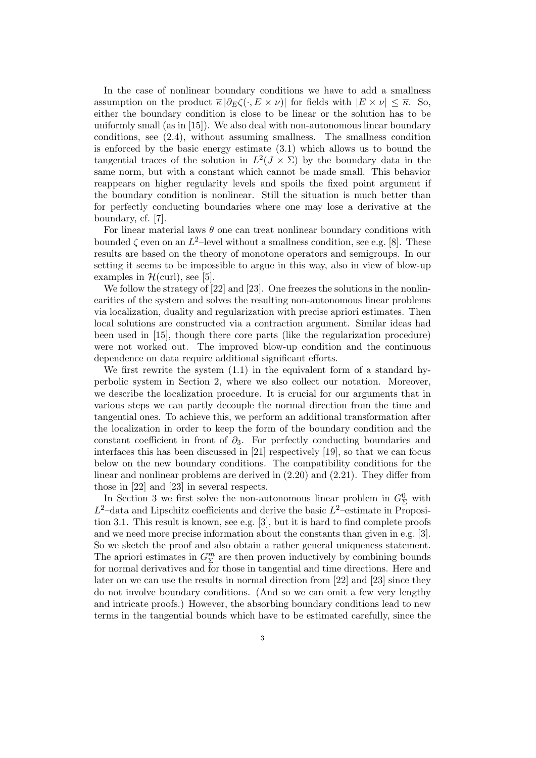In the case of nonlinear boundary conditions we have to add a smallness assumption on the product $\overline{\kappa}\,|\partial_E \zeta(\cdot, E\times\nu)|$ for fields with $|E\times\nu|\le\overline{\kappa}$. So, either the boundary condition is close to be linear or the solution has to be uniformly small (as in [15]). We also deal with non-autonomous linear boundary conditions, see (2.4), without assuming smallness. The smallness condition is enforced by the basic energy estimate (3.1) which allows us to bound the tangential traces of the solution in $L^2(J\times\Sigma)$ by the boundary data in the same norm, but with a constant which cannot be made small. This behavior reappears on higher regularity levels and spoils the fixed point argument if the boundary condition is nonlinear. Still the situation is much better than for perfectly conducting boundaries where one may lose a derivative at the boundary, cf. [7].

For linear material laws $\theta$ one can treat nonlinear boundary conditions with bounded $\zeta$ even on an $L^2$–level without a smallness condition, see e.g. [8]. These results are based on the theory of monotone operators and semigroups. In our setting it seems to be impossible to argue in this way, also in view of blow-up examples in $\mathcal{H}(\mathrm{curl})$, see [5].

We follow the strategy of [22] and [23]. One freezes the solutions in the nonlinearities of the system and solves the resulting non-autonomous linear problems via localization, duality and regularization with precise apriori estimates. Then local solutions are constructed via a contraction argument. Similar ideas had been used in [15], though there core parts (like the regularization procedure) were not worked out. The improved blow-up condition and the continuous dependence on data require additional significant efforts.

We first rewrite the system (1.1) in the equivalent form of a standard hyperbolic system in Section 2, where we also collect our notation. Moreover, we describe the localization procedure. It is crucial for our arguments that in various steps we can partly decouple the normal direction from the time and tangential ones. To achieve this, we perform an additional transformation after the localization in order to keep the form of the boundary condition and the constant coefficient in front of $\partial_3$. For perfectly conducting boundaries and interfaces this has been discussed in [21] respectively [19], so that we can focus below on the new boundary conditions. The compatibility conditions for the linear and nonlinear problems are derived in (2.20) and (2.21). They differ from those in [22] and [23] in several respects.

In Section 3 we first solve the non-autonomous linear problem in $G^0_\Sigma$ with $L^2$–data and Lipschitz coefficients and derive the basic $L^2$–estimate in Proposition 3.1. This result is known, see e.g. [3], but it is hard to find complete proofs and we need more precise information about the constants than given in e.g. [3]. So we sketch the proof and also obtain a rather general uniqueness statement. The apriori estimates in $G^m_\Sigma$ are then proven inductively by combining bounds for normal derivatives and for those in tangential and time directions. Here and later on we can use the results in normal direction from [22] and [23] since they do not involve boundary conditions. (And so we can omit a few very lengthy and intricate proofs.) However, the absorbing boundary conditions lead to new terms in the tangential bounds which have to be estimated carefully, since the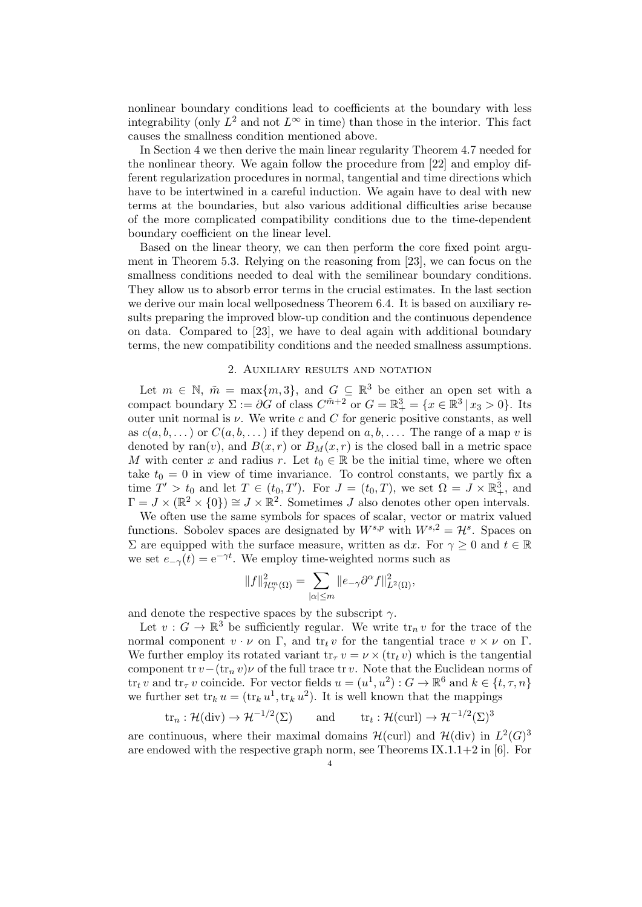nonlinear boundary conditions lead to coefficients at the boundary with less integrability (only $L^2$ and not $L^\infty$ in time) than those in the interior. This fact causes the smallness condition mentioned above.

In Section 4 we then derive the main linear regularity Theorem 4.7 needed for the nonlinear theory. We again follow the procedure from [22] and employ different regularization procedures in normal, tangential and time directions which have to be intertwined in a careful induction. We again have to deal with new terms at the boundaries, but also various additional difficulties arise because of the more complicated compatibility conditions due to the time-dependent boundary coefficient on the linear level.

Based on the linear theory, we can then perform the core fixed point argument in Theorem 5.3. Relying on the reasoning from [23], we can focus on the smallness conditions needed to deal with the semilinear boundary conditions. They allow us to absorb error terms in the crucial estimates. In the last section we derive our main local wellposedness Theorem 6.4. It is based on auxiliary results preparing the improved blow-up condition and the continuous dependence on data. Compared to [23], we have to deal again with additional boundary terms, the new compatibility conditions and the needed smallness assumptions.

## 2. Auxiliary results and notation

Let $m \in \mathbb{N}$, $\tilde{m} = \max\{m, 3\}$, and $G \subseteq \mathbb{R}^3$ be either an open set with a compact boundary $\Sigma := \partial G$ of class $C^{\tilde{m}+2}$ or $G = \mathbb{R}^3_+ = \{x \in \mathbb{R}^3 \,|\, x_3 > 0\}$. Its outer unit normal is $\nu$. We write $c$ and $C$ for generic positive constants, as well as $c(a, b, \dots)$ or $C(a, b, \dots)$ if they depend on $a, b, \dots$. The range of a map $v$ is denoted by $\operatorname{ran}(v)$, and $B(x, r)$ or $B_M(x, r)$ is the closed ball in a metric space $M$ with center $x$ and radius $r$. Let $t_0 \in \mathbb{R}$ be the initial time, where we often take $t_0 = 0$ in view of time invariance. To control constants, we partly fix a time $T' > t_0$ and let $T \in (t_0, T')$. For $J = (t_0, T)$, we set $\Omega = J \times \mathbb{R}^3_+$, and $\Gamma = J \times (\mathbb{R}^2 \times \{0\}) \cong J \times \mathbb{R}^2$. Sometimes $J$ also denotes other open intervals.

We often use the same symbols for spaces of scalar, vector or matrix valued functions. Sobolev spaces are designated by $W^{s,p}$ with $W^{s,2} = \mathcal{H}^s$. Spaces on $\Sigma$ are equipped with the surface measure, written as $\mathrm{d}x$. For $\gamma \geq 0$ and $t \in \mathbb{R}$ we set $e_{-\gamma}(t) = \mathrm{e}^{-\gamma t}$. We employ time-weighted norms such as

$$\|f\|^2_{\mathcal{H}^m_\gamma(\Omega)} = \sum_{|\alpha| \leq m} \|e_{-\gamma} \partial^\alpha f\|^2_{L^2(\Omega)},$$

and denote the respective spaces by the subscript $\gamma$.

Let $v : G \to \mathbb{R}^3$ be sufficiently regular. We write $\operatorname{tr}_n v$ for the trace of the normal component $v \cdot \nu$ on $\Gamma$, and $\operatorname{tr}_t v$ for the tangential trace $v \times \nu$ on $\Gamma$. We further employ its rotated variant $\operatorname{tr}_\tau v = \nu \times (\operatorname{tr}_t v)$ which is the tangential component $\operatorname{tr} v - (\operatorname{tr}_n v)\nu$ of the full trace $\operatorname{tr} v$. Note that the Euclidean norms of $\operatorname{tr}_t v$ and $\operatorname{tr}_\tau v$ coincide. For vector fields $u = (u^1, u^2) : G \to \mathbb{R}^6$ and $k \in \{t, \tau, n\}$ we further set $\operatorname{tr}_k u = (\operatorname{tr}_k u^1, \operatorname{tr}_k u^2)$. It is well known that the mappings

$$\operatorname{tr}_n : \mathcal{H}(\operatorname{div}) \to \mathcal{H}^{-1/2}(\Sigma) \qquad \text{and} \qquad \operatorname{tr}_t : \mathcal{H}(\operatorname{curl}) \to \mathcal{H}^{-1/2}(\Sigma)^3$$

are continuous, where their maximal domains $\mathcal{H}(\operatorname{curl})$ and $\mathcal{H}(\operatorname{div})$ in $L^2(G)^3$ are endowed with the respective graph norm, see Theorems IX.1.1+2 in [6]. For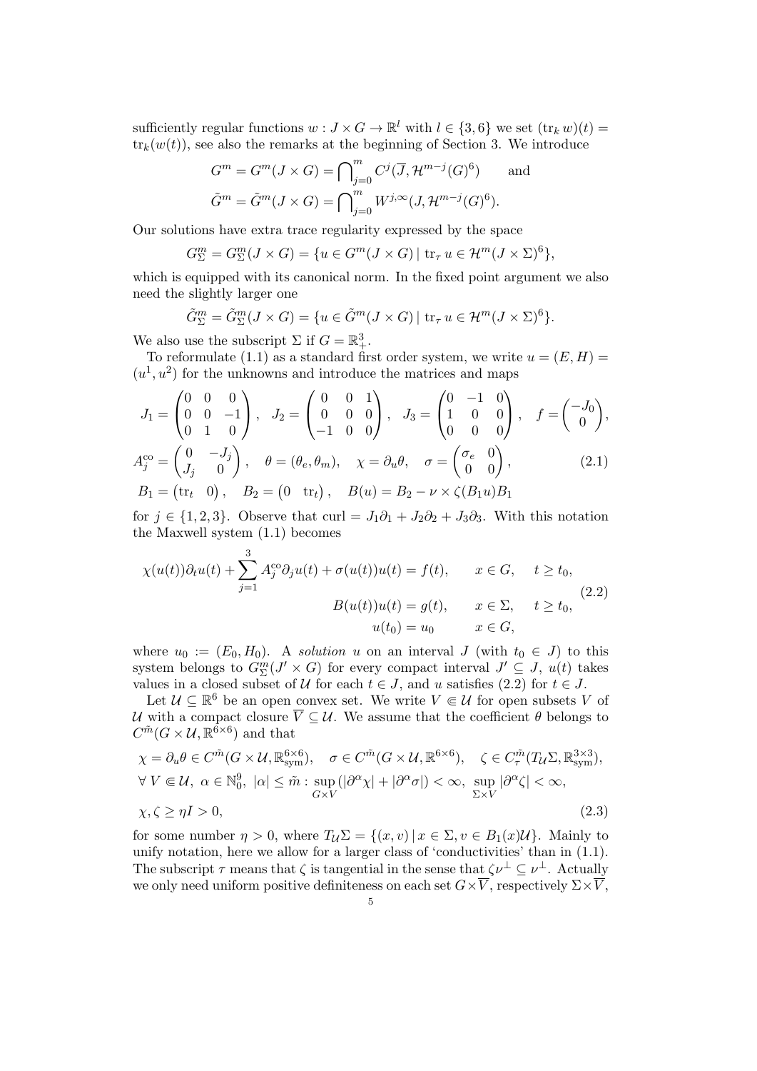sufficiently regular functions $w : J \times G \to \mathbb{R}^l$ with $l \in \{3, 6\}$ we set $(\operatorname{tr}_k w)(t) = \operatorname{tr}_k(w(t))$, see also the remarks at the beginning of Section 3. We introduce

$$G^m = G^m(J \times G) = \bigcap_{j=0}^{m} C^j(\overline{J}, \mathcal{H}^{m-j}(G)^6) \qquad \text{and}$$
$$\tilde{G}^m = \tilde{G}^m(J \times G) = \bigcap_{j=0}^{m} W^{j,\infty}(J, \mathcal{H}^{m-j}(G)^6).$$

Our solutions have extra trace regularity expressed by the space

$$G^m_\Sigma = G^m_\Sigma(J \times G) = \{u \in G^m(J \times G) \mid \operatorname{tr}_\tau u \in \mathcal{H}^m(J \times \Sigma)^6\},$$

which is equipped with its canonical norm. In the fixed point argument we also need the slightly larger one

$$\tilde{G}^m_\Sigma = \tilde{G}^m_\Sigma(J \times G) = \{u \in \tilde{G}^m(J \times G) \mid \operatorname{tr}_\tau u \in \mathcal{H}^m(J \times \Sigma)^6\}.$$

We also use the subscript $\Sigma$ if $G = \mathbb{R}^3_+$.

To reformulate (1.1) as a standard first order system, we write $u = (E, H) = (u^1, u^2)$ for the unknowns and introduce the matrices and maps

$$J_1 = \begin{pmatrix} 0 & 0 & 0 \\ 0 & 0 & -1 \\ 0 & 1 & 0 \end{pmatrix}, \quad J_2 = \begin{pmatrix} 0 & 0 & 1 \\ 0 & 0 & 0 \\ -1 & 0 & 0 \end{pmatrix}, \quad J_3 = \begin{pmatrix} 0 & -1 & 0 \\ 1 & 0 & 0 \\ 0 & 0 & 0 \end{pmatrix}, \quad f = \begin{pmatrix} -J_0 \\ 0 \end{pmatrix},$$
$$A_j^{\mathrm{co}} = \begin{pmatrix} 0 & -J_j \\ J_j & 0 \end{pmatrix}, \quad \theta = (\theta_e, \theta_m), \quad \chi = \partial_u \theta, \quad \sigma = \begin{pmatrix} \sigma_e & 0 \\ 0 & 0 \end{pmatrix}, \tag{2.1}$$
$$B_1 = \begin{pmatrix} \operatorname{tr}_t & 0 \end{pmatrix}, \quad B_2 = \begin{pmatrix} 0 & \operatorname{tr}_t \end{pmatrix}, \quad B(u) = B_2 - \nu \times \zeta(B_1 u) B_1$$

for $j \in \{1, 2, 3\}$. Observe that $\operatorname{curl} = J_1 \partial_1 + J_2 \partial_2 + J_3 \partial_3$. With this notation the Maxwell system (1.1) becomes

$$\begin{aligned} \chi(u(t))\partial_t u(t) + \sum_{j=1}^{3} A_j^{\mathrm{co}} \partial_j u(t) + \sigma(u(t))u(t) &= f(t), \qquad x \in G, \quad t \geq t_0, \\ B(u(t))u(t) &= g(t), \qquad x \in \Sigma, \quad t \geq t_0, \\ u(t_0) &= u_0 \qquad x \in G, \end{aligned} \tag{2.2}$$

where $u_0 := (E_0, H_0)$. A *solution* $u$ on an interval $J$ (with $t_0 \in J$) to this system belongs to $G^m_\Sigma(J' \times G)$ for every compact interval $J' \subseteq J$, $u(t)$ takes values in a closed subset of $\mathcal{U}$ for each $t \in J$, and $u$ satisfies (2.2) for $t \in J$.

Let $\mathcal{U} \subseteq \mathbb{R}^6$ be an open convex set. We write $V \Subset \mathcal{U}$ for open subsets $V$ of $\mathcal{U}$ with a compact closure $\overline{V} \subseteq \mathcal{U}$. We assume that the coefficient $\theta$ belongs to $C^{\tilde{m}}(G \times \mathcal{U}, \mathbb{R}^{6\times 6})$ and that

$$\begin{aligned} &\chi = \partial_u \theta \in C^{\tilde{m}}(G \times \mathcal{U}, \mathbb{R}^{6\times6}_{\mathrm{sym}}), \quad \sigma \in C^{\tilde{m}}(G \times \mathcal{U}, \mathbb{R}^{6\times 6}), \quad \zeta \in C^{\tilde{m}}_\tau(T_{\mathcal{U}}\Sigma, \mathbb{R}^{3\times3}_{\mathrm{sym}}), \\ &\forall\, V \Subset \mathcal{U},\ \alpha \in \mathbb{N}_0^9,\ |\alpha| \leq \tilde{m} : \sup_{G \times V} (|\partial^\alpha \chi| + |\partial^\alpha \sigma|) < \infty,\ \sup_{\Sigma \times V} |\partial^\alpha \zeta| < \infty, \\ &\chi, \zeta \geq \eta I > 0, \end{aligned} \tag{2.3}$$

for some number $\eta > 0$, where $T_{\mathcal{U}}\Sigma = \{(x, v) \mid x \in \Sigma, v \in B_1(x)\mathcal{U}\}$. Mainly to unify notation, here we allow for a larger class of 'conductivities' than in (1.1). The subscript $\tau$ means that $\zeta$ is tangential in the sense that $\zeta \nu^\perp \subseteq \nu^\perp$. Actually we only need uniform positive definiteness on each set $G \times \overline{V}$, respectively $\Sigma \times \overline{V}$,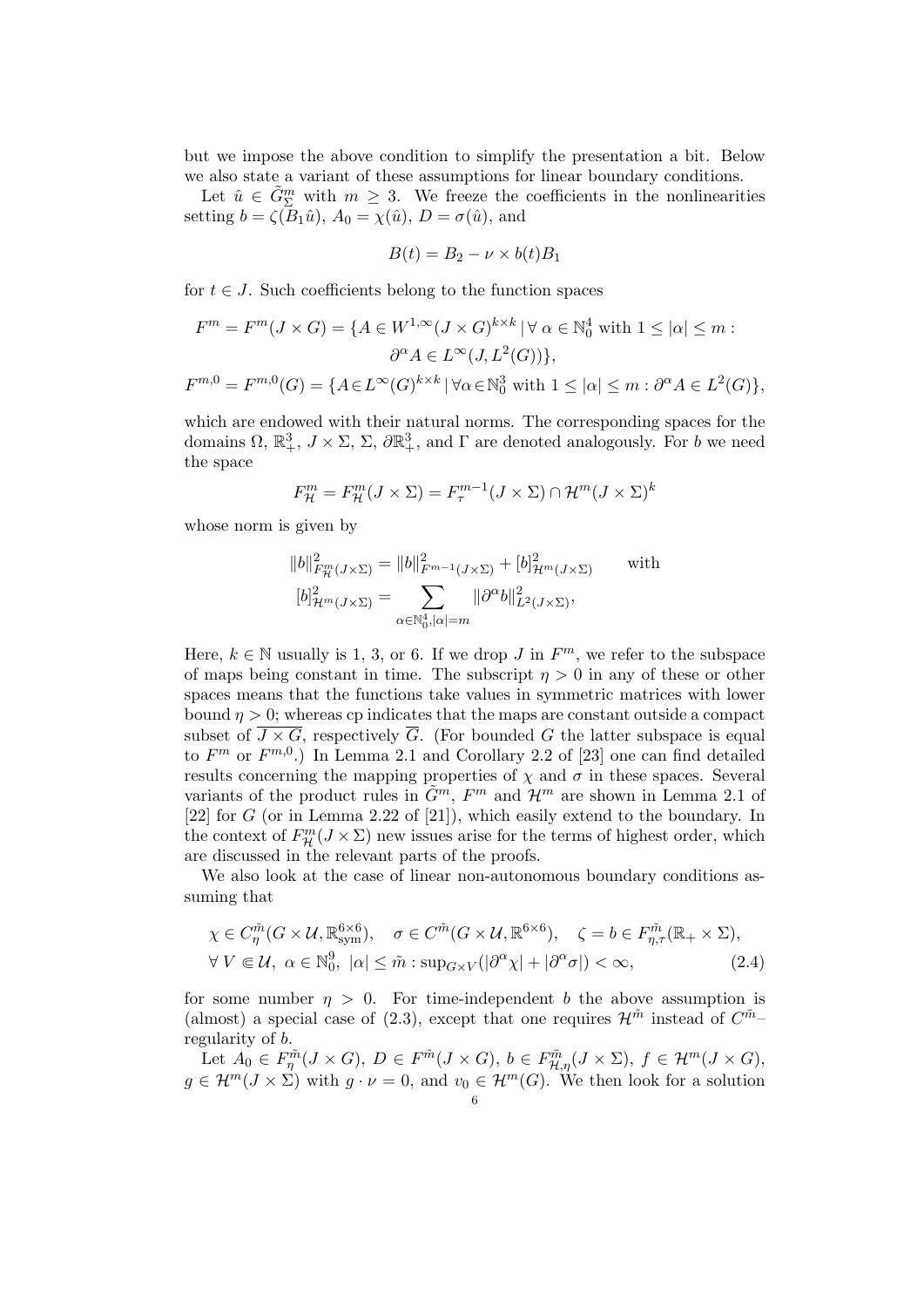but we impose the above condition to simplify the presentation a bit. Below we also state a variant of these assumptions for linear boundary conditions.

Let $\hat{u} \in \tilde{G}^m_\Sigma$ with $m \geq 3$. We freeze the coefficients in the nonlinearities setting $b = \zeta(B_1\hat{u})$, $A_0 = \chi(\hat{u})$, $D = \sigma(\hat{u})$, and

$$B(t) = B_2 - \nu \times b(t)B_1$$

for $t \in J$. Such coefficients belong to the function spaces

$$\begin{aligned} F^m = F^m(J \times G) = \{A \in W^{1,\infty}(J \times G)^{k\times k} \,|\, \forall\, \alpha \in \mathbb{N}_0^4 \text{ with } 1 \leq |\alpha| \leq m : \\ \partial^\alpha A \in L^\infty(J, L^2(G))\}, \end{aligned}$$

$$F^{m,0} = F^{m,0}(G) = \{A \in L^\infty(G)^{k\times k} \,|\, \forall \alpha \in \mathbb{N}_0^3 \text{ with } 1 \leq |\alpha| \leq m : \partial^\alpha A \in L^2(G)\},$$

which are endowed with their natural norms. The corresponding spaces for the domains $\Omega$, $\mathbb{R}^3_+$, $J \times \Sigma$, $\Sigma$, $\partial\mathbb{R}^3_+$, and $\Gamma$ are denoted analogously. For $b$ we need the space

$$F^m_{\mathcal{H}} = F^m_{\mathcal{H}}(J \times \Sigma) = F^{m-1}_\tau(J \times \Sigma) \cap \mathcal{H}^m(J \times \Sigma)^k$$

whose norm is given by

$$\begin{aligned} \|b\|^2_{F^m_{\mathcal{H}}(J\times\Sigma)} &= \|b\|^2_{F^{m-1}(J\times\Sigma)} + [b]^2_{\mathcal{H}^m(J\times\Sigma)} \qquad \text{with} \\ [b]^2_{\mathcal{H}^m(J\times\Sigma)} &= \sum_{\alpha\in\mathbb{N}_0^4, |\alpha|=m} \|\partial^\alpha b\|^2_{L^2(J\times\Sigma)}, \end{aligned}$$

Here, $k \in \mathbb{N}$ usually is 1, 3, or 6. If we drop $J$ in $F^m$, we refer to the subspace of maps being constant in time. The subscript $\eta > 0$ in any of these or other spaces means that the functions take values in symmetric matrices with lower bound $\eta > 0$; whereas cp indicates that the maps are constant outside a compact subset of $\overline{J \times G}$, respectively $\overline{G}$. (For bounded $G$ the latter subspace is equal to $F^m$ or $F^{m,0}$.) In Lemma 2.1 and Corollary 2.2 of [23] one can find detailed results concerning the mapping properties of $\chi$ and $\sigma$ in these spaces. Several variants of the product rules in $\tilde{G}^m$, $F^m$ and $\mathcal{H}^m$ are shown in Lemma 2.1 of [22] for $G$ (or in Lemma 2.22 of [21]), which easily extend to the boundary. In the context of $F^m_{\mathcal{H}}(J \times \Sigma)$ new issues arise for the terms of highest order, which are discussed in the relevant parts of the proofs.

We also look at the case of linear non-autonomous boundary conditions assuming that

$$\begin{aligned} &\chi \in C^{\tilde{m}}_\eta(G \times \mathcal{U}, \mathbb{R}^{6\times 6}_{\text{sym}}), \quad \sigma \in C^{\tilde{m}}(G \times \mathcal{U}, \mathbb{R}^{6\times 6}), \quad \zeta = b \in F^{\tilde{m}}_{\eta,\tau}(\mathbb{R}_+ \times \Sigma), \\ &\forall\, V \Subset \mathcal{U},\ \alpha \in \mathbb{N}_0^9,\ |\alpha| \leq \tilde{m} : \sup_{G\times V}(|\partial^\alpha \chi| + |\partial^\alpha \sigma|) < \infty, \end{aligned} \tag{2.4}$$

for some number $\eta > 0$. For time-independent $b$ the above assumption is (almost) a special case of (2.3), except that one requires $\mathcal{H}^{\tilde{m}}$ instead of $C^{\tilde{m}}$–regularity of $b$.

Let $A_0 \in F^{\tilde{m}}_\eta(J \times G)$, $D \in F^{\tilde{m}}(J \times G)$, $b \in F^{\tilde{m}}_{\mathcal{H},\eta}(J \times \Sigma)$, $f \in \mathcal{H}^m(J \times G)$, $g \in \mathcal{H}^m(J \times \Sigma)$ with $g \cdot \nu = 0$, and $v_0 \in \mathcal{H}^m(G)$. We then look for a solution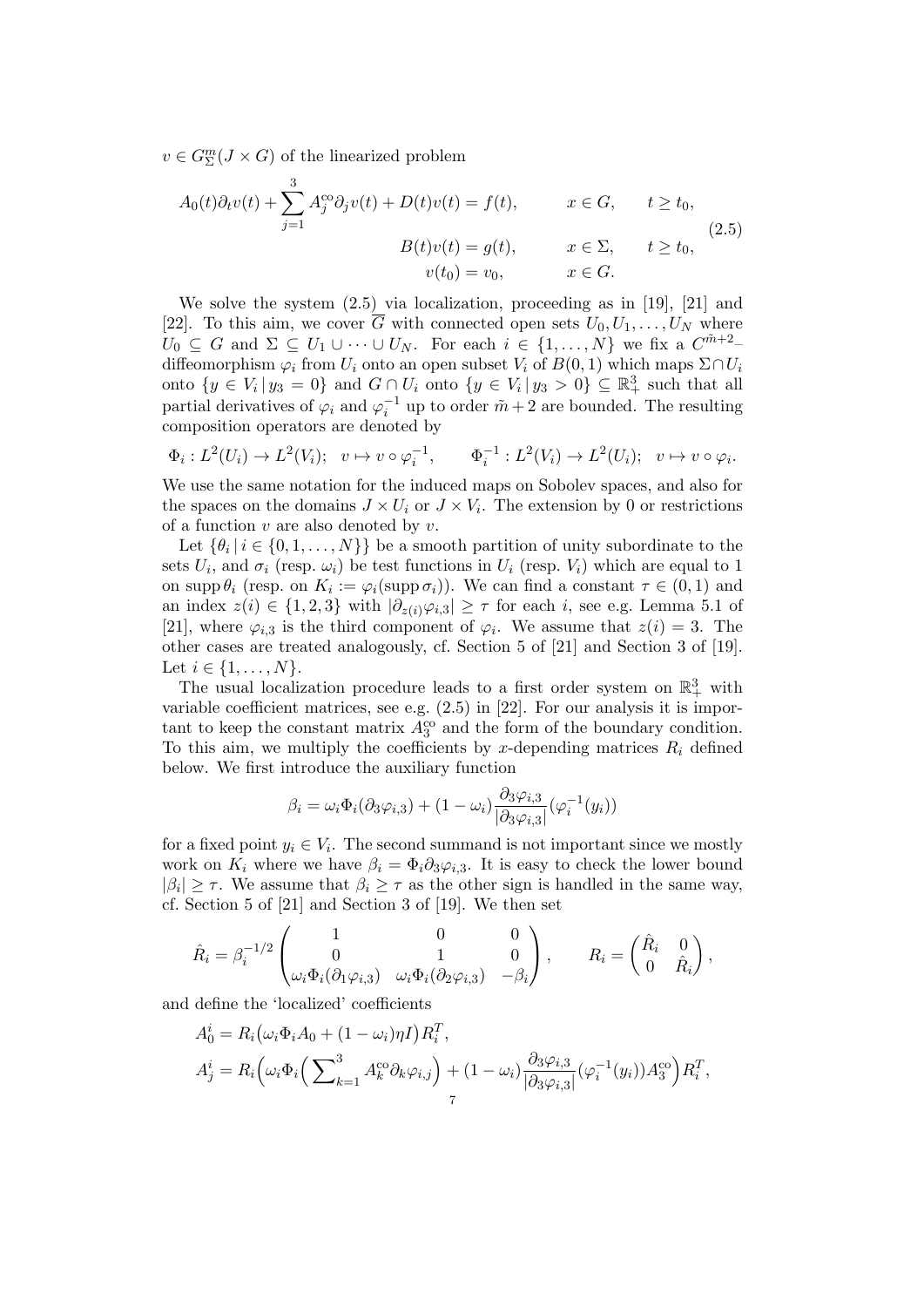$v \in G^m_\Sigma(J \times G)$ of the linearized problem

$$
\begin{aligned}
A_0(t)\partial_t v(t) + \sum_{j=1}^3 A_j^{\mathrm{co}} \partial_j v(t) + D(t)v(t) &= f(t), \qquad && x \in G, \qquad t \geq t_0, \\
B(t)v(t) &= g(t), && x \in \Sigma, \qquad t \geq t_0, \\
v(t_0) &= v_0, && x \in G.
\end{aligned}
\tag{2.5}
$$

We solve the system (2.5) via localization, proceeding as in [19], [21] and [22]. To this aim, we cover $\overline{G}$ with connected open sets $U_0, U_1, \dots, U_N$ where $U_0 \subseteq G$ and $\Sigma \subseteq U_1 \cup \dots \cup U_N$. For each $i \in \{1, \dots, N\}$ we fix a $C^{\tilde{m}+2}$–diffeomorphism $\varphi_i$ from $U_i$ onto an open subset $V_i$ of $B(0,1)$ which maps $\Sigma \cap U_i$ onto $\{y \in V_i \,|\, y_3 = 0\}$ and $G \cap U_i$ onto $\{y \in V_i \,|\, y_3 > 0\} \subseteq \mathbb{R}^3_+$ such that all partial derivatives of $\varphi_i$ and $\varphi_i^{-1}$ up to order $\tilde{m}+2$ are bounded. The resulting composition operators are denoted by

$$
\Phi_i : L^2(U_i) \to L^2(V_i); \;\; v \mapsto v \circ \varphi_i^{-1}, \qquad \Phi_i^{-1} : L^2(V_i) \to L^2(U_i); \;\; v \mapsto v \circ \varphi_i.
$$

We use the same notation for the induced maps on Sobolev spaces, and also for the spaces on the domains $J \times U_i$ or $J \times V_i$. The extension by 0 or restrictions of a function $v$ are also denoted by $v$.

Let $\{\theta_i \,|\, i \in \{0, 1, \dots, N\}\}$ be a smooth partition of unity subordinate to the sets $U_i$, and $\sigma_i$ (resp. $\omega_i$) be test functions in $U_i$ (resp. $V_i$) which are equal to 1 on $\operatorname{supp} \theta_i$ (resp. on $K_i := \varphi_i(\operatorname{supp} \sigma_i)$). We can find a constant $\tau \in (0,1)$ and an index $z(i) \in \{1,2,3\}$ with $|\partial_{z(i)} \varphi_{i,3}| \geq \tau$ for each $i$, see e.g. Lemma 5.1 of [21], where $\varphi_{i,3}$ is the third component of $\varphi_i$. We assume that $z(i) = 3$. The other cases are treated analogously, cf. Section 5 of [21] and Section 3 of [19]. Let $i \in \{1, \dots, N\}$.

The usual localization procedure leads to a first order system on $\mathbb{R}^3_+$ with variable coefficient matrices, see e.g. (2.5) in [22]. For our analysis it is important to keep the constant matrix $A_3^{\mathrm{co}}$ and the form of the boundary condition. To this aim, we multiply the coefficients by $x$-depending matrices $R_i$ defined below. We first introduce the auxiliary function

$$
\beta_i = \omega_i \Phi_i(\partial_3 \varphi_{i,3}) + (1 - \omega_i) \frac{\partial_3 \varphi_{i,3}}{|\partial_3 \varphi_{i,3}|}(\varphi_i^{-1}(y_i))
$$

for a fixed point $y_i \in V_i$. The second summand is not important since we mostly work on $K_i$ where we have $\beta_i = \Phi_i \partial_3 \varphi_{i,3}$. It is easy to check the lower bound $|\beta_i| \geq \tau$. We assume that $\beta_i \geq \tau$ as the other sign is handled in the same way, cf. Section 5 of [21] and Section 3 of [19]. We then set

$$
\hat{R}_i = \beta_i^{-1/2} \begin{pmatrix} 1 & 0 & 0 \\ 0 & 1 & 0 \\ \omega_i \Phi_i(\partial_1 \varphi_{i,3}) & \omega_i \Phi_i(\partial_2 \varphi_{i,3}) & -\beta_i \end{pmatrix}, \qquad R_i = \begin{pmatrix} \hat{R}_i & 0 \\ 0 & \hat{R}_i \end{pmatrix},
$$

and define the 'localized' coefficients

$$
\begin{aligned}
A_0^i &= R_i \big( \omega_i \Phi_i A_0 + (1 - \omega_i) \eta I \big) R_i^T, \\
A_j^i &= R_i \Big( \omega_i \Phi_i \Big( \sum\nolimits_{k=1}^3 A_k^{\mathrm{co}} \partial_k \varphi_{i,j} \Big) + (1 - \omega_i) \frac{\partial_3 \varphi_{i,3}}{|\partial_3 \varphi_{i,3}|}(\varphi_i^{-1}(y_i)) A_3^{\mathrm{co}} \Big) R_i^T,
\end{aligned}
$$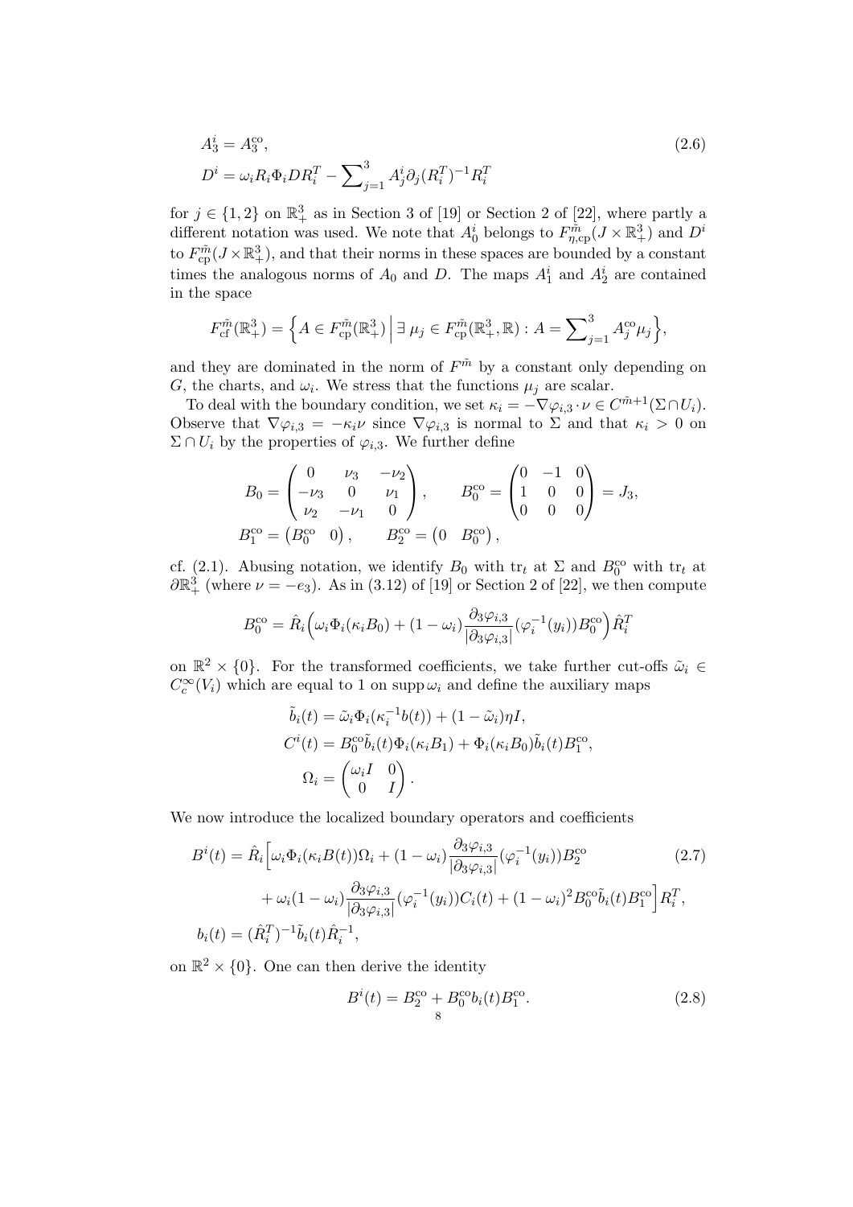$$
\begin{aligned}
A_3^i &= A_3^{\mathrm{co}}, \\
D^i &= \omega_i R_i \Phi_i D R_i^T - \sum\nolimits_{j=1}^3 A_j^i \partial_j (R_i^T)^{-1} R_i^T
\end{aligned} \tag{2.6}
$$

for $j \in \{1,2\}$ on $\mathbb{R}^3_+$ as in Section 3 of [19] or Section 2 of [22], where partly a different notation was used. We note that $A_0^i$ belongs to $F^{\tilde{m}}_{\eta,\mathrm{cp}}(J \times \mathbb{R}^3_+)$ and $D^i$ to $F^{\tilde{m}}_{\mathrm{cp}}(J \times \mathbb{R}^3_+)$, and that their norms in these spaces are bounded by a constant times the analogous norms of $A_0$ and $D$. The maps $A_1^i$ and $A_2^i$ are contained in the space

$$
F^{\tilde{m}}_{\mathrm{cf}}(\mathbb{R}^3_+) = \Big\{ A \in F^{\tilde{m}}_{\mathrm{cp}}(\mathbb{R}^3_+) \,\Big|\, \exists\, \mu_j \in F^{\tilde{m}}_{\mathrm{cp}}(\mathbb{R}^3_+, \mathbb{R}) : A = \sum\nolimits_{j=1}^3 A_j^{\mathrm{co}} \mu_j \Big\},
$$

and they are dominated in the norm of $F^{\tilde{m}}$ by a constant only depending on $G$, the charts, and $\omega_i$. We stress that the functions $\mu_j$ are scalar.

To deal with the boundary condition, we set $\kappa_i = -\nabla \varphi_{i,3} \cdot \nu \in C^{\tilde{m}+1}(\Sigma \cap U_i)$. Observe that $\nabla \varphi_{i,3} = -\kappa_i \nu$ since $\nabla \varphi_{i,3}$ is normal to $\Sigma$ and that $\kappa_i > 0$ on $\Sigma \cap U_i$ by the properties of $\varphi_{i,3}$. We further define

$$
\begin{aligned}
B_0 &= \begin{pmatrix} 0 & \nu_3 & -\nu_2 \\ -\nu_3 & 0 & \nu_1 \\ \nu_2 & -\nu_1 & 0 \end{pmatrix}, \qquad B_0^{\mathrm{co}} = \begin{pmatrix} 0 & -1 & 0 \\ 1 & 0 & 0 \\ 0 & 0 & 0 \end{pmatrix} = J_3, \\
B_1^{\mathrm{co}} &= \begin{pmatrix} B_0^{\mathrm{co}} & 0 \end{pmatrix}, \qquad B_2^{\mathrm{co}} = \begin{pmatrix} 0 & B_0^{\mathrm{co}} \end{pmatrix},
\end{aligned}
$$

cf. (2.1). Abusing notation, we identify $B_0$ with $\mathrm{tr}_t$ at $\Sigma$ and $B_0^{\mathrm{co}}$ with $\mathrm{tr}_t$ at $\partial \mathbb{R}^3_+$ (where $\nu = -e_3$). As in (3.12) of [19] or Section 2 of [22], we then compute

$$
B_0^{\mathrm{co}} = \hat{R}_i \Big( \omega_i \Phi_i (\kappa_i B_0) + (1-\omega_i) \frac{\partial_3 \varphi_{i,3}}{|\partial_3 \varphi_{i,3}|} (\varphi_i^{-1}(y_i)) B_0^{\mathrm{co}} \Big) \hat{R}_i^T
$$

on $\mathbb{R}^2 \times \{0\}$. For the transformed coefficients, we take further cut-offs $\tilde{\omega}_i \in C_c^\infty(V_i)$ which are equal to 1 on $\operatorname{supp} \omega_i$ and define the auxiliary maps

$$
\begin{aligned}
\tilde{b}_i(t) &= \tilde{\omega}_i \Phi_i(\kappa_i^{-1} b(t)) + (1-\tilde{\omega}_i) \eta I, \\
C^i(t) &= B_0^{\mathrm{co}} \tilde{b}_i(t) \Phi_i(\kappa_i B_1) + \Phi_i(\kappa_i B_0) \tilde{b}_i(t) B_1^{\mathrm{co}}, \\
\Omega_i &= \begin{pmatrix} \omega_i I & 0 \\ 0 & I \end{pmatrix}.
\end{aligned}
$$

We now introduce the localized boundary operators and coefficients

$$
\begin{aligned}
B^i(t) &= \hat{R}_i \Big[ \omega_i \Phi_i(\kappa_i B(t)) \Omega_i + (1-\omega_i) \frac{\partial_3 \varphi_{i,3}}{|\partial_3 \varphi_{i,3}|} (\varphi_i^{-1}(y_i)) B_2^{\mathrm{co}} \\
&\qquad + \omega_i (1-\omega_i) \frac{\partial_3 \varphi_{i,3}}{|\partial_3 \varphi_{i,3}|} (\varphi_i^{-1}(y_i)) C_i(t) + (1-\omega_i)^2 B_0^{\mathrm{co}} \tilde{b}_i(t) B_1^{\mathrm{co}} \Big] R_i^T, \\
b_i(t) &= (\hat{R}_i^T)^{-1} \tilde{b}_i(t) \hat{R}_i^{-1},
\end{aligned} \tag{2.7}
$$

on $\mathbb{R}^2 \times \{0\}$. One can then derive the identity

$$
B^i(t) = B_2^{\mathrm{co}} + B_0^{\mathrm{co}} b_i(t) B_1^{\mathrm{co}}. \tag{2.8}
$$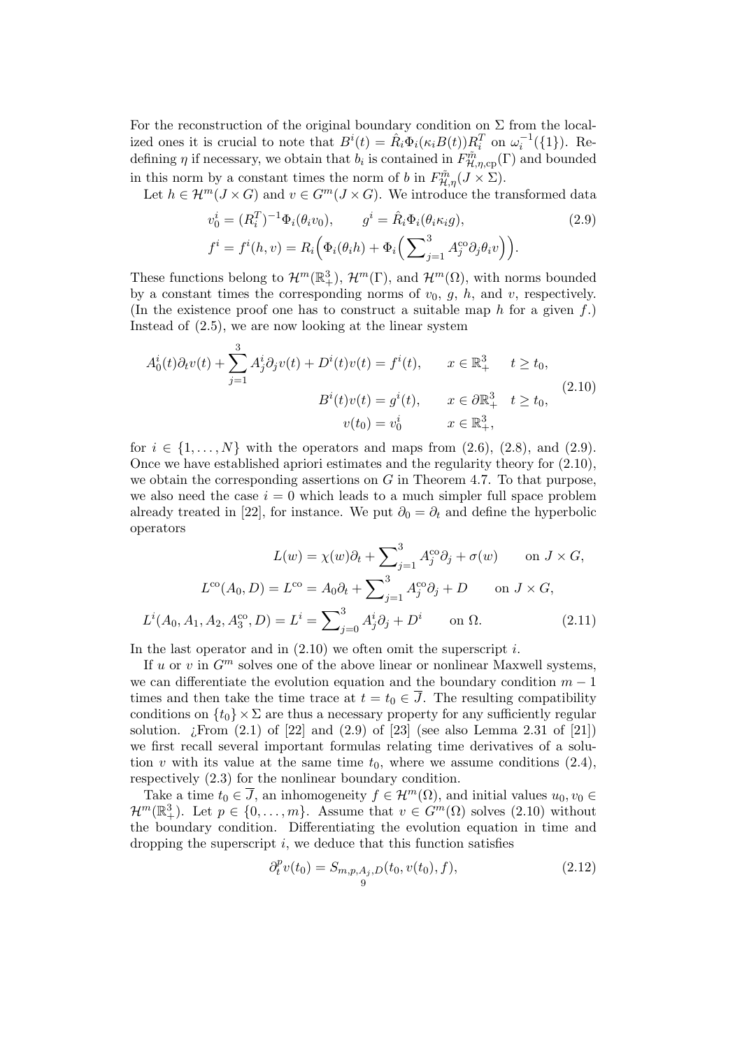For the reconstruction of the original boundary condition on $\Sigma$ from the localized ones it is crucial to note that $B^i(t) = \hat{R}_i \Phi_i(\kappa_i B(t)) R_i^T$ on $\omega_i^{-1}(\{1\})$. Redefining $\eta$ if necessary, we obtain that $b_i$ is contained in $F^{\tilde{m}}_{\mathcal{H},\eta,\mathrm{cp}}(\Gamma)$ and bounded in this norm by a constant times the norm of $b$ in $F^{\tilde{m}}_{\mathcal{H},\eta}(J \times \Sigma)$.

Let $h \in \mathcal{H}^m(J \times G)$ and $v \in G^m(J \times G)$. We introduce the transformed data

$$
\begin{aligned}
v_0^i &= (R_i^T)^{-1} \Phi_i(\theta_i v_0), \qquad g^i = \hat{R}_i \Phi_i(\theta_i \kappa_i g), \\
f^i &= f^i(h, v) = R_i \Big( \Phi_i(\theta_i h) + \Phi_i \Big( \sum\nolimits_{j=1}^3 A_j^{\mathrm{co}} \partial_j \theta_i v \Big) \Big).
\end{aligned} \tag{2.9}
$$

These functions belong to $\mathcal{H}^m(\mathbb{R}^3_+)$, $\mathcal{H}^m(\Gamma)$, and $\mathcal{H}^m(\Omega)$, with norms bounded by a constant times the corresponding norms of $v_0$, $g$, $h$, and $v$, respectively. (In the existence proof one has to construct a suitable map $h$ for a given $f$.) Instead of (2.5), we are now looking at the linear system

$$
\begin{aligned}
A_0^i(t) \partial_t v(t) + \sum_{j=1}^3 A_j^i \partial_j v(t) + D^i(t) v(t) &= f^i(t), \qquad x \in \mathbb{R}^3_+ \quad t \geq t_0, \\
B^i(t) v(t) &= g^i(t), \qquad x \in \partial\mathbb{R}^3_+ \quad t \geq t_0, \\
v(t_0) &= v_0^i \qquad\;\; x \in \mathbb{R}^3_+,
\end{aligned} \tag{2.10}
$$

for $i \in \{1, \ldots, N\}$ with the operators and maps from (2.6), (2.8), and (2.9). Once we have established apriori estimates and the regularity theory for (2.10), we obtain the corresponding assertions on $G$ in Theorem 4.7. To that purpose, we also need the case $i = 0$ which leads to a much simpler full space problem already treated in [22], for instance. We put $\partial_0 = \partial_t$ and define the hyperbolic operators

$$
\begin{aligned}
L(w) &= \chi(w) \partial_t + \sum\nolimits_{j=1}^3 A_j^{\mathrm{co}} \partial_j + \sigma(w) \qquad \text{on } J \times G, \\
L^{\mathrm{co}}(A_0, D) = L^{\mathrm{co}} &= A_0 \partial_t + \sum\nolimits_{j=1}^3 A_j^{\mathrm{co}} \partial_j + D \qquad \text{on } J \times G, \\
L^i(A_0, A_1, A_2, A_3^{\mathrm{co}}, D) = L^i &= \sum\nolimits_{j=0}^3 A_j^i \partial_j + D^i \qquad \text{on } \Omega.
\end{aligned} \tag{2.11}
$$

In the last operator and in (2.10) we often omit the superscript $i$.

If $u$ or $v$ in $G^m$ solves one of the above linear or nonlinear Maxwell systems, we can differentiate the evolution equation and the boundary condition $m-1$ times and then take the time trace at $t = t_0 \in \overline{J}$. The resulting compatibility conditions on $\{t_0\} \times \Sigma$ are thus a necessary property for any sufficiently regular solution. ¿From (2.1) of [22] and (2.9) of [23] (see also Lemma 2.31 of [21]) we first recall several important formulas relating time derivatives of a solution $v$ with its value at the same time $t_0$, where we assume conditions (2.4), respectively (2.3) for the nonlinear boundary condition.

Take a time $t_0 \in \overline{J}$, an inhomogeneity $f \in \mathcal{H}^m(\Omega)$, and initial values $u_0, v_0 \in \mathcal{H}^m(\mathbb{R}^3_+)$. Let $p \in \{0, \ldots, m\}$. Assume that $v \in G^m(\Omega)$ solves (2.10) without the boundary condition. Differentiating the evolution equation in time and dropping the superscript $i$, we deduce that this function satisfies

$$
\partial_t^p v(t_0) = S_{m,p,A_j,D}(t_0, v(t_0), f), \tag{2.12}
$$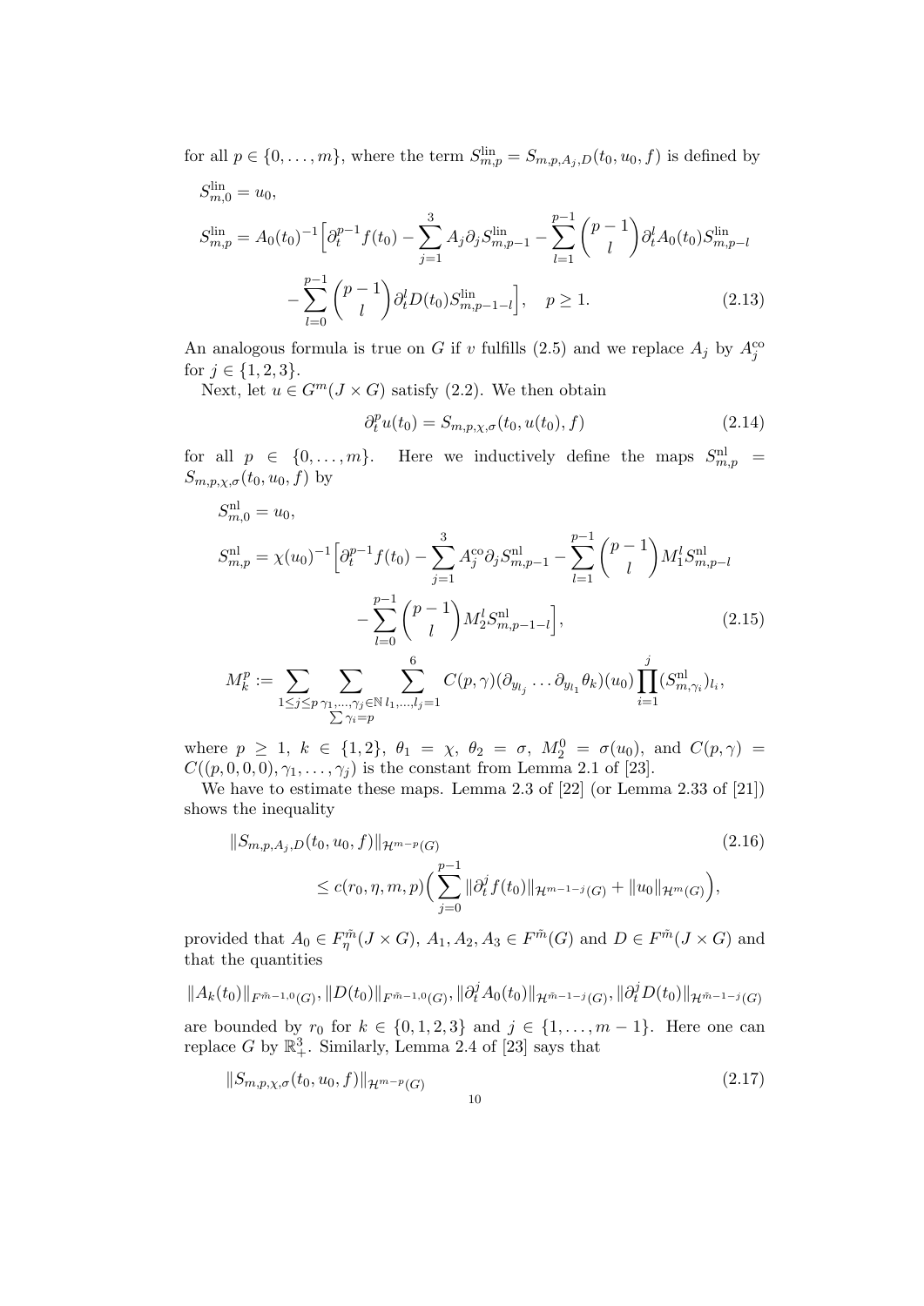for all $p \in \{0, \ldots, m\}$, where the term $S^{\mathrm{lin}}_{m,p} = S_{m,p,A_j,D}(t_0, u_0, f)$ is defined by

$$
\begin{aligned}
S^{\mathrm{lin}}_{m,0} &= u_0, \\
S^{\mathrm{lin}}_{m,p} &= A_0(t_0)^{-1}\Big[\partial_t^{p-1} f(t_0) - \sum_{j=1}^{3} A_j \partial_j S^{\mathrm{lin}}_{m,p-1} - \sum_{l=1}^{p-1} \binom{p-1}{l} \partial_t^l A_0(t_0) S^{\mathrm{lin}}_{m,p-l} \\
&\qquad - \sum_{l=0}^{p-1} \binom{p-1}{l} \partial_t^l D(t_0) S^{\mathrm{lin}}_{m,p-1-l}\Big], \quad p \geq 1.
\end{aligned}
\tag{2.13}
$$

An analogous formula is true on $G$ if $v$ fulfills (2.5) and we replace $A_j$ by $A_j^{\mathrm{co}}$ for $j \in \{1, 2, 3\}$.

Next, let $u \in G^m(J \times G)$ satisfy (2.2). We then obtain

$$
\partial_t^p u(t_0) = S_{m,p,\chi,\sigma}(t_0, u(t_0), f) \tag{2.14}
$$

for all $p \in \{0, \ldots, m\}$. Here we inductively define the maps $S^{\mathrm{nl}}_{m,p} = S_{m,p,\chi,\sigma}(t_0, u_0, f)$ by

$$
\begin{aligned}
S^{\mathrm{nl}}_{m,0} &= u_0, \\
S^{\mathrm{nl}}_{m,p} &= \chi(u_0)^{-1}\Big[\partial_t^{p-1} f(t_0) - \sum_{j=1}^{3} A_j^{\mathrm{co}} \partial_j S^{\mathrm{nl}}_{m,p-1} - \sum_{l=1}^{p-1} \binom{p-1}{l} M_1^l S^{\mathrm{nl}}_{m,p-l} \\
&\qquad - \sum_{l=0}^{p-1} \binom{p-1}{l} M_2^l S^{\mathrm{nl}}_{m,p-1-l}\Big],
\end{aligned}
\tag{2.15}
$$

$$
M_k^p := \sum_{1 \leq j \leq p} \sum_{\substack{\gamma_1, \ldots, \gamma_j \in \mathbb{N} \\ \sum \gamma_i = p}} \sum_{l_1, \ldots, l_j = 1}^{6} C(p, \gamma) (\partial_{y_{l_j}} \ldots \partial_{y_{l_1}} \theta_k)(u_0) \prod_{i=1}^{j} (S^{\mathrm{nl}}_{m,\gamma_i})_{l_i},
$$

where $p \geq 1$, $k \in \{1, 2\}$, $\theta_1 = \chi$, $\theta_2 = \sigma$, $M_2^0 = \sigma(u_0)$, and $C(p, \gamma) = C((p, 0, 0, 0), \gamma_1, \ldots, \gamma_j)$ is the constant from Lemma 2.1 of [23].

We have to estimate these maps. Lemma 2.3 of [22] (or Lemma 2.33 of [21]) shows the inequality

$$
\begin{aligned}
&\|S_{m,p,A_j,D}(t_0, u_0, f)\|_{\mathcal{H}^{m-p}(G)} \\
&\qquad \leq c(r_0, \eta, m, p)\Big(\sum_{j=0}^{p-1} \|\partial_t^j f(t_0)\|_{\mathcal{H}^{m-1-j}(G)} + \|u_0\|_{\mathcal{H}^m(G)}\Big),
\end{aligned}
\tag{2.16}
$$

provided that $A_0 \in F^{\tilde{m}}_\eta(J \times G)$, $A_1, A_2, A_3 \in F^{\tilde{m}}(G)$ and $D \in F^{\tilde{m}}(J \times G)$ and that the quantities

$$
\|A_k(t_0)\|_{F^{\tilde{m}-1,0}(G)}, \|D(t_0)\|_{F^{\tilde{m}-1,0}(G)}, \|\partial_t^j A_0(t_0)\|_{\mathcal{H}^{\tilde{m}-1-j}(G)}, \|\partial_t^j D(t_0)\|_{\mathcal{H}^{\tilde{m}-1-j}(G)}
$$

are bounded by $r_0$ for $k \in \{0, 1, 2, 3\}$ and $j \in \{1, \ldots, m-1\}$. Here one can replace $G$ by $\mathbb{R}^3_+$. Similarly, Lemma 2.4 of [23] says that

$$
\|S_{m,p,\chi,\sigma}(t_0, u_0, f)\|_{\mathcal{H}^{m-p}(G)} \tag{2.17}
$$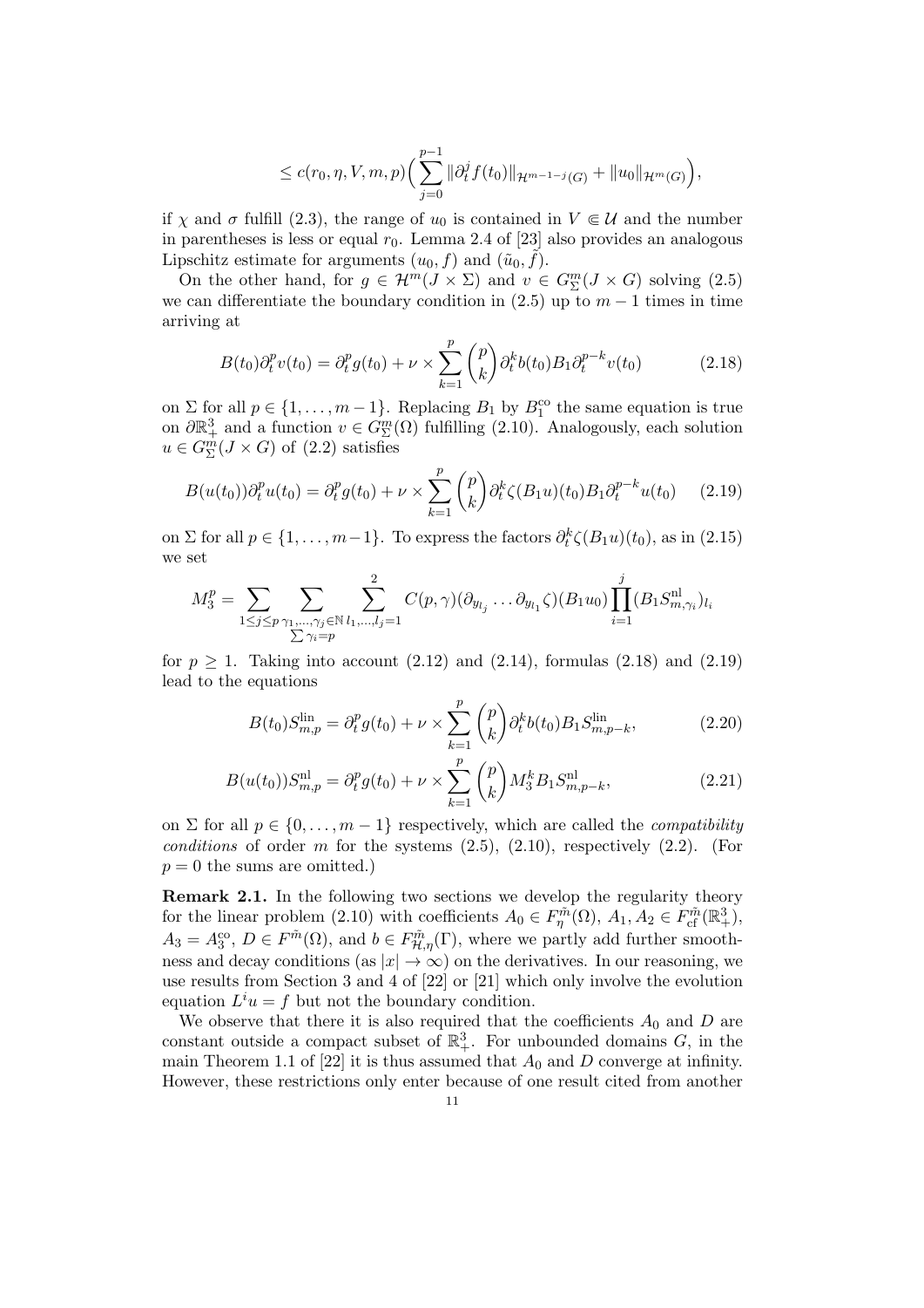$$\leq c(r_0, \eta, V, m, p)\Big(\sum_{j=0}^{p-1} \|\partial_t^j f(t_0)\|_{\mathcal{H}^{m-1-j}(G)} + \|u_0\|_{\mathcal{H}^m(G)}\Big),$$

if $\chi$ and $\sigma$ fulfill (2.3), the range of $u_0$ is contained in $V \Subset \mathcal{U}$ and the number in parentheses is less or equal $r_0$. Lemma 2.4 of [23] also provides an analogous Lipschitz estimate for arguments $(u_0, f)$ and $(\tilde{u}_0, \tilde{f})$.

On the other hand, for $g \in \mathcal{H}^m(J \times \Sigma)$ and $v \in G^m_\Sigma(J \times G)$ solving (2.5) we can differentiate the boundary condition in (2.5) up to $m-1$ times in time arriving at

$$B(t_0)\partial_t^p v(t_0) = \partial_t^p g(t_0) + \nu \times \sum_{k=1}^{p} \binom{p}{k} \partial_t^k b(t_0) B_1 \partial_t^{p-k} v(t_0) \tag{2.18}$$

on $\Sigma$ for all $p \in \{1, \ldots, m-1\}$. Replacing $B_1$ by $B_1^{\mathrm{co}}$ the same equation is true on $\partial\mathbb{R}^3_+$ and a function $v \in G^m_\Sigma(\Omega)$ fulfilling (2.10). Analogously, each solution $u \in G^m_\Sigma(J \times G)$ of (2.2) satisfies

$$B(u(t_0))\partial_t^p u(t_0) = \partial_t^p g(t_0) + \nu \times \sum_{k=1}^{p} \binom{p}{k} \partial_t^k \zeta(B_1 u)(t_0) B_1 \partial_t^{p-k} u(t_0) \tag{2.19}$$

on $\Sigma$ for all $p \in \{1, \ldots, m-1\}$. To express the factors $\partial_t^k \zeta(B_1 u)(t_0)$, as in (2.15) we set

$$M_3^p = \sum_{1 \leq j \leq p} \sum_{\substack{\gamma_1, \ldots, \gamma_j \in \mathbb{N} \\ \sum \gamma_i = p}} \sum_{l_1, \ldots, l_j = 1}^{2} C(p, \gamma)(\partial_{y_{l_j}} \ldots \partial_{y_{l_1}} \zeta)(B_1 u_0) \prod_{i=1}^{j} (B_1 S^{\mathrm{nl}}_{m,\gamma_i})_{l_i}$$

for $p \geq 1$. Taking into account (2.12) and (2.14), formulas (2.18) and (2.19) lead to the equations

$$B(t_0) S^{\mathrm{lin}}_{m,p} = \partial_t^p g(t_0) + \nu \times \sum_{k=1}^{p} \binom{p}{k} \partial_t^k b(t_0) B_1 S^{\mathrm{lin}}_{m,p-k}, \tag{2.20}$$

$$B(u(t_0)) S^{\mathrm{nl}}_{m,p} = \partial_t^p g(t_0) + \nu \times \sum_{k=1}^{p} \binom{p}{k} M_3^k B_1 S^{\mathrm{nl}}_{m,p-k}, \tag{2.21}$$

on $\Sigma$ for all $p \in \{0, \ldots, m-1\}$ respectively, which are called the *compatibility conditions* of order $m$ for the systems (2.5), (2.10), respectively (2.2). (For $p = 0$ the sums are omitted.)

**Remark 2.1.** In the following two sections we develop the regularity theory for the linear problem (2.10) with coefficients $A_0 \in F^{\tilde{m}}_\eta(\Omega)$, $A_1, A_2 \in F^{\tilde{m}}_{\mathrm{cf}}(\mathbb{R}^3_+)$, $A_3 = A_3^{\mathrm{co}}$, $D \in F^{\tilde{m}}(\Omega)$, and $b \in F^{\tilde{m}}_{\mathcal{H},\eta}(\Gamma)$, where we partly add further smoothness and decay conditions (as $|x| \to \infty$) on the derivatives. In our reasoning, we use results from Section 3 and 4 of [22] or [21] which only involve the evolution equation $L^i u = f$ but not the boundary condition.

We observe that there it is also required that the coefficients $A_0$ and $D$ are constant outside a compact subset of $\mathbb{R}^3_+$. For unbounded domains $G$, in the main Theorem 1.1 of [22] it is thus assumed that $A_0$ and $D$ converge at infinity. However, these restrictions only enter because of one result cited from another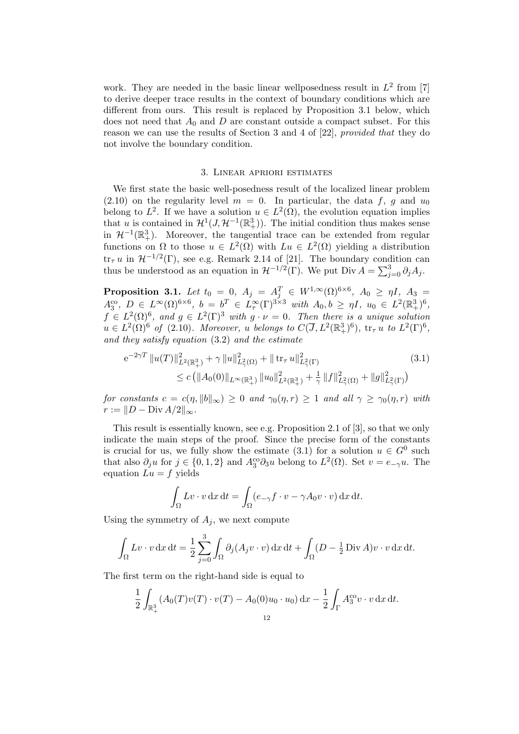work. They are needed in the basic linear wellposedness result in $L^2$ from [7] to derive deeper trace results in the context of boundary conditions which are different from ours. This result is replaced by Proposition 3.1 below, which does not need that $A_0$ and $D$ are constant outside a compact subset. For this reason we can use the results of Section 3 and 4 of [22], *provided that* they do not involve the boundary condition.

## 3. Linear apriori estimates

We first state the basic well-posedness result of the localized linear problem (2.10) on the regularity level $m = 0$. In particular, the data $f$, $g$ and $u_0$ belong to $L^2$. If we have a solution $u \in L^2(\Omega)$, the evolution equation implies that $u$ is contained in $\mathcal{H}^1(J, \mathcal{H}^{-1}(\mathbb{R}^3_+))$. The initial condition thus makes sense in $\mathcal{H}^{-1}(\mathbb{R}^3_+)$. Moreover, the tangential trace can be extended from regular functions on $\Omega$ to those $u \in L^2(\Omega)$ with $Lu \in L^2(\Omega)$ yielding a distribution $\operatorname{tr}_\tau u$ in $\mathcal{H}^{-1/2}(\Gamma)$, see e.g. Remark 2.14 of [21]. The boundary condition can thus be understood as an equation in $\mathcal{H}^{-1/2}(\Gamma)$. We put $\operatorname{Div} A = \sum_{j=0}^3 \partial_j A_j$.

**Proposition 3.1.** *Let $t_0 = 0$, $A_j = A_j^T \in W^{1,\infty}(\Omega)^{6\times 6}$, $A_0 \geq \eta I$, $A_3 = A_3^{\mathrm{co}}$, $D \in L^\infty(\Omega)^{6\times 6}$, $b = b^T \in L^\infty_\tau(\Gamma)^{3\times 3}$ with $A_0, b \geq \eta I$, $u_0 \in L^2(\mathbb{R}^3_+)^6$, $f \in L^2(\Omega)^6$, and $g \in L^2(\Gamma)^3$ with $g \cdot \nu = 0$. Then there is a unique solution $u \in L^2(\Omega)^6$ of* (2.10)*. Moreover, $u$ belongs to $C(\overline{J}, L^2(\mathbb{R}^3_+)^6)$, $\operatorname{tr}_\tau u$ to $L^2(\Gamma)^6$, and they satisfy equation* (3.2) *and the estimate*

$$
\begin{aligned}
&\mathrm{e}^{-2\gamma T}\,\|u(T)\|^2_{L^2(\mathbb{R}^3_+)} + \gamma\,\|u\|^2_{L^2_\gamma(\Omega)} + \|\operatorname{tr}_\tau u\|^2_{L^2_\gamma(\Gamma)} \qquad (3.1)\\
&\qquad \leq c\left(\|A_0(0)\|_{L^\infty(\mathbb{R}^3_+)}\,\|u_0\|^2_{L^2(\mathbb{R}^3_+)} + \tfrac{1}{\gamma}\,\|f\|^2_{L^2_\gamma(\Omega)} + \|g\|^2_{L^2_\gamma(\Gamma)}\right)
\end{aligned}
$$

*for constants $c = c(\eta, \|b\|_\infty) \geq 0$ and $\gamma_0(\eta, r) \geq 1$ and all $\gamma \geq \gamma_0(\eta, r)$ with $r := \|D - \operatorname{Div} A/2\|_\infty$.*

This result is essentially known, see e.g. Proposition 2.1 of [3], so that we only indicate the main steps of the proof. Since the precise form of the constants is crucial for us, we fully show the estimate (3.1) for a solution $u \in G^0$ such that also $\partial_j u$ for $j \in \{0,1,2\}$ and $A_3^{\mathrm{co}}\partial_3 u$ belong to $L^2(\Omega)$. Set $v = e_{-\gamma} u$. The equation $Lu = f$ yields

$$
\int_\Omega Lv \cdot v \,\mathrm{d}x\,\mathrm{d}t = \int_\Omega (e_{-\gamma} f \cdot v - \gamma A_0 v \cdot v)\,\mathrm{d}x\,\mathrm{d}t.
$$

Using the symmetry of $A_j$, we next compute

$$
\int_\Omega Lv \cdot v\,\mathrm{d}x\,\mathrm{d}t = \frac{1}{2}\sum_{j=0}^3 \int_\Omega \partial_j (A_j v \cdot v)\,\mathrm{d}x\,\mathrm{d}t + \int_\Omega (D - \tfrac{1}{2}\operatorname{Div} A) v \cdot v\,\mathrm{d}x\,\mathrm{d}t.
$$

The first term on the right-hand side is equal to

$$
\frac{1}{2}\int_{\mathbb{R}^3_+} (A_0(T) v(T) \cdot v(T) - A_0(0) u_0 \cdot u_0)\,\mathrm{d}x - \frac{1}{2}\int_\Gamma A_3^{\mathrm{co}} v \cdot v\,\mathrm{d}x\,\mathrm{d}t.
$$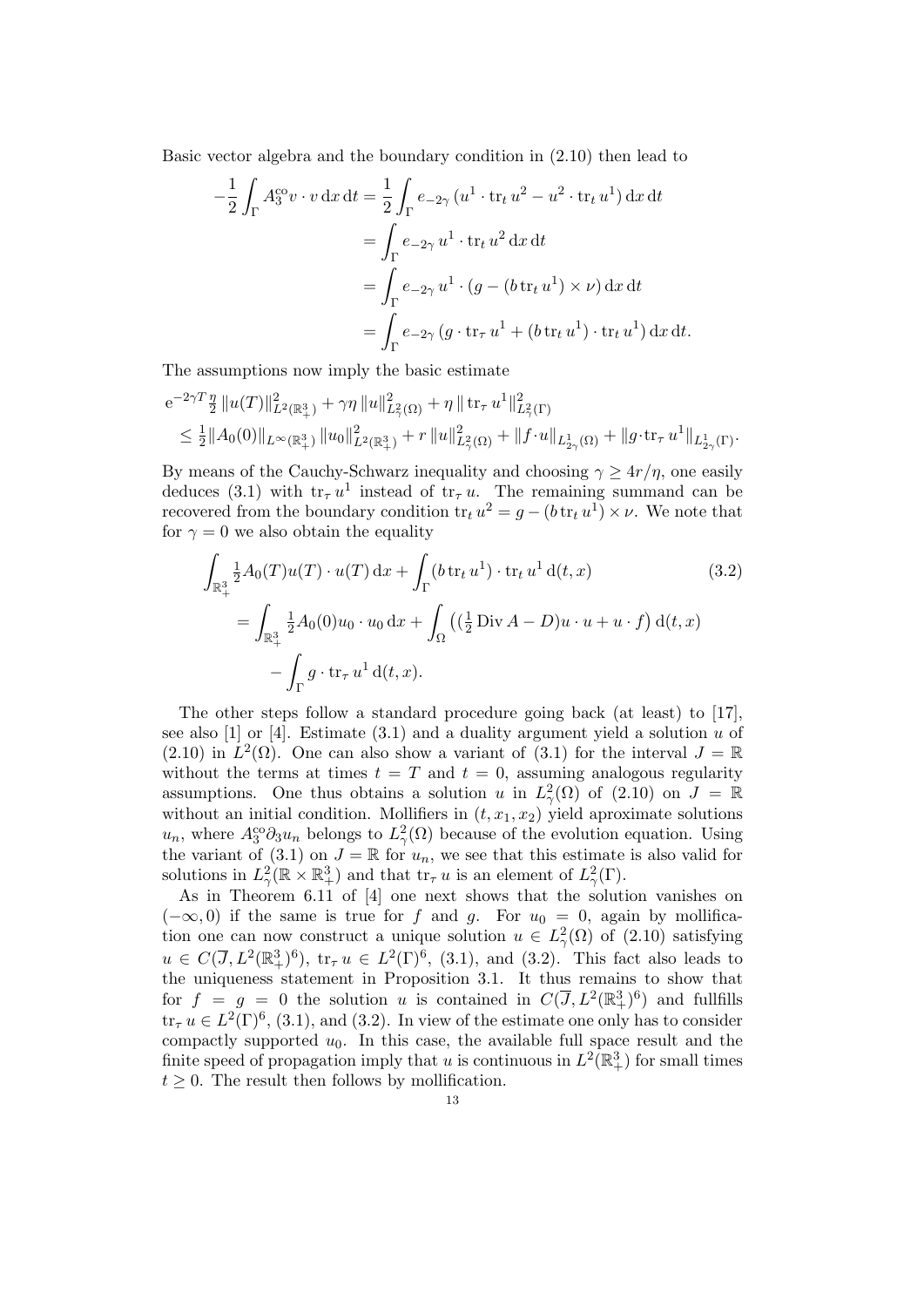Basic vector algebra and the boundary condition in (2.10) then lead to

$$
\begin{aligned}
-\frac{1}{2}\int_\Gamma A_3^{\mathrm{co}} v\cdot v \,\mathrm{d}x\,\mathrm{d}t &= \frac{1}{2}\int_\Gamma e_{-2\gamma}\,(u^1\cdot \operatorname{tr}_t u^2 - u^2\cdot \operatorname{tr}_t u^1)\,\mathrm{d}x\,\mathrm{d}t\\
&= \int_\Gamma e_{-2\gamma}\, u^1\cdot \operatorname{tr}_t u^2 \,\mathrm{d}x\,\mathrm{d}t\\
&= \int_\Gamma e_{-2\gamma}\, u^1\cdot (g - (b\operatorname{tr}_t u^1)\times \nu)\,\mathrm{d}x\,\mathrm{d}t\\
&= \int_\Gamma e_{-2\gamma}\,(g\cdot \operatorname{tr}_\tau u^1 + (b\operatorname{tr}_t u^1)\cdot \operatorname{tr}_t u^1)\,\mathrm{d}x\,\mathrm{d}t.
\end{aligned}
$$

The assumptions now imply the basic estimate

$$
\begin{aligned}
&\mathrm{e}^{-2\gamma T}\tfrac{\eta}{2}\,\|u(T)\|^2_{L^2(\mathbb{R}^3_+)} + \gamma\eta\,\|u\|^2_{L^2_\gamma(\Omega)} + \eta\,\|\operatorname{tr}_\tau u^1\|^2_{L^2_\gamma(\Gamma)}\\
&\le \tfrac{1}{2}\|A_0(0)\|_{L^\infty(\mathbb{R}^3_+)}\,\|u_0\|^2_{L^2(\mathbb{R}^3_+)} + r\,\|u\|^2_{L^2_\gamma(\Omega)} + \|f\cdot u\|_{L^1_{2\gamma}(\Omega)} + \|g\cdot \operatorname{tr}_\tau u^1\|_{L^1_{2\gamma}(\Gamma)}.
\end{aligned}
$$

By means of the Cauchy-Schwarz inequality and choosing $\gamma \ge 4r/\eta$, one easily deduces (3.1) with $\operatorname{tr}_\tau u^1$ instead of $\operatorname{tr}_\tau u$. The remaining summand can be recovered from the boundary condition $\operatorname{tr}_t u^2 = g - (b\operatorname{tr}_t u^1)\times\nu$. We note that for $\gamma = 0$ we also obtain the equality

$$
\begin{aligned}
&\int_{\mathbb{R}^3_+} \tfrac{1}{2}A_0(T)u(T)\cdot u(T)\,\mathrm{d}x + \int_\Gamma (b\operatorname{tr}_t u^1)\cdot \operatorname{tr}_t u^1\,\mathrm{d}(t,x) \qquad (3.2)\\
&\quad = \int_{\mathbb{R}^3_+} \tfrac{1}{2}A_0(0)u_0\cdot u_0\,\mathrm{d}x + \int_\Omega \big((\tfrac{1}{2}\operatorname{Div} A - D)u\cdot u + u\cdot f\big)\,\mathrm{d}(t,x)\\
&\qquad - \int_\Gamma g\cdot \operatorname{tr}_\tau u^1\,\mathrm{d}(t,x).
\end{aligned}
$$

The other steps follow a standard procedure going back (at least) to [17], see also [1] or [4]. Estimate (3.1) and a duality argument yield a solution $u$ of (2.10) in $L^2(\Omega)$. One can also show a variant of (3.1) for the interval $J = \mathbb{R}$ without the terms at times $t = T$ and $t = 0$, assuming analogous regularity assumptions. One thus obtains a solution $u$ in $L^2_\gamma(\Omega)$ of (2.10) on $J = \mathbb{R}$ without an initial condition. Mollifiers in $(t, x_1, x_2)$ yield aproximate solutions $u_n$, where $A_3^{\mathrm{co}}\partial_3 u_n$ belongs to $L^2_\gamma(\Omega)$ because of the evolution equation. Using the variant of (3.1) on $J = \mathbb{R}$ for $u_n$, we see that this estimate is also valid for solutions in $L^2_\gamma(\mathbb{R}\times\mathbb{R}^3_+)$ and that $\operatorname{tr}_\tau u$ is an element of $L^2_\gamma(\Gamma)$.

As in Theorem 6.11 of [4] one next shows that the solution vanishes on $(-\infty, 0)$ if the same is true for $f$ and $g$. For $u_0 = 0$, again by mollification one can now construct a unique solution $u \in L^2_\gamma(\Omega)$ of (2.10) satisfying $u \in C(\overline{J}, L^2(\mathbb{R}^3_+)^6)$, $\operatorname{tr}_\tau u \in L^2(\Gamma)^6$, (3.1), and (3.2). This fact also leads to the uniqueness statement in Proposition 3.1. It thus remains to show that for $f = g = 0$ the solution $u$ is contained in $C(\overline{J}, L^2(\mathbb{R}^3_+)^6)$ and fullfills $\operatorname{tr}_\tau u \in L^2(\Gamma)^6$, (3.1), and (3.2). In view of the estimate one only has to consider compactly supported $u_0$. In this case, the available full space result and the finite speed of propagation imply that $u$ is continuous in $L^2(\mathbb{R}^3_+)$ for small times $t \ge 0$. The result then follows by mollification.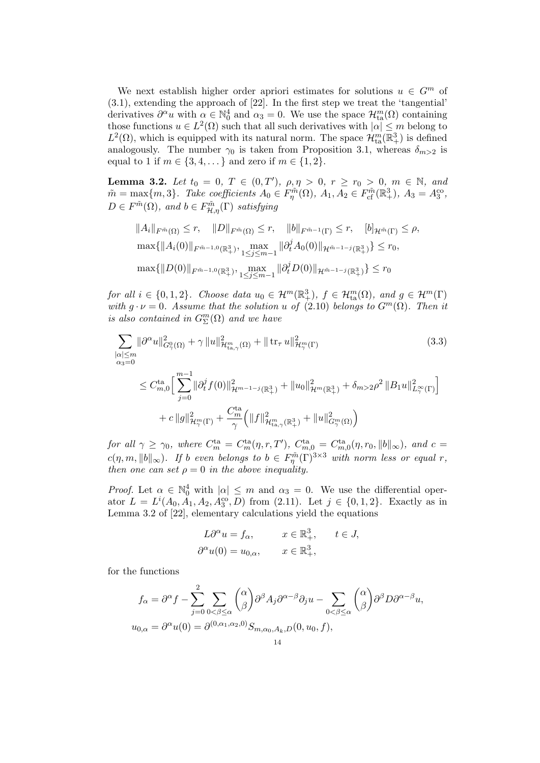We next establish higher order apriori estimates for solutions $u \in G^m$ of (3.1), extending the approach of [22]. In the first step we treat the 'tangential' derivatives $\partial^\alpha u$ with $\alpha \in \mathbb{N}_0^4$ and $\alpha_3 = 0$. We use the space $\mathcal{H}^m_{\mathrm{ta}}(\Omega)$ containing those functions $u \in L^2(\Omega)$ such that all such derivatives with $|\alpha| \le m$ belong to $L^2(\Omega)$, which is equipped with its natural norm. The space $\mathcal{H}^m_{\mathrm{ta}}(\mathbb{R}^3_+)$ is defined analogously. The number $\gamma_0$ is taken from Proposition 3.1, whereas $\delta_{m>2}$ is equal to 1 if $m \in \{3, 4, \dots\}$ and zero if $m \in \{1, 2\}$.

**Lemma 3.2.** *Let $t_0 = 0$, $T \in (0, T')$, $\rho, \eta > 0$, $r \ge r_0 > 0$, $m \in \mathbb{N}$, and $\tilde{m} = \max\{m, 3\}$. Take coefficients $A_0 \in F^{\tilde{m}}_\eta(\Omega)$, $A_1, A_2 \in F^{\tilde{m}}_{\mathrm{cf}}(\mathbb{R}^3_+)$, $A_3 = A_3^{\mathrm{co}}$, $D \in F^{\tilde{m}}(\Omega)$, and $b \in F^{\tilde{m}}_{\mathcal{H},\eta}(\Gamma)$ satisfying*

$$
\begin{aligned}
&\|A_i\|_{F^{\tilde{m}}(\Omega)} \le r, \quad \|D\|_{F^{\tilde{m}}(\Omega)} \le r, \quad \|b\|_{F^{\tilde{m}-1}(\Gamma)} \le r, \quad [b]_{\mathcal{H}^{\tilde{m}}(\Gamma)} \le \rho,\\
&\max\{\|A_i(0)\|_{F^{\tilde{m}-1,0}(\mathbb{R}^3_+)}, \max_{1 \le j \le m-1} \|\partial_t^j A_0(0)\|_{\mathcal{H}^{\tilde{m}-1-j}(\mathbb{R}^3_+)}\} \le r_0,\\
&\max\{\|D(0)\|_{F^{\tilde{m}-1,0}(\mathbb{R}^3_+)}, \max_{1 \le j \le m-1} \|\partial_t^j D(0)\|_{\mathcal{H}^{\tilde{m}-1-j}(\mathbb{R}^3_+)}\} \le r_0
\end{aligned}
$$

*for all $i \in \{0, 1, 2\}$. Choose data $u_0 \in \mathcal{H}^m(\mathbb{R}^3_+)$, $f \in \mathcal{H}^m_{\mathrm{ta}}(\Omega)$, and $g \in \mathcal{H}^m(\Gamma)$ with $g \cdot \nu = 0$. Assume that the solution $u$ of (2.10) belongs to $G^m(\Omega)$. Then it is also contained in $G^m_\Sigma(\Omega)$ and we have*

$$
\begin{aligned}
\sum_{\substack{|\alpha| \le m\\ \alpha_3 = 0}} &\|\partial^\alpha u\|^2_{G^0_\gamma(\Omega)} + \gamma \|u\|^2_{\mathcal{H}^m_{\mathrm{ta},\gamma}(\Omega)} + \|\operatorname{tr}_\tau u\|^2_{\mathcal{H}^m_\gamma(\Gamma)} \qquad (3.3)\\
&\le C^{\mathrm{ta}}_{m,0}\Big[\sum_{j=0}^{m-1} \|\partial_t^j f(0)\|^2_{\mathcal{H}^{m-1-j}(\mathbb{R}^3_+)} + \|u_0\|^2_{\mathcal{H}^m(\mathbb{R}^3_+)} + \delta_{m>2}\rho^2 \|B_1 u\|^2_{L^\infty_\gamma(\Gamma)}\Big]\\
&\quad + c\,\|g\|^2_{\mathcal{H}^m_\gamma(\Gamma)} + \frac{C^{\mathrm{ta}}_m}{\gamma}\Big(\|f\|^2_{\mathcal{H}^m_{\mathrm{ta},\gamma}(\mathbb{R}^3_+)} + \|u\|^2_{G^m_\gamma(\Omega)}\Big)
\end{aligned}
$$

*for all $\gamma \ge \gamma_0$, where $C^{\mathrm{ta}}_m = C^{\mathrm{ta}}_m(\eta, r, T')$, $C^{\mathrm{ta}}_{m,0} = C^{\mathrm{ta}}_{m,0}(\eta, r_0, \|b\|_\infty)$, and $c = c(\eta, m, \|b\|_\infty)$. If $b$ even belongs to $b \in F^{\tilde{m}}_\eta(\Gamma)^{3\times 3}$ with norm less or equal $r$, then one can set $\rho = 0$ in the above inequality.*

*Proof.* Let $\alpha \in \mathbb{N}_0^4$ with $|\alpha| \le m$ and $\alpha_3 = 0$. We use the differential operator $L = L^i(A_0, A_1, A_2, A_3^{\mathrm{co}}, D)$ from (2.11). Let $j \in \{0, 1, 2\}$. Exactly as in Lemma 3.2 of [22], elementary calculations yield the equations

$$
\begin{aligned}
L\partial^\alpha u &= f_\alpha, \qquad x \in \mathbb{R}^3_+, \qquad t \in J,\\
\partial^\alpha u(0) &= u_{0,\alpha}, \qquad x \in \mathbb{R}^3_+,
\end{aligned}
$$

for the functions

$$
\begin{aligned}
f_\alpha &= \partial^\alpha f - \sum_{j=0}^{2} \sum_{0 < \beta \le \alpha} \binom{\alpha}{\beta} \partial^\beta A_j \partial^{\alpha-\beta}\partial_j u - \sum_{0 < \beta \le \alpha} \binom{\alpha}{\beta} \partial^\beta D \partial^{\alpha-\beta} u,\\
u_{0,\alpha} &= \partial^\alpha u(0) = \partial^{(0,\alpha_1,\alpha_2,0)} S_{m,\alpha_0,A_k,D}(0, u_0, f),
\end{aligned}
$$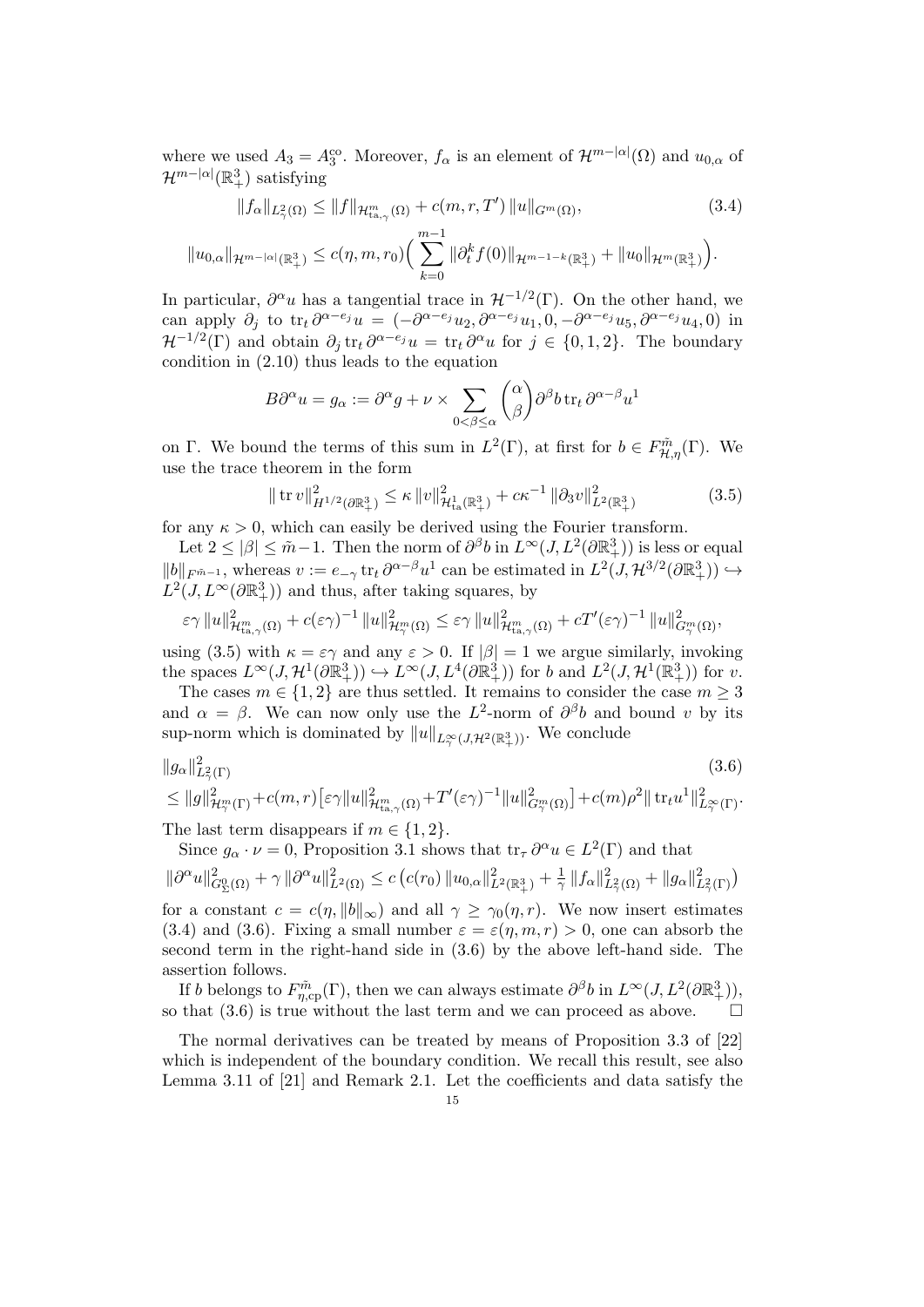where we used $A_3 = A_3^{\mathrm{co}}$. Moreover, $f_\alpha$ is an element of $\mathcal{H}^{m-|\alpha|}(\Omega)$ and $u_{0,\alpha}$ of $\mathcal{H}^{m-|\alpha|}(\mathbb{R}^3_+)$ satisfying

$$\|f_\alpha\|_{L^2_\gamma(\Omega)} \leq \|f\|_{\mathcal{H}^m_{\mathrm{ta},\gamma}(\Omega)} + c(m,r,T')\,\|u\|_{G^m(\Omega)}, \tag{3.4}$$

$$\|u_{0,\alpha}\|_{\mathcal{H}^{m-|\alpha|}(\mathbb{R}^3_+)} \leq c(\eta,m,r_0)\Big(\sum_{k=0}^{m-1}\|\partial_t^k f(0)\|_{\mathcal{H}^{m-1-k}(\mathbb{R}^3_+)} + \|u_0\|_{\mathcal{H}^m(\mathbb{R}^3_+)}\Big).$$

In particular, $\partial^\alpha u$ has a tangential trace in $\mathcal{H}^{-1/2}(\Gamma)$. On the other hand, we can apply $\partial_j$ to $\mathrm{tr}_t\,\partial^{\alpha-e_j}u = (-\partial^{\alpha-e_j}u_2, \partial^{\alpha-e_j}u_1, 0, -\partial^{\alpha-e_j}u_5, \partial^{\alpha-e_j}u_4, 0)$ in $\mathcal{H}^{-1/2}(\Gamma)$ and obtain $\partial_j\,\mathrm{tr}_t\,\partial^{\alpha-e_j}u = \mathrm{tr}_t\,\partial^\alpha u$ for $j \in \{0,1,2\}$. The boundary condition in (2.10) thus leads to the equation

$$B\partial^\alpha u = g_\alpha := \partial^\alpha g + \nu \times \sum_{0<\beta\leq\alpha}\binom{\alpha}{\beta}\partial^\beta b\,\mathrm{tr}_t\,\partial^{\alpha-\beta}u^1$$

on $\Gamma$. We bound the terms of this sum in $L^2(\Gamma)$, at first for $b \in F^{\tilde m}_{\mathcal{H},\eta}(\Gamma)$. We use the trace theorem in the form

$$\|\,\mathrm{tr}\,v\|^2_{H^{1/2}(\partial\mathbb{R}^3_+)} \leq \kappa\,\|v\|^2_{\mathcal{H}^1_{\mathrm{ta}}(\mathbb{R}^3_+)} + c\kappa^{-1}\,\|\partial_3 v\|^2_{L^2(\mathbb{R}^3_+)} \tag{3.5}$$

for any $\kappa > 0$, which can easily be derived using the Fourier transform.

Let $2 \leq |\beta| \leq \tilde m - 1$. Then the norm of $\partial^\beta b$ in $L^\infty(J, L^2(\partial\mathbb{R}^3_+))$ is less or equal $\|b\|_{F^{\tilde m-1}}$, whereas $v := e_{-\gamma}\,\mathrm{tr}_t\,\partial^{\alpha-\beta}u^1$ can be estimated in $L^2(J,\mathcal{H}^{3/2}(\partial\mathbb{R}^3_+)) \hookrightarrow L^2(J, L^\infty(\partial\mathbb{R}^3_+))$ and thus, after taking squares, by

$$\varepsilon\gamma\,\|u\|^2_{\mathcal{H}^m_{\mathrm{ta},\gamma}(\Omega)} + c(\varepsilon\gamma)^{-1}\,\|u\|^2_{\mathcal{H}^m_\gamma(\Omega)} \leq \varepsilon\gamma\,\|u\|^2_{\mathcal{H}^m_{\mathrm{ta},\gamma}(\Omega)} + cT'(\varepsilon\gamma)^{-1}\,\|u\|^2_{G^m_\gamma(\Omega)},$$

using (3.5) with $\kappa = \varepsilon\gamma$ and any $\varepsilon > 0$. If $|\beta| = 1$ we argue similarly, invoking the spaces $L^\infty(J,\mathcal{H}^1(\partial\mathbb{R}^3_+)) \hookrightarrow L^\infty(J, L^4(\partial\mathbb{R}^3_+))$ for $b$ and $L^2(J,\mathcal{H}^1(\mathbb{R}^3_+))$ for $v$.

The cases $m \in \{1,2\}$ are thus settled. It remains to consider the case $m \geq 3$ and $\alpha = \beta$. We can now only use the $L^2$-norm of $\partial^\beta b$ and bound $v$ by its sup-norm which is dominated by $\|u\|_{L^\infty_\gamma(J,\mathcal{H}^2(\mathbb{R}^3_+))}$. We conclude

$$\begin{aligned}&\|g_\alpha\|^2_{L^2_\gamma(\Gamma)} \\ &\leq \|g\|^2_{\mathcal{H}^m_\gamma(\Gamma)} + c(m,r)\big[\varepsilon\gamma\|u\|^2_{\mathcal{H}^m_{\mathrm{ta},\gamma}(\Omega)} + T'(\varepsilon\gamma)^{-1}\|u\|^2_{G^m_\gamma(\Omega)}\big] + c(m)\rho^2\|\,\mathrm{tr}_t u^1\|^2_{L^\infty_\gamma(\Gamma)}.\end{aligned} \tag{3.6}$$

The last term disappears if $m \in \{1,2\}$.

Since $g_\alpha \cdot \nu = 0$, Proposition 3.1 shows that $\mathrm{tr}_\tau\,\partial^\alpha u \in L^2(\Gamma)$ and that

$$\|\partial^\alpha u\|^2_{G^0_\Sigma(\Omega)} + \gamma\,\|\partial^\alpha u\|^2_{L^2(\Omega)} \leq c\,\big(c(r_0)\,\|u_{0,\alpha}\|^2_{L^2(\mathbb{R}^3_+)} + \tfrac{1}{\gamma}\,\|f_\alpha\|^2_{L^2_\gamma(\Omega)} + \|g_\alpha\|^2_{L^2_\gamma(\Gamma)}\big)$$

for a constant $c = c(\eta, \|b\|_\infty)$ and all $\gamma \geq \gamma_0(\eta, r)$. We now insert estimates (3.4) and (3.6). Fixing a small number $\varepsilon = \varepsilon(\eta,m,r) > 0$, one can absorb the second term in the right-hand side in (3.6) by the above left-hand side. The assertion follows.

If $b$ belongs to $F^{\tilde m}_{\eta,\mathrm{cp}}(\Gamma)$, then we can always estimate $\partial^\beta b$ in $L^\infty(J, L^2(\partial\mathbb{R}^3_+))$, so that (3.6) is true without the last term and we can proceed as above. $\square$

The normal derivatives can be treated by means of Proposition 3.3 of [22] which is independent of the boundary condition. We recall this result, see also Lemma 3.11 of [21] and Remark 2.1. Let the coefficients and data satisfy the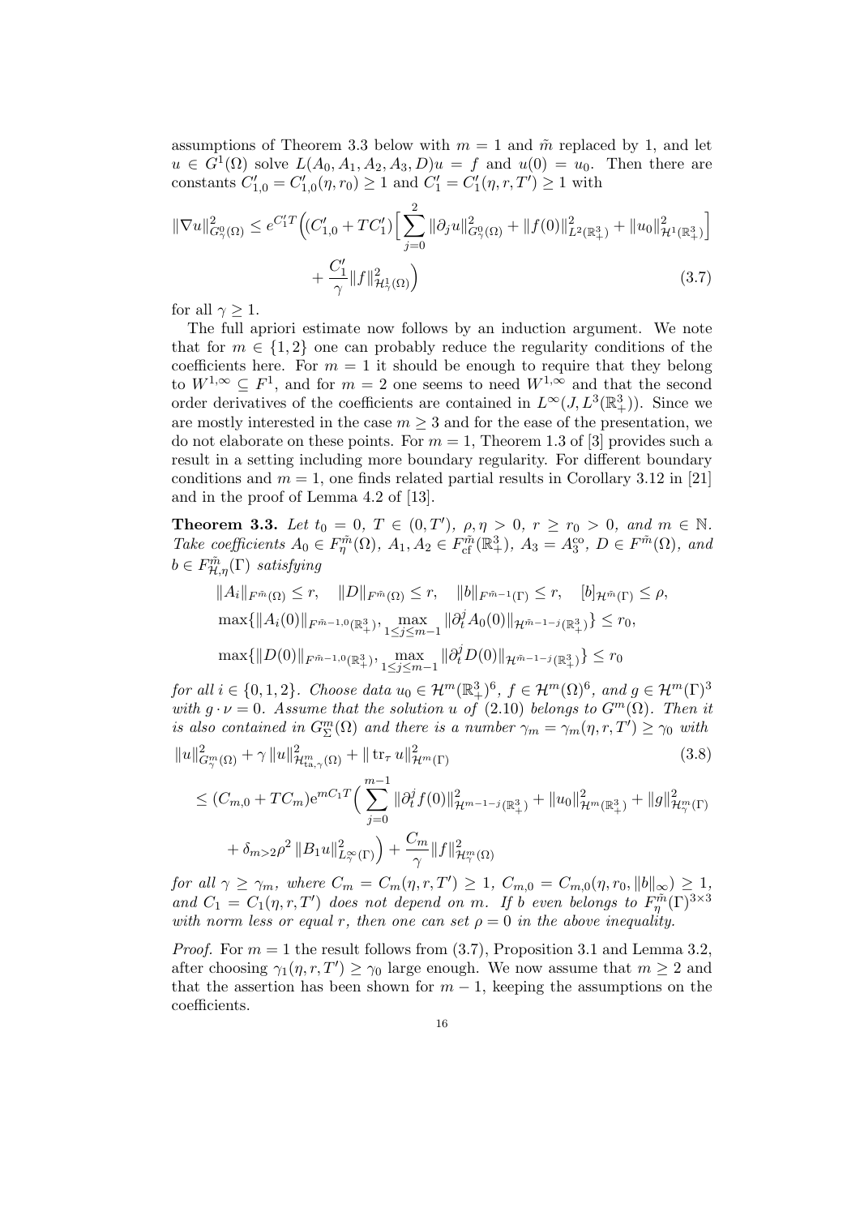assumptions of Theorem 3.3 below with $m = 1$ and $\tilde{m}$ replaced by 1, and let $u \in G^1(\Omega)$ solve $L(A_0, A_1, A_2, A_3, D)u = f$ and $u(0) = u_0$. Then there are constants $C'_{1,0} = C'_{1,0}(\eta, r_0) \geq 1$ and $C'_1 = C'_1(\eta, r, T') \geq 1$ with

$$\|\nabla u\|^2_{G^0_\gamma(\Omega)} \leq e^{C'_1 T}\Big((C'_{1,0} + TC'_1)\Big[\sum_{j=0}^{2} \|\partial_j u\|^2_{G^0_\gamma(\Omega)} + \|f(0)\|^2_{L^2(\mathbb{R}^3_+)} + \|u_0\|^2_{\mathcal{H}^1(\mathbb{R}^3_+)}\Big] + \frac{C'_1}{\gamma}\|f\|^2_{\mathcal{H}^1_\gamma(\Omega)}\Big) \tag{3.7}$$

for all $\gamma \geq 1$.

The full apriori estimate now follows by an induction argument. We note that for $m \in \{1, 2\}$ one can probably reduce the regularity conditions of the coefficients here. For $m = 1$ it should be enough to require that they belong to $W^{1,\infty} \subseteq F^1$, and for $m = 2$ one seems to need $W^{1,\infty}$ and that the second order derivatives of the coefficients are contained in $L^\infty(J, L^3(\mathbb{R}^3_+))$. Since we are mostly interested in the case $m \geq 3$ and for the ease of the presentation, we do not elaborate on these points. For $m = 1$, Theorem 1.3 of [3] provides such a result in a setting including more boundary regularity. For different boundary conditions and $m = 1$, one finds related partial results in Corollary 3.12 in [21] and in the proof of Lemma 4.2 of [13].

**Theorem 3.3.** *Let $t_0 = 0$, $T \in (0, T')$, $\rho, \eta > 0$, $r \geq r_0 > 0$, and $m \in \mathbb{N}$. Take coefficients $A_0 \in F^{\tilde{m}}_\eta(\Omega)$, $A_1, A_2 \in F^{\tilde{m}}_{\mathrm{cf}}(\mathbb{R}^3_+)$, $A_3 = A_3^{\mathrm{co}}$, $D \in F^{\tilde{m}}(\Omega)$, and $b \in F^{\tilde{m}}_{\mathcal{H},\eta}(\Gamma)$ satisfying*

$$\|A_i\|_{F^{\tilde{m}}(\Omega)} \leq r, \quad \|D\|_{F^{\tilde{m}}(\Omega)} \leq r, \quad \|b\|_{F^{\tilde{m}-1}(\Gamma)} \leq r, \quad [b]_{\mathcal{H}^{\tilde{m}}(\Gamma)} \leq \rho,$$

$$\max\{\|A_i(0)\|_{F^{\tilde{m}-1,0}(\mathbb{R}^3_+)}, \max_{1\leq j\leq m-1} \|\partial_t^j A_0(0)\|_{\mathcal{H}^{\tilde{m}-1-j}(\mathbb{R}^3_+)}\} \leq r_0,$$

$$\max\{\|D(0)\|_{F^{\tilde{m}-1,0}(\mathbb{R}^3_+)}, \max_{1\leq j\leq m-1} \|\partial_t^j D(0)\|_{\mathcal{H}^{\tilde{m}-1-j}(\mathbb{R}^3_+)}\} \leq r_0$$

*for all $i \in \{0, 1, 2\}$. Choose data $u_0 \in \mathcal{H}^m(\mathbb{R}^3_+)^6$, $f \in \mathcal{H}^m(\Omega)^6$, and $g \in \mathcal{H}^m(\Gamma)^3$ with $g \cdot \nu = 0$. Assume that the solution $u$ of (2.10) belongs to $G^m(\Omega)$. Then it is also contained in $G^m_\Sigma(\Omega)$ and there is a number $\gamma_m = \gamma_m(\eta, r, T') \geq \gamma_0$ with*

$$\|u\|^2_{G^m_\gamma(\Omega)} + \gamma\,\|u\|^2_{\mathcal{H}^m_{\mathrm{ta},\gamma}(\Omega)} + \|\operatorname{tr}_\tau u\|^2_{\mathcal{H}^m(\Gamma)} \tag{3.8}$$

$$\leq (C_{m,0} + TC_m)\mathrm{e}^{mC_1 T}\Big(\sum_{j=0}^{m-1} \|\partial_t^j f(0)\|^2_{\mathcal{H}^{m-1-j}(\mathbb{R}^3_+)} + \|u_0\|^2_{\mathcal{H}^m(\mathbb{R}^3_+)} + \|g\|^2_{\mathcal{H}^m_\gamma(\Gamma)} + \delta_{m>2}\rho^2\,\|B_1 u\|^2_{L^\infty_\gamma(\Gamma)}\Big) + \frac{C_m}{\gamma}\|f\|^2_{\mathcal{H}^m_\gamma(\Omega)}$$

*for all $\gamma \geq \gamma_m$, where $C_m = C_m(\eta, r, T') \geq 1$, $C_{m,0} = C_{m,0}(\eta, r_0, \|b\|_\infty) \geq 1$, and $C_1 = C_1(\eta, r, T')$ does not depend on $m$. If $b$ even belongs to $F^{\tilde{m}}_\eta(\Gamma)^{3\times3}$ with norm less or equal $r$, then one can set $\rho = 0$ in the above inequality.*

*Proof.* For $m = 1$ the result follows from (3.7), Proposition 3.1 and Lemma 3.2, after choosing $\gamma_1(\eta, r, T') \geq \gamma_0$ large enough. We now assume that $m \geq 2$ and that the assertion has been shown for $m - 1$, keeping the assumptions on the coefficients.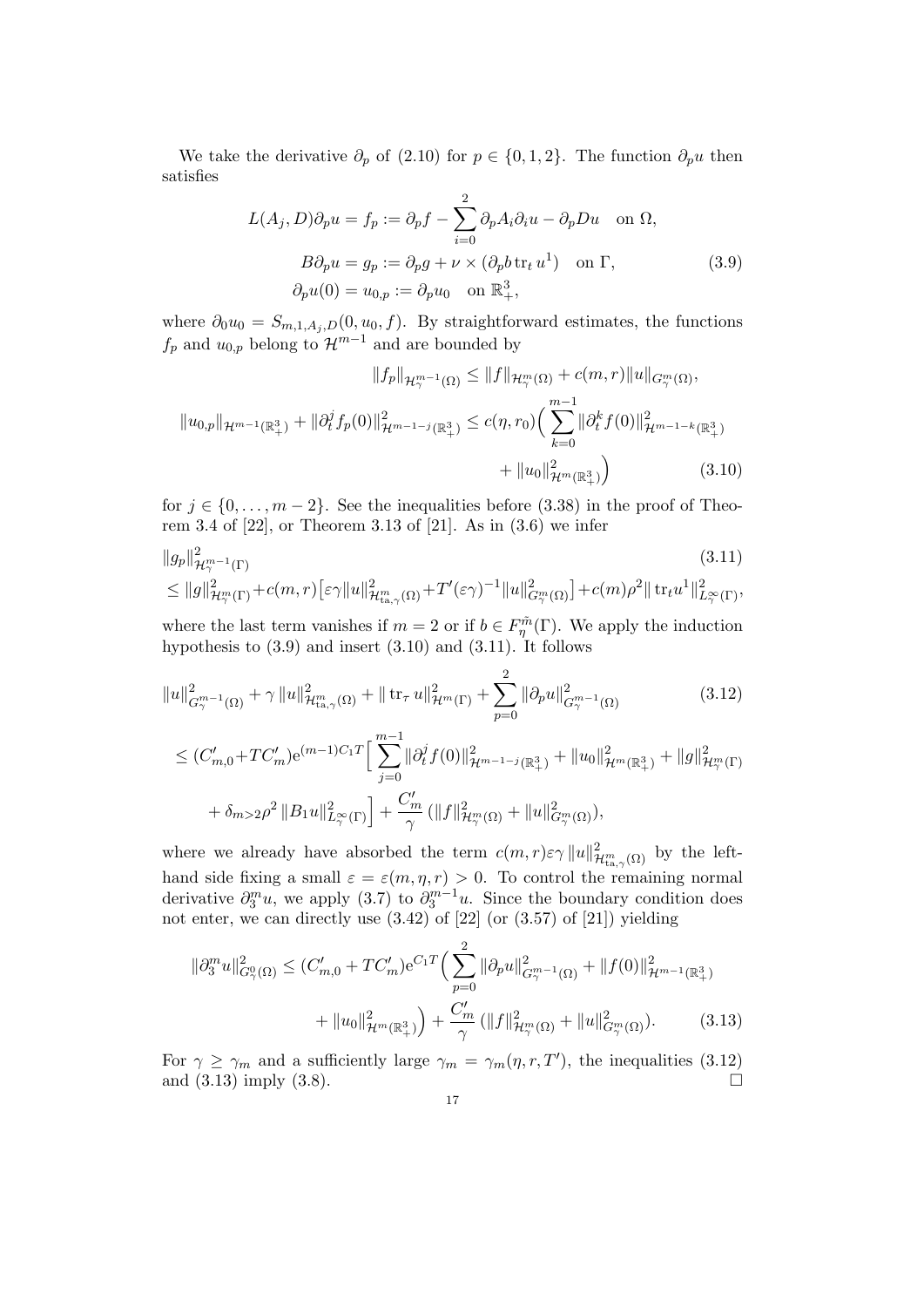We take the derivative $\partial_p$ of (2.10) for $p \in \{0,1,2\}$. The function $\partial_p u$ then satisfies

$$
\begin{aligned}
L(A_j, D)\partial_p u = f_p &:= \partial_p f - \sum_{i=0}^{2} \partial_p A_i \partial_i u - \partial_p D u \quad \text{on } \Omega, \\
B\partial_p u = g_p &:= \partial_p g + \nu \times (\partial_p b \operatorname{tr}_t u^1) \quad \text{on } \Gamma, \\
\partial_p u(0) = u_{0,p} &:= \partial_p u_0 \quad \text{on } \mathbb{R}^3_+,
\end{aligned}
\tag{3.9}
$$

where $\partial_0 u_0 = S_{m,1,A_j,D}(0, u_0, f)$. By straightforward estimates, the functions $f_p$ and $u_{0,p}$ belong to $\mathcal{H}^{m-1}$ and are bounded by

$$
\begin{aligned}
\|f_p\|_{\mathcal{H}^{m-1}_\gamma(\Omega)} &\leq \|f\|_{\mathcal{H}^m_\gamma(\Omega)} + c(m,r)\|u\|_{G^m_\gamma(\Omega)}, \\
\|u_{0,p}\|_{\mathcal{H}^{m-1}(\mathbb{R}^3_+)} + \|\partial_t^j f_p(0)\|^2_{\mathcal{H}^{m-1-j}(\mathbb{R}^3_+)} &\leq c(\eta, r_0)\Big(\sum_{k=0}^{m-1} \|\partial_t^k f(0)\|^2_{\mathcal{H}^{m-1-k}(\mathbb{R}^3_+)} \\
&\qquad + \|u_0\|^2_{\mathcal{H}^m(\mathbb{R}^3_+)}\Big)
\end{aligned}
\tag{3.10}
$$

for $j \in \{0, \dots, m-2\}$. See the inequalities before (3.38) in the proof of Theorem 3.4 of [22], or Theorem 3.13 of [21]. As in (3.6) we infer

$$
\begin{aligned}
&\|g_p\|^2_{\mathcal{H}^{m-1}_\gamma(\Gamma)} \\
&\leq \|g\|^2_{\mathcal{H}^m_\gamma(\Gamma)} + c(m,r)\big[\varepsilon\gamma \|u\|^2_{\mathcal{H}^m_{\mathrm{ta},\gamma}(\Omega)} + T'(\varepsilon\gamma)^{-1}\|u\|^2_{G^m_\gamma(\Omega)}\big] + c(m)\rho^2 \|\operatorname{tr}_t u^1\|^2_{L^\infty_\gamma(\Gamma)},
\end{aligned}
\tag{3.11}
$$

where the last term vanishes if $m = 2$ or if $b \in F^{\tilde{m}}_\eta(\Gamma)$. We apply the induction hypothesis to (3.9) and insert (3.10) and (3.11). It follows

$$
\begin{aligned}
&\|u\|^2_{G^{m-1}_\gamma(\Omega)} + \gamma \|u\|^2_{\mathcal{H}^m_{\mathrm{ta},\gamma}(\Omega)} + \|\operatorname{tr}_\tau u\|^2_{\mathcal{H}^m(\Gamma)} + \sum_{p=0}^{2} \|\partial_p u\|^2_{G^{m-1}_\gamma(\Omega)} \\
&\leq (C'_{m,0} + TC'_m)e^{(m-1)C_1 T}\Big[\sum_{j=0}^{m-1} \|\partial_t^j f(0)\|^2_{\mathcal{H}^{m-1-j}(\mathbb{R}^3_+)} + \|u_0\|^2_{\mathcal{H}^m(\mathbb{R}^3_+)} + \|g\|^2_{\mathcal{H}^m_\gamma(\Gamma)} \\
&\qquad + \delta_{m>2}\rho^2 \|B_1 u\|^2_{L^\infty_\gamma(\Gamma)}\Big] + \frac{C'_m}{\gamma}\,(\|f\|^2_{\mathcal{H}^m_\gamma(\Omega)} + \|u\|^2_{G^m_\gamma(\Omega)}),
\end{aligned}
\tag{3.12}
$$

where we already have absorbed the term $c(m,r)\varepsilon\gamma \|u\|^2_{\mathcal{H}^m_{\mathrm{ta},\gamma}(\Omega)}$ by the left-hand side fixing a small $\varepsilon = \varepsilon(m,\eta,r) > 0$. To control the remaining normal derivative $\partial_3^m u$, we apply (3.7) to $\partial_3^{m-1} u$. Since the boundary condition does not enter, we can directly use (3.42) of [22] (or (3.57) of [21]) yielding

$$
\begin{aligned}
\|\partial_3^m u\|^2_{G^0_\gamma(\Omega)} &\leq (C'_{m,0} + TC'_m)e^{C_1 T}\Big(\sum_{p=0}^{2} \|\partial_p u\|^2_{G^{m-1}_\gamma(\Omega)} + \|f(0)\|^2_{\mathcal{H}^{m-1}(\mathbb{R}^3_+)} \\
&\qquad + \|u_0\|^2_{\mathcal{H}^m(\mathbb{R}^3_+)}\Big) + \frac{C'_m}{\gamma}\,(\|f\|^2_{\mathcal{H}^m_\gamma(\Omega)} + \|u\|^2_{G^m_\gamma(\Omega)}).
\end{aligned}
\tag{3.13}
$$

For $\gamma \geq \gamma_m$ and a sufficiently large $\gamma_m = \gamma_m(\eta, r, T')$, the inequalities (3.12) and (3.13) imply (3.8). $\square$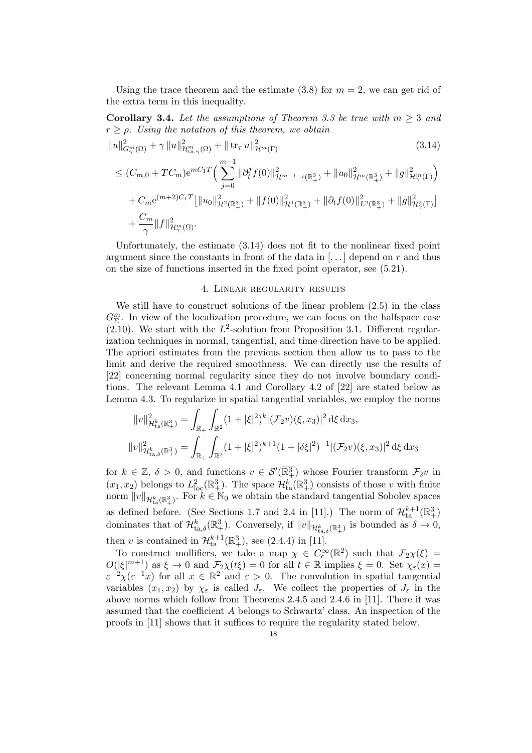Using the trace theorem and the estimate (3.8) for $m = 2$, we can get rid of the extra term in this inequality.

**Corollary 3.4.** *Let the assumptions of Theorem 3.3 be true with $m \geq 3$ and $r \geq \rho$. Using the notation of this theorem, we obtain*

$$
\begin{aligned}
&\|u\|^2_{G^m_\gamma(\Omega)} + \gamma \|u\|^2_{\mathcal{H}^m_{\mathrm{ta},\gamma}(\Omega)} + \|\operatorname{tr}_\tau u\|^2_{\mathcal{H}^m(\Gamma)} \qquad (3.14)\\
&\leq (C_{m,0} + TC_m)\mathrm{e}^{mC_1T}\Big(\sum_{j=0}^{m-1} \|\partial_t^j f(0)\|^2_{\mathcal{H}^{m-1-j}(\mathbb{R}^3_+)} + \|u_0\|^2_{\mathcal{H}^m(\mathbb{R}^3_+)} + \|g\|^2_{\mathcal{H}^m_\gamma(\Gamma)}\Big)\\
&\quad + C_m \mathrm{e}^{(m+2)C_1T}\big[\|u_0\|^2_{\mathcal{H}^2(\mathbb{R}^3_+)} + \|f(0)\|^2_{\mathcal{H}^1(\mathbb{R}^3_+)} + \|\partial_t f(0)\|^2_{L^2(\mathbb{R}^3_+)} + \|g\|^2_{\mathcal{H}^2_\gamma(\Gamma)}\big]\\
&\quad + \frac{C_m}{\gamma}\|f\|^2_{\mathcal{H}^m_\gamma(\Omega)}.
\end{aligned}
$$

Unfortunately, the estimate (3.14) does not fit to the nonlinear fixed point argument since the constants in front of the data in $[\dots]$ depend on $r$ and thus on the size of functions inserted in the fixed point operator, see (5.21).

## 4. Linear regularity results

We still have to construct solutions of the linear problem (2.5) in the class $G^m_\Sigma$. In view of the localization procedure, we can focus on the halfspace case (2.10). We start with the $L^2$-solution from Proposition 3.1. Different regularization techniques in normal, tangential, and time direction have to be applied. The apriori estimates from the previous section then allow us to pass to the limit and derive the required smoothness. We can directly use the results of [22] concerning normal regularity since they do not involve boundary conditions. The relevant Lemma 4.1 and Corollary 4.2 of [22] are stated below as Lemma 4.3. To regularize in spatial tangential variables, we employ the norms

$$
\begin{aligned}
\|v\|^2_{\mathcal{H}^k_{\mathrm{ta}}(\mathbb{R}^3_+)} &= \int_{\mathbb{R}_+}\int_{\mathbb{R}^2} (1+|\xi|^2)^k |(\mathcal{F}_2 v)(\xi, x_3)|^2 \,\mathrm{d}\xi\,\mathrm{d}x_3,\\
\|v\|^2_{\mathcal{H}^k_{\mathrm{ta},\delta}(\mathbb{R}^3_+)} &= \int_{\mathbb{R}_+}\int_{\mathbb{R}^2} (1+|\xi|^2)^{k+1}(1+|\delta\xi|^2)^{-1} |(\mathcal{F}_2 v)(\xi, x_3)|^2 \,\mathrm{d}\xi\,\mathrm{d}x_3
\end{aligned}
$$

for $k \in \mathbb{Z}$, $\delta > 0$, and functions $v \in \mathcal{S}'(\overline{\mathbb{R}^3_+})$ whose Fourier transform $\mathcal{F}_2 v$ in $(x_1, x_2)$ belongs to $L^2_{\mathrm{loc}}(\mathbb{R}^3_+)$. The space $\mathcal{H}^k_{\mathrm{ta}}(\mathbb{R}^3_+)$ consists of those $v$ with finite norm $\|v\|_{\mathcal{H}^k_{\mathrm{ta}}(\mathbb{R}^3_+)}$. For $k \in \mathbb{N}_0$ we obtain the standard tangential Sobolev spaces as defined before. (See Sections 1.7 and 2.4 in [11].) The norm of $\mathcal{H}^{k+1}_{\mathrm{ta}}(\mathbb{R}^3_+)$ dominates that of $\mathcal{H}^k_{\mathrm{ta},\delta}(\mathbb{R}^3_+)$. Conversely, if $\|v\|_{\mathcal{H}^k_{\mathrm{ta},\delta}(\mathbb{R}^3_+)}$ is bounded as $\delta \to 0$, then $v$ is contained in $\mathcal{H}^{k+1}_{\mathrm{ta}}(\mathbb{R}^3_+)$, see (2.4.4) in [11].

To construct mollifiers, we take a map $\chi \in C^\infty_c(\mathbb{R}^2)$ such that $\mathcal{F}_2\chi(\xi) = O(|\xi|^{m+1})$ as $\xi \to 0$ and $\mathcal{F}_2\chi(t\xi) = 0$ for all $t \in \mathbb{R}$ implies $\xi = 0$. Set $\chi_\varepsilon(x) = \varepsilon^{-2}\chi(\varepsilon^{-1}x)$ for all $x \in \mathbb{R}^2$ and $\varepsilon > 0$. The convolution in spatial tangential variables $(x_1, x_2)$ by $\chi_\varepsilon$ is called $J_\varepsilon$. We collect the properties of $J_\varepsilon$ in the above norms which follow from Theorems 2.4.5 and 2.4.6 in [11]. There it was assumed that the coefficient $A$ belongs to Schwartz' class. An inspection of the proofs in [11] shows that it suffices to require the regularity stated below.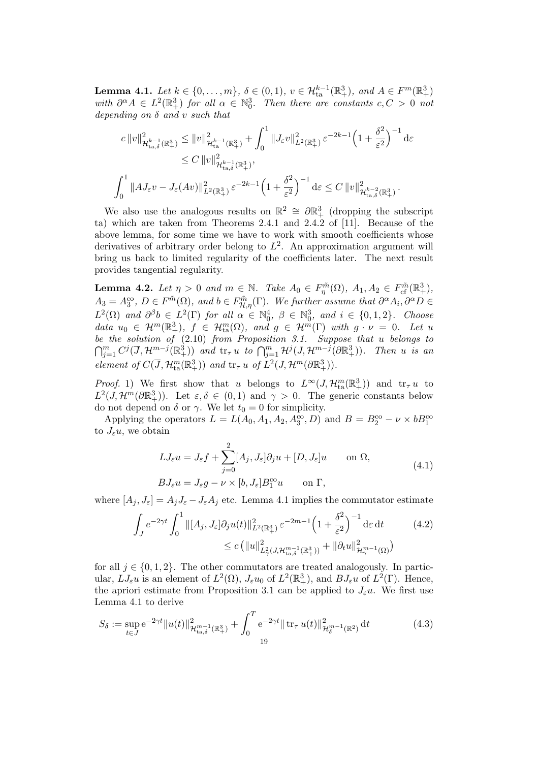**Lemma 4.1.** *Let $k \in \{0,\dots,m\}$, $\delta \in (0,1)$, $v \in \mathcal{H}^{k-1}_{\mathrm{ta}}(\mathbb{R}^3_+)$, and $A \in F^m(\mathbb{R}^3_+)$ with $\partial^\alpha A \in L^2(\mathbb{R}^3_+)$ for all $\alpha \in \mathbb{N}_0^3$. Then there are constants $c, C > 0$ not depending on $\delta$ and $v$ such that*

$$
\begin{aligned}
c\,\|v\|^2_{\mathcal{H}^{k-1}_{\mathrm{ta},\delta}(\mathbb{R}^3_+)} &\le \|v\|^2_{\mathcal{H}^{k-1}_{\mathrm{ta}}(\mathbb{R}^3_+)} + \int_0^1 \|J_\varepsilon v\|^2_{L^2(\mathbb{R}^3_+)}\, \varepsilon^{-2k-1}\Big(1+\frac{\delta^2}{\varepsilon^2}\Big)^{-1}\,\mathrm{d}\varepsilon \\
&\le C\,\|v\|^2_{\mathcal{H}^{k-1}_{\mathrm{ta},\delta}(\mathbb{R}^3_+)}, \\
\int_0^1 \|AJ_\varepsilon v - J_\varepsilon(Av)\|^2_{L^2(\mathbb{R}^3_+)}\,&\varepsilon^{-2k-1}\Big(1+\frac{\delta^2}{\varepsilon^2}\Big)^{-1}\,\mathrm{d}\varepsilon \le C\,\|v\|^2_{\mathcal{H}^{k-2}_{\mathrm{ta},\delta}(\mathbb{R}^3_+)}.
\end{aligned}
$$

We also use the analogous results on $\mathbb{R}^2 \cong \partial\mathbb{R}^3_+$ (dropping the subscript ta) which are taken from Theorems 2.4.1 and 2.4.2 of [11]. Because of the above lemma, for some time we have to work with smooth coefficients whose derivatives of arbitrary order belong to $L^2$. An approximation argument will bring us back to limited regularity of the coefficients later. The next result provides tangential regularity.

**Lemma 4.2.** *Let $\eta > 0$ and $m \in \mathbb{N}$. Take $A_0 \in F^{\tilde m}_\eta(\Omega)$, $A_1, A_2 \in F^{\tilde m}_{\mathrm{cf}}(\mathbb{R}^3_+)$, $A_3 = A_3^{\mathrm{co}}$, $D \in F^{\tilde m}(\Omega)$, and $b \in F^{\tilde m}_{\mathcal{H},\eta}(\Gamma)$. We further assume that $\partial^\alpha A_i, \partial^\alpha D \in L^2(\Omega)$ and $\partial^\beta b \in L^2(\Gamma)$ for all $\alpha \in \mathbb{N}_0^4$, $\beta \in \mathbb{N}_0^3$, and $i \in \{0,1,2\}$. Choose data $u_0 \in \mathcal{H}^m(\mathbb{R}^3_+)$, $f \in \mathcal{H}^m_{\mathrm{ta}}(\Omega)$, and $g \in \mathcal{H}^m(\Gamma)$ with $g \cdot \nu = 0$. Let $u$ be the solution of (2.10) from Proposition 3.1. Suppose that $u$ belongs to $\bigcap_{j=1}^m C^j(\overline{J}, \mathcal{H}^{m-j}(\mathbb{R}^3_+))$ and $\mathrm{tr}_\tau\, u$ to $\bigcap_{j=1}^m \mathcal{H}^j(J, \mathcal{H}^{m-j}(\partial\mathbb{R}^3_+))$. Then $u$ is an element of $C(\overline{J}, \mathcal{H}^m_{\mathrm{ta}}(\mathbb{R}^3_+))$ and $\mathrm{tr}_\tau\, u$ of $L^2(J, \mathcal{H}^m(\partial\mathbb{R}^3_+))$.*

*Proof.* 1) We first show that $u$ belongs to $L^\infty(J, \mathcal{H}^m_{\mathrm{ta}}(\mathbb{R}^3_+))$ and $\mathrm{tr}_\tau\, u$ to $L^2(J, \mathcal{H}^m(\partial\mathbb{R}^3_+))$. Let $\varepsilon, \delta \in (0,1)$ and $\gamma > 0$. The generic constants below do not depend on $\delta$ or $\gamma$. We let $t_0 = 0$ for simplicity.

Applying the operators $L = L(A_0, A_1, A_2, A_3^{\mathrm{co}}, D)$ and $B = B_2^{\mathrm{co}} - \nu \times b B_1^{\mathrm{co}}$ to $J_\varepsilon u$, we obtain

$$
\begin{aligned}
LJ_\varepsilon u &= J_\varepsilon f + \sum_{j=0}^{2} [A_j, J_\varepsilon]\partial_j u + [D, J_\varepsilon]u \qquad \text{on } \Omega, \\
BJ_\varepsilon u &= J_\varepsilon g - \nu \times [b, J_\varepsilon] B_1^{\mathrm{co}} u \qquad \text{on } \Gamma,
\end{aligned}
\tag{4.1}
$$

where $[A_j, J_\varepsilon] = A_j J_\varepsilon - J_\varepsilon A_j$ etc. Lemma 4.1 implies the commutator estimate

$$
\begin{aligned}
\int_J e^{-2\gamma t} \int_0^1 \|[A_j, J_\varepsilon]\partial_j u(t)\|^2_{L^2(\mathbb{R}^3_+)}\, \varepsilon^{-2m-1}\Big(1+\frac{\delta^2}{\varepsilon^2}\Big)^{-1}\,\mathrm{d}\varepsilon\,\mathrm{d}t \\
\le c\,\big(\|u\|^2_{L^2_\gamma(J, \mathcal{H}^{m-1}_{\mathrm{ta},\delta}(\mathbb{R}^3_+))} + \|\partial_t u\|^2_{\mathcal{H}^{m-1}_\gamma(\Omega)}\big)
\end{aligned}
\tag{4.2}
$$

for all $j \in \{0,1,2\}$. The other commutators are treated analogously. In particular, $LJ_\varepsilon u$ is an element of $L^2(\Omega)$, $J_\varepsilon u_0$ of $L^2(\mathbb{R}^3_+)$, and $BJ_\varepsilon u$ of $L^2(\Gamma)$. Hence, the apriori estimate from Proposition 3.1 can be applied to $J_\varepsilon u$. We first use Lemma 4.1 to derive

$$
S_\delta := \sup_{t \in J} \mathrm{e}^{-2\gamma t} \|u(t)\|^2_{\mathcal{H}^{m-1}_{\mathrm{ta},\delta}(\mathbb{R}^3_+)} + \int_0^T \mathrm{e}^{-2\gamma t} \|\,\mathrm{tr}_\tau\, u(t)\|^2_{\mathcal{H}^{m-1}_\delta(\mathbb{R}^2)}\,\mathrm{d}t
\tag{4.3}
$$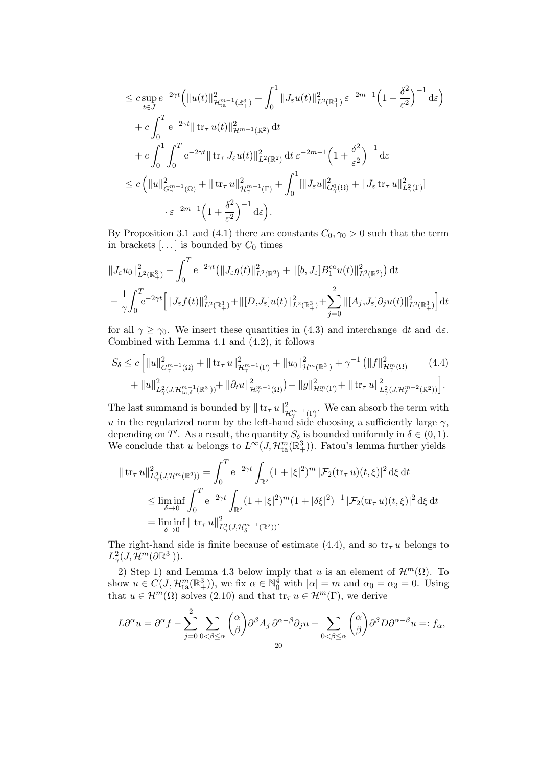$$
\begin{aligned}
&\leq c \sup_{t\in J} e^{-2\gamma t}\Big( \|u(t)\|^2_{\mathcal{H}^{m-1}_{\mathrm{ta}}(\mathbb{R}^3_+)} + \int_0^1 \|J_\varepsilon u(t)\|^2_{L^2(\mathbb{R}^3_+)}\, \varepsilon^{-2m-1}\Big(1+\frac{\delta^2}{\varepsilon^2}\Big)^{-1} \mathrm{d}\varepsilon\Big) \\
&\quad + c\int_0^T \mathrm{e}^{-2\gamma t}\|\operatorname{tr}_\tau u(t)\|^2_{\mathcal{H}^{m-1}(\mathbb{R}^2)}\,\mathrm{d}t \\
&\quad + c\int_0^1\int_0^T \mathrm{e}^{-2\gamma t}\|\operatorname{tr}_\tau J_\varepsilon u(t)\|^2_{L^2(\mathbb{R}^2)}\,\mathrm{d}t\, \varepsilon^{-2m-1}\Big(1+\frac{\delta^2}{\varepsilon^2}\Big)^{-1}\mathrm{d}\varepsilon \\
&\leq c\,\Big( \|u\|^2_{G^{m-1}_\gamma(\Omega)} + \|\operatorname{tr}_\tau u\|^2_{\mathcal{H}^{m-1}_\gamma(\Gamma)} + \int_0^1 [\|J_\varepsilon u\|^2_{G^0_\gamma(\Omega)} + \|J_\varepsilon \operatorname{tr}_\tau u\|^2_{L^2_\gamma(\Gamma)}] \\
&\qquad\quad \cdot \varepsilon^{-2m-1}\Big(1+\frac{\delta^2}{\varepsilon^2}\Big)^{-1}\mathrm{d}\varepsilon\Big).
\end{aligned}
$$

By Proposition 3.1 and (4.1) there are constants $C_0, \gamma_0 > 0$ such that the term in brackets $[\dots]$ is bounded by $C_0$ times

$$
\begin{aligned}
&\|J_\varepsilon u_0\|^2_{L^2(\mathbb{R}^3_+)} + \int_0^T \mathrm{e}^{-2\gamma t}\big(\|J_\varepsilon g(t)\|^2_{L^2(\mathbb{R}^2)} + \|[b,J_\varepsilon]B_1^{\mathrm{co}}u(t)\|^2_{L^2(\mathbb{R}^2)}\big)\,\mathrm{d}t \\
&+\frac{1}{\gamma}\int_0^T \mathrm{e}^{-2\gamma t}\Big[\|J_\varepsilon f(t)\|^2_{L^2(\mathbb{R}^3_+)} + \|[D,J_\varepsilon]u(t)\|^2_{L^2(\mathbb{R}^3_+)} + \sum_{j=0}^2 \|[A_j,J_\varepsilon]\partial_j u(t)\|^2_{L^2(\mathbb{R}^3_+)}\Big]\mathrm{d}t
\end{aligned}
$$

for all $\gamma \geq \gamma_0$. We insert these quantities in (4.3) and interchange $\mathrm{d}t$ and $\mathrm{d}\varepsilon$. Combined with Lemma 4.1 and (4.2), it follows

$$
\begin{aligned}
S_\delta \leq c\,\Big[&\|u\|^2_{G^{m-1}_\gamma(\Omega)} + \|\operatorname{tr}_\tau u\|^2_{\mathcal{H}^{m-1}_\gamma(\Gamma)} + \|u_0\|^2_{\mathcal{H}^m(\mathbb{R}^3_+)} + \gamma^{-1}\big(\|f\|^2_{\mathcal{H}^m_\gamma(\Omega)} \\
&+ \|u\|^2_{L^2_\gamma(J,\mathcal{H}^{m-1}_{\mathrm{ta},\delta}(\mathbb{R}^3_+))} + \|\partial_t u\|^2_{\mathcal{H}^{m-1}_\gamma(\Omega)}\big) + \|g\|^2_{\mathcal{H}^m_\gamma(\Gamma)} + \|\operatorname{tr}_\tau u\|^2_{L^2_\gamma(J,\mathcal{H}^{m-2}_\delta(\mathbb{R}^2))}\Big].
\end{aligned}
\tag{4.4}
$$

The last summand is bounded by $\|\operatorname{tr}_\tau u\|^2_{\mathcal{H}^{m-1}_\gamma(\Gamma)}$. We can absorb the term with $u$ in the regularized norm by the left-hand side choosing a sufficiently large $\gamma$, depending on $T'$. As a result, the quantity $S_\delta$ is bounded uniformly in $\delta \in (0,1)$. We conclude that $u$ belongs to $L^\infty(J, \mathcal{H}^m_{\mathrm{ta}}(\mathbb{R}^3_+))$. Fatou's lemma further yields

$$
\begin{aligned}
\|\operatorname{tr}_\tau u\|^2_{L^2_\gamma(J,\mathcal{H}^m(\mathbb{R}^2))} &= \int_0^T \mathrm{e}^{-2\gamma t}\int_{\mathbb{R}^2}(1+|\xi|^2)^m\,|\mathcal{F}_2(\operatorname{tr}_\tau u)(t,\xi)|^2\,\mathrm{d}\xi\,\mathrm{d}t \\
&\leq \liminf_{\delta\to 0}\int_0^T \mathrm{e}^{-2\gamma t}\int_{\mathbb{R}^2}(1+|\xi|^2)^m(1+|\delta\xi|^2)^{-1}\,|\mathcal{F}_2(\operatorname{tr}_\tau u)(t,\xi)|^2\,\mathrm{d}\xi\,\mathrm{d}t \\
&= \liminf_{\delta\to 0}\|\operatorname{tr}_\tau u\|^2_{L^2_\gamma(J,\mathcal{H}^{m-1}_\delta(\mathbb{R}^2))}.
\end{aligned}
$$

The right-hand side is finite because of estimate (4.4), and so $\operatorname{tr}_\tau u$ belongs to $L^2_\gamma(J, \mathcal{H}^m(\partial\mathbb{R}^3_+))$.

2) Step 1) and Lemma 4.3 below imply that $u$ is an element of $\mathcal{H}^m(\Omega)$. To show $u \in C(\overline{J}, \mathcal{H}^m_{\mathrm{ta}}(\mathbb{R}^3_+))$, we fix $\alpha \in \mathbb{N}_0^4$ with $|\alpha| = m$ and $\alpha_0 = \alpha_3 = 0$. Using that $u \in \mathcal{H}^m(\Omega)$ solves (2.10) and that $\operatorname{tr}_\tau u \in \mathcal{H}^m(\Gamma)$, we derive

$$
L\partial^\alpha u = \partial^\alpha f - \sum_{j=0}^2 \sum_{0<\beta\leq\alpha}\binom{\alpha}{\beta}\partial^\beta A_j\,\partial^{\alpha-\beta}\partial_j u - \sum_{0<\beta\leq\alpha}\binom{\alpha}{\beta}\partial^\beta D\partial^{\alpha-\beta}u =: f_\alpha,
$$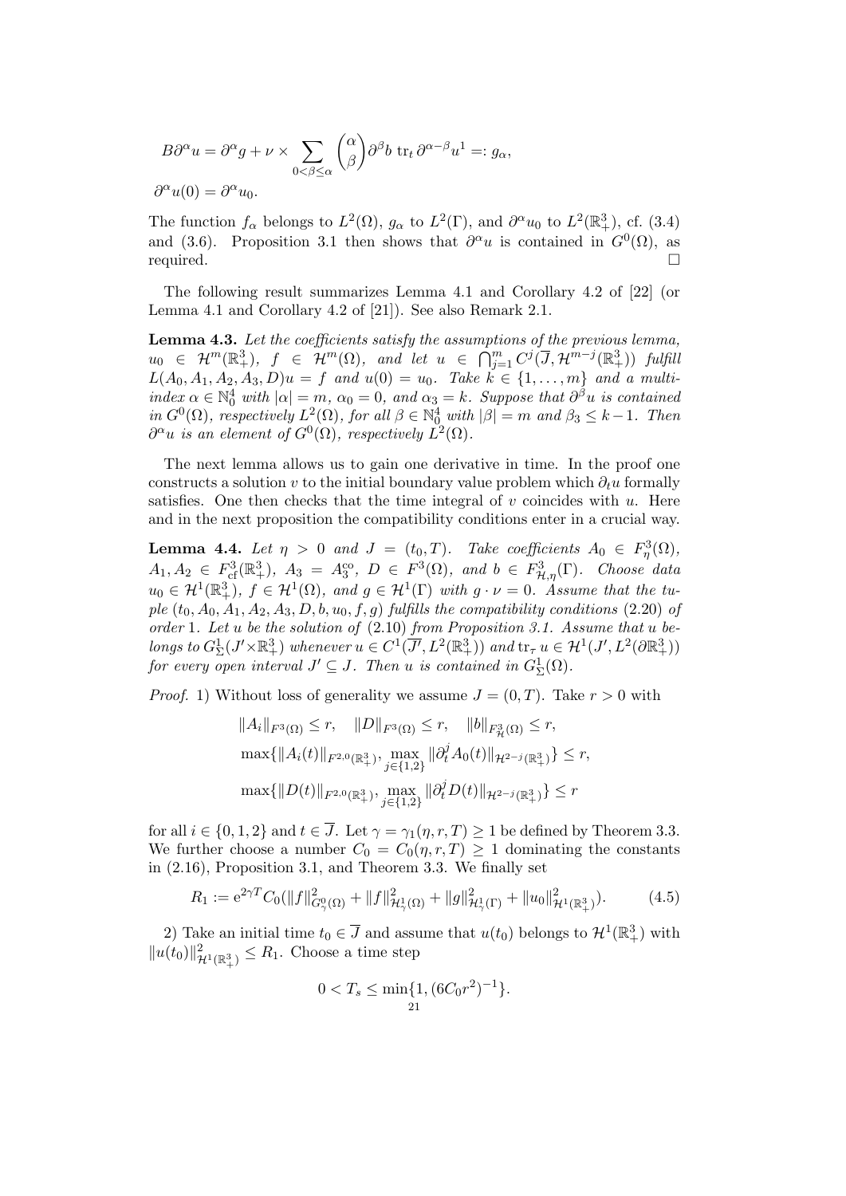$$B\partial^\alpha u = \partial^\alpha g + \nu \times \sum_{0<\beta\leq\alpha} \binom{\alpha}{\beta} \partial^\beta b \ \mathrm{tr}_t \, \partial^{\alpha-\beta} u^1 =: g_\alpha,$$

$$\partial^\alpha u(0) = \partial^\alpha u_0.$$

The function $f_\alpha$ belongs to $L^2(\Omega)$, $g_\alpha$ to $L^2(\Gamma)$, and $\partial^\alpha u_0$ to $L^2(\mathbb{R}^3_+)$, cf. (3.4) and (3.6). Proposition 3.1 then shows that $\partial^\alpha u$ is contained in $G^0(\Omega)$, as required. $\square$

The following result summarizes Lemma 4.1 and Corollary 4.2 of [22] (or Lemma 4.1 and Corollary 4.2 of [21]). See also Remark 2.1.

**Lemma 4.3.** *Let the coefficients satisfy the assumptions of the previous lemma, $u_0 \in \mathcal{H}^m(\mathbb{R}^3_+)$, $f \in \mathcal{H}^m(\Omega)$, and let $u \in \bigcap_{j=1}^m C^j(\overline{J}, \mathcal{H}^{m-j}(\mathbb{R}^3_+))$ fulfill $L(A_0, A_1, A_2, A_3, D)u = f$ and $u(0) = u_0$. Take $k \in \{1, \ldots, m\}$ and a multi-index $\alpha \in \mathbb{N}_0^4$ with $|\alpha| = m$, $\alpha_0 = 0$, and $\alpha_3 = k$. Suppose that $\partial^\beta u$ is contained in $G^0(\Omega)$, respectively $L^2(\Omega)$, for all $\beta \in \mathbb{N}_0^4$ with $|\beta| = m$ and $\beta_3 \leq k-1$. Then $\partial^\alpha u$ is an element of $G^0(\Omega)$, respectively $L^2(\Omega)$.*

The next lemma allows us to gain one derivative in time. In the proof one constructs a solution $v$ to the initial boundary value problem which $\partial_t u$ formally satisfies. One then checks that the time integral of $v$ coincides with $u$. Here and in the next proposition the compatibility conditions enter in a crucial way.

**Lemma 4.4.** *Let $\eta > 0$ and $J = (t_0, T)$. Take coefficients $A_0 \in F^3_\eta(\Omega)$, $A_1, A_2 \in F^3_{\mathrm{cf}}(\mathbb{R}^3_+)$, $A_3 = A_3^{\mathrm{co}}$, $D \in F^3(\Omega)$, and $b \in F^3_{\mathcal{H},\eta}(\Gamma)$. Choose data $u_0 \in \mathcal{H}^1(\mathbb{R}^3_+)$, $f \in \mathcal{H}^1(\Omega)$, and $g \in \mathcal{H}^1(\Gamma)$ with $g \cdot \nu = 0$. Assume that the tuple $(t_0, A_0, A_1, A_2, A_3, D, b, u_0, f, g)$ fulfills the compatibility conditions (2.20) of order 1. Let $u$ be the solution of (2.10) from Proposition 3.1. Assume that $u$ belongs to $G^1_\Sigma(J' \times \mathbb{R}^3_+)$ whenever $u \in C^1(\overline{J'}, L^2(\mathbb{R}^3_+))$ and $\mathrm{tr}_\tau\, u \in \mathcal{H}^1(J', L^2(\partial\mathbb{R}^3_+))$ for every open interval $J' \subseteq J$. Then $u$ is contained in $G^1_\Sigma(\Omega)$.*

*Proof.* 1) Without loss of generality we assume $J = (0, T)$. Take $r > 0$ with

$$\|A_i\|_{F^3(\Omega)} \leq r, \quad \|D\|_{F^3(\Omega)} \leq r, \quad \|b\|_{F^3_{\mathcal{H}}(\Omega)} \leq r,$$
$$\max\{\|A_i(t)\|_{F^{2,0}(\mathbb{R}^3_+)}, \max_{j\in\{1,2\}} \|\partial_t^j A_0(t)\|_{\mathcal{H}^{2-j}(\mathbb{R}^3_+)}\} \leq r,$$
$$\max\{\|D(t)\|_{F^{2,0}(\mathbb{R}^3_+)}, \max_{j\in\{1,2\}} \|\partial_t^j D(t)\|_{\mathcal{H}^{2-j}(\mathbb{R}^3_+)}\} \leq r$$

for all $i \in \{0, 1, 2\}$ and $t \in \overline{J}$. Let $\gamma = \gamma_1(\eta, r, T) \geq 1$ be defined by Theorem 3.3. We further choose a number $C_0 = C_0(\eta, r, T) \geq 1$ dominating the constants in (2.16), Proposition 3.1, and Theorem 3.3. We finally set

$$R_1 := e^{2\gamma T} C_0 (\|f\|^2_{G^0_\gamma(\Omega)} + \|f\|^2_{\mathcal{H}^1_\gamma(\Omega)} + \|g\|^2_{\mathcal{H}^1_\gamma(\Gamma)} + \|u_0\|^2_{\mathcal{H}^1(\mathbb{R}^3_+)}). \tag{4.5}$$

2) Take an initial time $t_0 \in \overline{J}$ and assume that $u(t_0)$ belongs to $\mathcal{H}^1(\mathbb{R}^3_+)$ with $\|u(t_0)\|^2_{\mathcal{H}^1(\mathbb{R}^3_+)} \leq R_1$. Choose a time step

$$0 < T_s \leq \min\{1, (6C_0 r^2)^{-1}\}.$$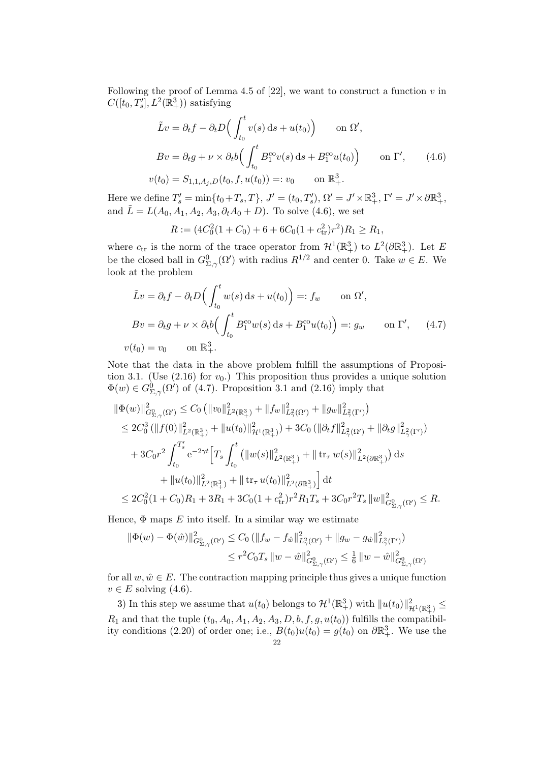Following the proof of Lemma 4.5 of [22], we want to construct a function $v$ in $C([t_0, T_s'], L^2(\mathbb{R}^3_+))$ satisfying

$$
\begin{aligned}
\tilde{L}v &= \partial_t f - \partial_t D\Big(\int_{t_0}^t v(s)\,\mathrm{d}s + u(t_0)\Big) \qquad \text{on } \Omega', \\
Bv &= \partial_t g + \nu \times \partial_t b\Big(\int_{t_0}^t B_1^{\mathrm{co}} v(s)\,\mathrm{d}s + B_1^{\mathrm{co}} u(t_0)\Big) \qquad \text{on } \Gamma', \qquad (4.6)\\
v(t_0) &= S_{1,1,A_j,D}(t_0, f, u(t_0)) =: v_0 \qquad \text{on } \mathbb{R}^3_+.
\end{aligned}
$$

Here we define $T_s' = \min\{t_0 + T_s, T\}$, $J' = (t_0, T_s')$, $\Omega' = J' \times \mathbb{R}^3_+$, $\Gamma' = J' \times \partial\mathbb{R}^3_+$, and $\tilde{L} = L(A_0, A_1, A_2, A_3, \partial_t A_0 + D)$. To solve (4.6), we set

$$
R := (4C_0^2(1 + C_0) + 6 + 6C_0(1 + c_{\mathrm{tr}}^2)r^2)R_1 \geq R_1,
$$

where $c_{\mathrm{tr}}$ is the norm of the trace operator from $\mathcal{H}^1(\mathbb{R}^3_+)$ to $L^2(\partial\mathbb{R}^3_+)$. Let $E$ be the closed ball in $G^0_{\Sigma,\gamma}(\Omega')$ with radius $R^{1/2}$ and center 0. Take $w \in E$. We look at the problem

$$
\begin{aligned}
\tilde{L}v &= \partial_t f - \partial_t D\Big(\int_{t_0}^t w(s)\,\mathrm{d}s + u(t_0)\Big) =: f_w \qquad \text{on } \Omega', \\
Bv &= \partial_t g + \nu \times \partial_t b\Big(\int_{t_0}^t B_1^{\mathrm{co}} w(s)\,\mathrm{d}s + B_1^{\mathrm{co}} u(t_0)\Big) =: g_w \qquad \text{on } \Gamma', \qquad (4.7)\\
v(t_0) &= v_0 \qquad \text{on } \mathbb{R}^3_+.
\end{aligned}
$$

Note that the data in the above problem fulfill the assumptions of Proposition 3.1. (Use (2.16) for $v_0$.) This proposition thus provides a unique solution $\Phi(w) \in G^0_{\Sigma,\gamma}(\Omega')$ of (4.7). Proposition 3.1 and (2.16) imply that

$$
\begin{aligned}
\|\Phi(w)\|^2_{G^0_{\Sigma,\gamma}(\Omega')} &\leq C_0 \left(\|v_0\|^2_{L^2(\mathbb{R}^3_+)} + \|f_w\|^2_{L^2_\gamma(\Omega')} + \|g_w\|^2_{L^2_\gamma(\Gamma')}\right) \\
&\leq 2C_0^3 \left(\|f(0)\|^2_{L^2(\mathbb{R}^3_+)} + \|u(t_0)\|^2_{\mathcal{H}^1(\mathbb{R}^3_+)}\right) + 3C_0 \left(\|\partial_t f\|^2_{L^2_\gamma(\Omega')} + \|\partial_t g\|^2_{L^2_\gamma(\Gamma')}\right) \\
&\quad + 3C_0 r^2 \int_{t_0}^{T_s'} e^{-2\gamma t} \Big[T_s \int_{t_0}^t \left(\|w(s)\|^2_{L^2(\mathbb{R}^3_+)} + \|\operatorname{tr}_\tau w(s)\|^2_{L^2(\partial\mathbb{R}^3_+)}\right) \mathrm{d}s \\
&\qquad + \|u(t_0)\|^2_{L^2(\mathbb{R}^3_+)} + \|\operatorname{tr}_\tau u(t_0)\|^2_{L^2(\partial\mathbb{R}^3_+)}\Big]\,\mathrm{d}t \\
&\leq 2C_0^2(1 + C_0)R_1 + 3R_1 + 3C_0(1 + c_{\mathrm{tr}}^2)r^2 R_1 T_s + 3C_0 r^2 T_s \|w\|^2_{G^0_{\Sigma,\gamma}(\Omega')} \leq R.
\end{aligned}
$$

Hence, $\Phi$ maps $E$ into itself. In a similar way we estimate

$$
\begin{aligned}
\|\Phi(w) - \Phi(\hat{w})\|^2_{G^0_{\Sigma,\gamma}(\Omega')} &\leq C_0 \left(\|f_w - f_{\hat{w}}\|^2_{L^2_\gamma(\Omega')} + \|g_w - g_{\hat{w}}\|^2_{L^2_\gamma(\Gamma')}\right) \\
&\leq r^2 C_0 T_s \|w - \hat{w}\|^2_{G^0_{\Sigma,\gamma}(\Omega')} \leq \tfrac{1}{6} \|w - \hat{w}\|^2_{G^0_{\Sigma,\gamma}(\Omega')}
\end{aligned}
$$

for all $w, \hat{w} \in E$. The contraction mapping principle thus gives a unique function $v \in E$ solving (4.6).

3) In this step we assume that $u(t_0)$ belongs to $\mathcal{H}^1(\mathbb{R}^3_+)$ with $\|u(t_0)\|^2_{\mathcal{H}^1(\mathbb{R}^3_+)} \leq R_1$ and that the tuple $(t_0, A_0, A_1, A_2, A_3, D, b, f, g, u(t_0))$ fulfills the compatibility conditions (2.20) of order one; i.e., $B(t_0)u(t_0) = g(t_0)$ on $\partial\mathbb{R}^3_+$. We use the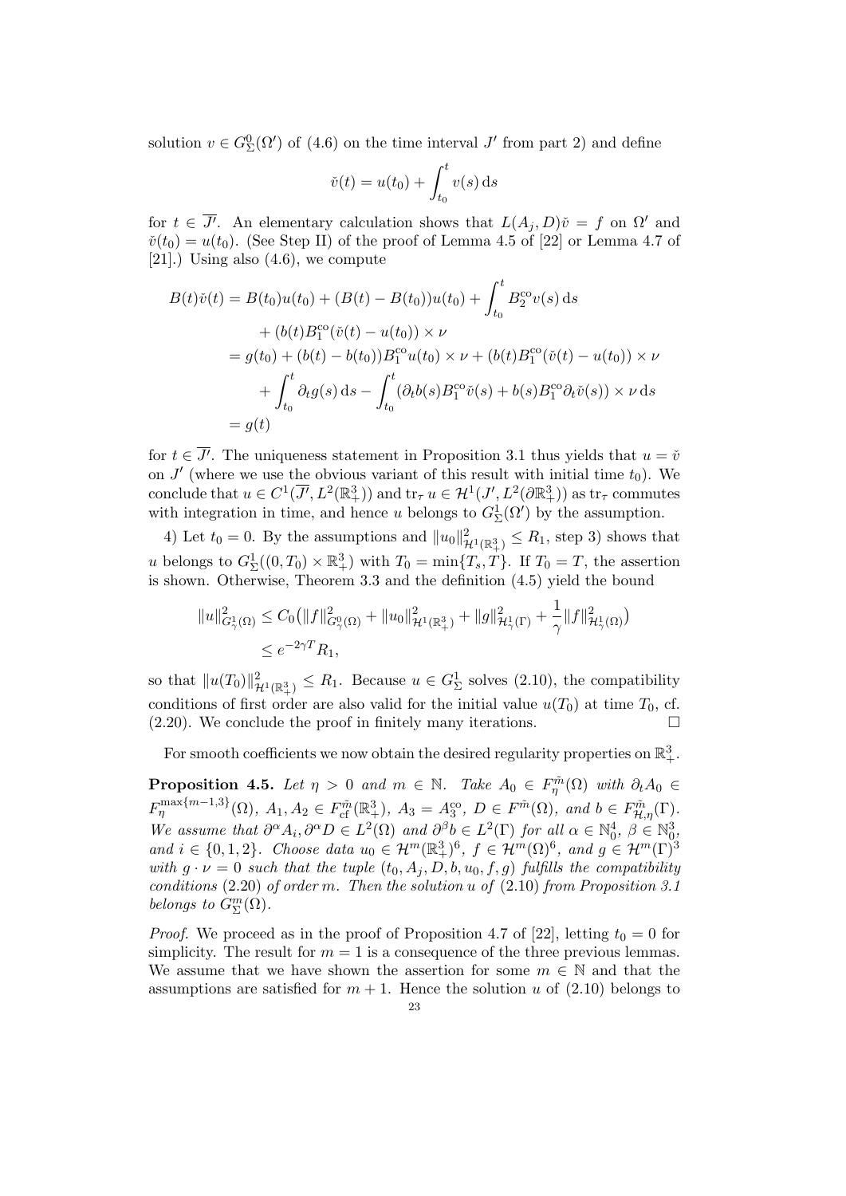solution $v \in G^0_\Sigma(\Omega')$ of (4.6) on the time interval $J'$ from part 2) and define

$$\check{v}(t) = u(t_0) + \int_{t_0}^t v(s)\,\mathrm{d}s$$

for $t \in \overline{J'}$. An elementary calculation shows that $L(A_j, D)\check{v} = f$ on $\Omega'$ and $\check{v}(t_0) = u(t_0)$. (See Step II) of the proof of Lemma 4.5 of [22] or Lemma 4.7 of [21].) Using also (4.6), we compute

$$\begin{aligned}
B(t)\check{v}(t) &= B(t_0)u(t_0) + (B(t) - B(t_0))u(t_0) + \int_{t_0}^t B_2^{\mathrm{co}} v(s)\,\mathrm{d}s \\
&\quad + (b(t)B_1^{\mathrm{co}}(\check{v}(t) - u(t_0))) \times \nu \\
&= g(t_0) + (b(t) - b(t_0))B_1^{\mathrm{co}} u(t_0) \times \nu + (b(t)B_1^{\mathrm{co}}(\check{v}(t) - u(t_0))) \times \nu \\
&\quad + \int_{t_0}^t \partial_t g(s)\,\mathrm{d}s - \int_{t_0}^t (\partial_t b(s) B_1^{\mathrm{co}} \check{v}(s) + b(s)B_1^{\mathrm{co}} \partial_t \check{v}(s)) \times \nu \,\mathrm{d}s \\
&= g(t)
\end{aligned}$$

for $t \in \overline{J'}$. The uniqueness statement in Proposition 3.1 thus yields that $u = \check{v}$ on $J'$ (where we use the obvious variant of this result with initial time $t_0$). We conclude that $u \in C^1(\overline{J'}, L^2(\mathbb{R}^3_+))$ and $\mathrm{tr}_\tau\, u \in \mathcal{H}^1(J', L^2(\partial\mathbb{R}^3_+))$ as $\mathrm{tr}_\tau$ commutes with integration in time, and hence $u$ belongs to $G^1_\Sigma(\Omega')$ by the assumption.

4) Let $t_0 = 0$. By the assumptions and $\|u_0\|^2_{\mathcal{H}^1(\mathbb{R}^3_+)} \le R_1$, step 3) shows that $u$ belongs to $G^1_\Sigma((0, T_0) \times \mathbb{R}^3_+)$ with $T_0 = \min\{T_s, T\}$. If $T_0 = T$, the assertion is shown. Otherwise, Theorem 3.3 and the definition (4.5) yield the bound

$$\begin{aligned}
\|u\|^2_{G^1_\gamma(\Omega)} &\le C_0\big(\|f\|^2_{G^0_\gamma(\Omega)} + \|u_0\|^2_{\mathcal{H}^1(\mathbb{R}^3_+)} + \|g\|^2_{\mathcal{H}^1_\gamma(\Gamma)} + \frac{1}{\gamma}\|f\|^2_{\mathcal{H}^1_\gamma(\Omega)}\big) \\
&\le e^{-2\gamma T} R_1,
\end{aligned}$$

so that $\|u(T_0)\|^2_{\mathcal{H}^1(\mathbb{R}^3_+)} \le R_1$. Because $u \in G^1_\Sigma$ solves (2.10), the compatibility conditions of first order are also valid for the initial value $u(T_0)$ at time $T_0$, cf. (2.20). We conclude the proof in finitely many iterations. $\square$

For smooth coefficients we now obtain the desired regularity properties on $\mathbb{R}^3_+$.

**Proposition 4.5.** *Let $\eta > 0$ and $m \in \mathbb{N}$. Take $A_0 \in F^{\tilde{m}}_\eta(\Omega)$ with $\partial_t A_0 \in F^{\max\{m-1,3\}}_\eta(\Omega)$, $A_1, A_2 \in F^{\tilde{m}}_{\mathrm{cf}}(\mathbb{R}^3_+)$, $A_3 = A_3^{\mathrm{co}}$, $D \in F^{\tilde{m}}(\Omega)$, and $b \in F^{\tilde{m}}_{\mathcal{H},\eta}(\Gamma)$. We assume that $\partial^\alpha A_i, \partial^\alpha D \in L^2(\Omega)$ and $\partial^\beta b \in L^2(\Gamma)$ for all $\alpha \in \mathbb{N}_0^4$, $\beta \in \mathbb{N}_0^3$, and $i \in \{0, 1, 2\}$. Choose data $u_0 \in \mathcal{H}^m(\mathbb{R}^3_+)^6$, $f \in \mathcal{H}^m(\Omega)^6$, and $g \in \mathcal{H}^m(\Gamma)^3$ with $g \cdot \nu = 0$ such that the tuple $(t_0, A_j, D, b, u_0, f, g)$ fulfills the compatibility conditions* (2.20) *of order $m$. Then the solution $u$ of* (2.10) *from Proposition 3.1 belongs to $G^m_\Sigma(\Omega)$.*

*Proof.* We proceed as in the proof of Proposition 4.7 of [22], letting $t_0 = 0$ for simplicity. The result for $m = 1$ is a consequence of the three previous lemmas. We assume that we have shown the assertion for some $m \in \mathbb{N}$ and that the assumptions are satisfied for $m + 1$. Hence the solution $u$ of (2.10) belongs to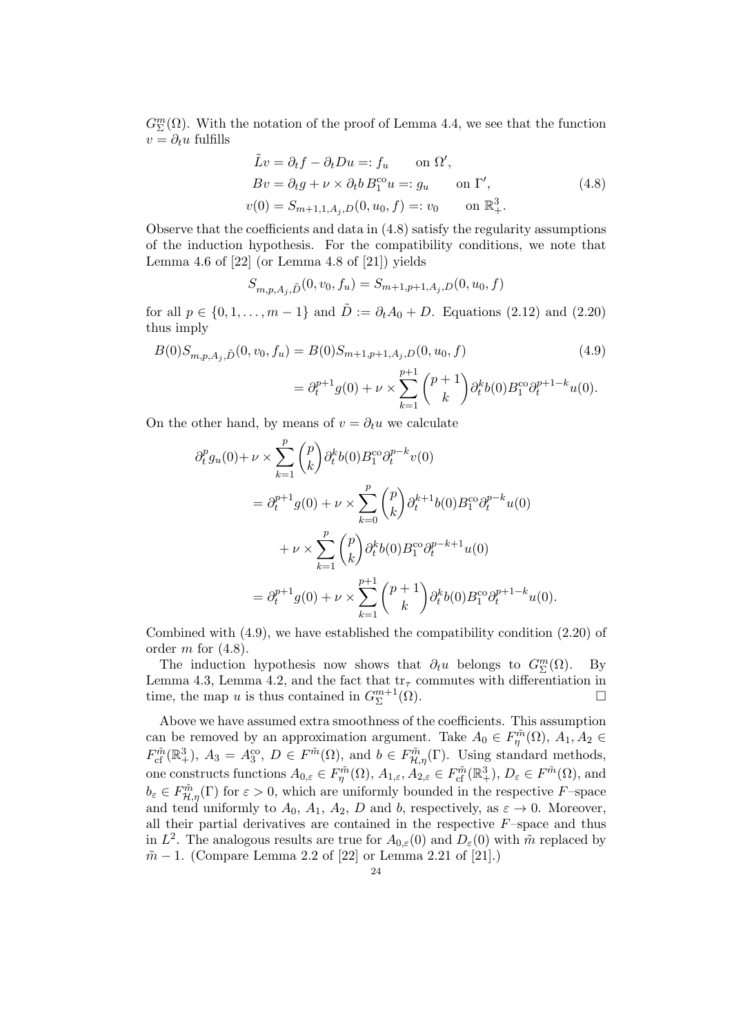$G^m_\Sigma(\Omega)$. With the notation of the proof of Lemma 4.4, we see that the function $v = \partial_t u$ fulfills

$$
\begin{aligned}
\tilde{L}v &= \partial_t f - \partial_t D u =: f_u \qquad \text{on } \Omega', \\
Bv &= \partial_t g + \nu \times \partial_t b\, B_1^{\mathrm{co}} u =: g_u \qquad \text{on } \Gamma', \\
v(0) &= S_{m+1,1,A_j,D}(0, u_0, f) =: v_0 \qquad \text{on } \mathbb{R}^3_+.
\end{aligned}
\tag{4.8}
$$

Observe that the coefficients and data in (4.8) satisfy the regularity assumptions of the induction hypothesis. For the compatibility conditions, we note that Lemma 4.6 of [22] (or Lemma 4.8 of [21]) yields

$$
S_{m,p,A_j,\tilde{D}}(0, v_0, f_u) = S_{m+1,p+1,A_j,D}(0, u_0, f)
$$

for all $p \in \{0, 1, \dots, m-1\}$ and $\tilde{D} := \partial_t A_0 + D$. Equations (2.12) and (2.20) thus imply

$$
\begin{aligned}
B(0) S_{m,p,A_j,\tilde{D}}(0, v_0, f_u) &= B(0) S_{m+1,p+1,A_j,D}(0, u_0, f) \\
&= \partial_t^{p+1} g(0) + \nu \times \sum_{k=1}^{p+1} \binom{p+1}{k} \partial_t^k b(0) B_1^{\mathrm{co}} \partial_t^{p+1-k} u(0).
\end{aligned}
\tag{4.9}
$$

On the other hand, by means of $v = \partial_t u$ we calculate

$$
\begin{aligned}
\partial_t^p g_u(0) &+ \nu \times \sum_{k=1}^{p} \binom{p}{k} \partial_t^k b(0) B_1^{\mathrm{co}} \partial_t^{p-k} v(0) \\
&= \partial_t^{p+1} g(0) + \nu \times \sum_{k=0}^{p} \binom{p}{k} \partial_t^{k+1} b(0) B_1^{\mathrm{co}} \partial_t^{p-k} u(0) \\
&\quad + \nu \times \sum_{k=1}^{p} \binom{p}{k} \partial_t^k b(0) B_1^{\mathrm{co}} \partial_t^{p-k+1} u(0) \\
&= \partial_t^{p+1} g(0) + \nu \times \sum_{k=1}^{p+1} \binom{p+1}{k} \partial_t^k b(0) B_1^{\mathrm{co}} \partial_t^{p+1-k} u(0).
\end{aligned}
$$

Combined with (4.9), we have established the compatibility condition (2.20) of order $m$ for (4.8).

The induction hypothesis now shows that $\partial_t u$ belongs to $G^m_\Sigma(\Omega)$. By Lemma 4.3, Lemma 4.2, and the fact that $\mathrm{tr}_\tau$ commutes with differentiation in time, the map $u$ is thus contained in $G^{m+1}_\Sigma(\Omega)$. $\square$

Above we have assumed extra smoothness of the coefficients. This assumption can be removed by an approximation argument. Take $A_0 \in F^{\tilde{m}}_\eta(\Omega)$, $A_1, A_2 \in F^{\tilde{m}}_{\mathrm{cf}}(\mathbb{R}^3_+)$, $A_3 = A_3^{\mathrm{co}}$, $D \in F^{\tilde{m}}(\Omega)$, and $b \in F^{\tilde{m}}_{\mathcal{H},\eta}(\Gamma)$. Using standard methods, one constructs functions $A_{0,\varepsilon} \in F^{\tilde{m}}_\eta(\Omega)$, $A_{1,\varepsilon}, A_{2,\varepsilon} \in F^{\tilde{m}}_{\mathrm{cf}}(\mathbb{R}^3_+)$, $D_\varepsilon \in F^{\tilde{m}}(\Omega)$, and $b_\varepsilon \in F^{\tilde{m}}_{\mathcal{H},\eta}(\Gamma)$ for $\varepsilon > 0$, which are uniformly bounded in the respective $F$–space and tend uniformly to $A_0$, $A_1$, $A_2$, $D$ and $b$, respectively, as $\varepsilon \to 0$. Moreover, all their partial derivatives are contained in the respective $F$–space and thus in $L^2$. The analogous results are true for $A_{0,\varepsilon}(0)$ and $D_\varepsilon(0)$ with $\tilde{m}$ replaced by $\tilde{m} - 1$. (Compare Lemma 2.2 of [22] or Lemma 2.21 of [21].)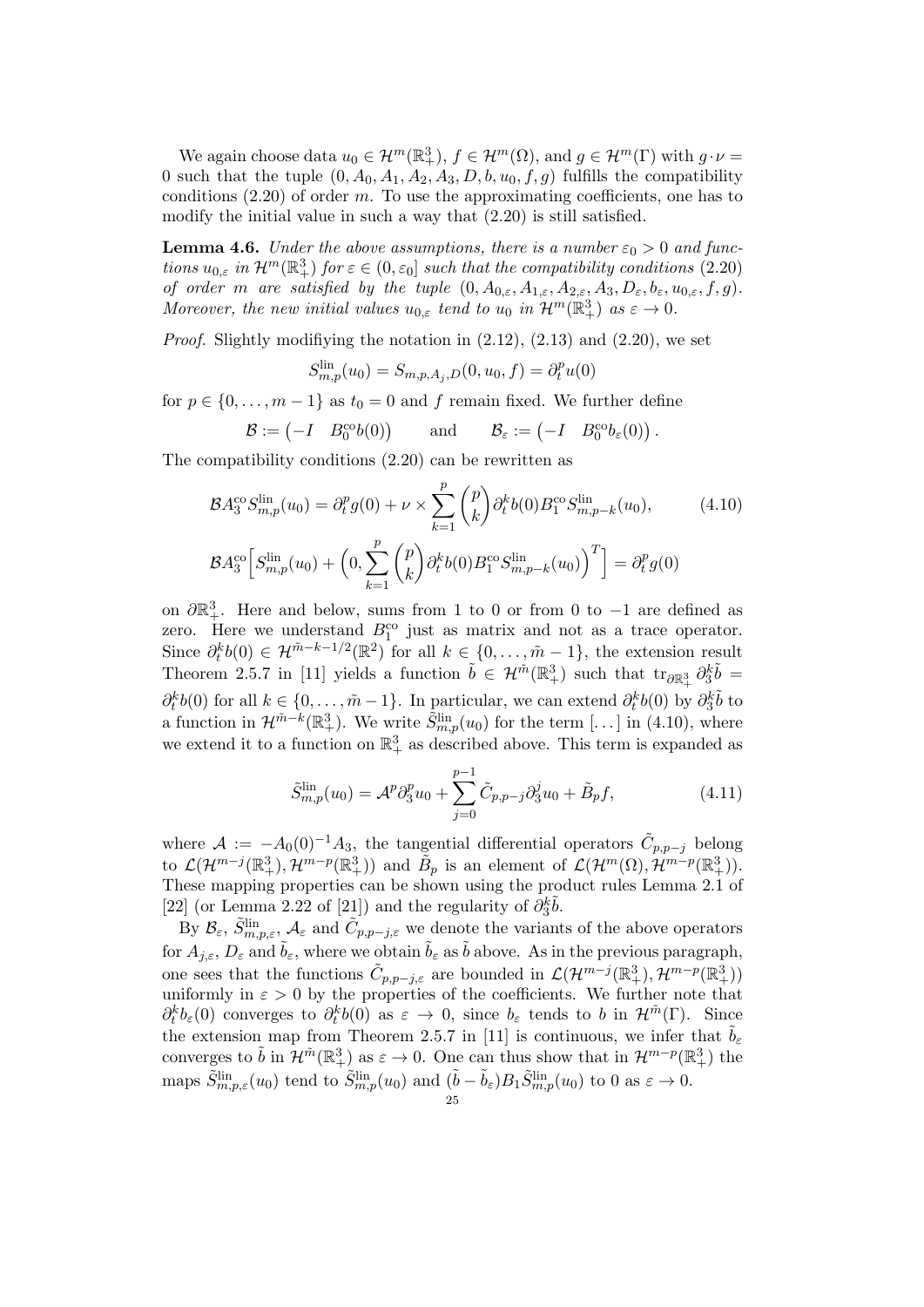We again choose data $u_0 \in \mathcal{H}^m(\mathbb{R}^3_+)$, $f \in \mathcal{H}^m(\Omega)$, and $g \in \mathcal{H}^m(\Gamma)$ with $g \cdot \nu = 0$ such that the tuple $(0, A_0, A_1, A_2, A_3, D, b, u_0, f, g)$ fulfills the compatibility conditions (2.20) of order $m$. To use the approximating coefficients, one has to modify the initial value in such a way that (2.20) is still satisfied.

**Lemma 4.6.** *Under the above assumptions, there is a number $\varepsilon_0 > 0$ and functions $u_{0,\varepsilon}$ in $\mathcal{H}^m(\mathbb{R}^3_+)$ for $\varepsilon \in (0, \varepsilon_0]$ such that the compatibility conditions (2.20) of order $m$ are satisfied by the tuple $(0, A_{0,\varepsilon}, A_{1,\varepsilon}, A_{2,\varepsilon}, A_3, D_\varepsilon, b_\varepsilon, u_{0,\varepsilon}, f, g)$. Moreover, the new initial values $u_{0,\varepsilon}$ tend to $u_0$ in $\mathcal{H}^m(\mathbb{R}^3_+)$ as $\varepsilon \to 0$.*

*Proof.* Slightly modifiying the notation in (2.12), (2.13) and (2.20), we set

$$S^{\mathrm{lin}}_{m,p}(u_0) = S_{m,p,A_j,D}(0, u_0, f) = \partial_t^p u(0)$$

for $p \in \{0, \dots, m-1\}$ as $t_0 = 0$ and $f$ remain fixed. We further define

$$\mathcal{B} := \begin{pmatrix} -I & B_0^{\mathrm{co}} b(0) \end{pmatrix} \qquad \text{and} \qquad \mathcal{B}_\varepsilon := \begin{pmatrix} -I & B_0^{\mathrm{co}} b_\varepsilon(0) \end{pmatrix}.$$

The compatibility conditions (2.20) can be rewritten as

$$\mathcal{B} A_3^{\mathrm{co}} S^{\mathrm{lin}}_{m,p}(u_0) = \partial_t^p g(0) + \nu \times \sum_{k=1}^{p} \binom{p}{k} \partial_t^k b(0) B_1^{\mathrm{co}} S^{\mathrm{lin}}_{m,p-k}(u_0), \tag{4.10}$$

$$\mathcal{B} A_3^{\mathrm{co}} \Big[ S^{\mathrm{lin}}_{m,p}(u_0) + \Big(0, \sum_{k=1}^{p} \binom{p}{k} \partial_t^k b(0) B_1^{\mathrm{co}} S^{\mathrm{lin}}_{m,p-k}(u_0)\Big)^T \Big] = \partial_t^p g(0)$$

on $\partial \mathbb{R}^3_+$. Here and below, sums from 1 to 0 or from 0 to $-1$ are defined as zero. Here we understand $B_1^{\mathrm{co}}$ just as matrix and not as a trace operator. Since $\partial_t^k b(0) \in \mathcal{H}^{\tilde{m}-k-1/2}(\mathbb{R}^2)$ for all $k \in \{0, \dots, \tilde{m}-1\}$, the extension result Theorem 2.5.7 in [11] yields a function $\tilde{b} \in \mathcal{H}^{\tilde{m}}(\mathbb{R}^3_+)$ such that $\mathrm{tr}_{\partial \mathbb{R}^3_+} \partial_3^k \tilde{b} = \partial_t^k b(0)$ for all $k \in \{0, \dots, \tilde{m}-1\}$. In particular, we can extend $\partial_t^k b(0)$ by $\partial_3^k \tilde{b}$ to a function in $\mathcal{H}^{\tilde{m}-k}(\mathbb{R}^3_+)$. We write $\tilde{S}^{\mathrm{lin}}_{m,p}(u_0)$ for the term $[\dots]$ in (4.10), where we extend it to a function on $\mathbb{R}^3_+$ as described above. This term is expanded as

$$\tilde{S}^{\mathrm{lin}}_{m,p}(u_0) = \mathcal{A}^p \partial_3^p u_0 + \sum_{j=0}^{p-1} \tilde{C}_{p,p-j} \partial_3^j u_0 + \tilde{B}_p f, \tag{4.11}$$

where $\mathcal{A} := -A_0(0)^{-1} A_3$, the tangential differential operators $\tilde{C}_{p,p-j}$ belong to $\mathcal{L}(\mathcal{H}^{m-j}(\mathbb{R}^3_+), \mathcal{H}^{m-p}(\mathbb{R}^3_+))$ and $\tilde{B}_p$ is an element of $\mathcal{L}(\mathcal{H}^m(\Omega), \mathcal{H}^{m-p}(\mathbb{R}^3_+))$. These mapping properties can be shown using the product rules Lemma 2.1 of [22] (or Lemma 2.22 of [21]) and the regularity of $\partial_3^k \tilde{b}$.

By $\mathcal{B}_\varepsilon$, $\tilde{S}^{\mathrm{lin}}_{m,p,\varepsilon}$, $\mathcal{A}_\varepsilon$ and $\tilde{C}_{p,p-j,\varepsilon}$ we denote the variants of the above operators for $A_{j,\varepsilon}$, $D_\varepsilon$ and $\tilde{b}_\varepsilon$, where we obtain $\tilde{b}_\varepsilon$ as $\tilde{b}$ above. As in the previous paragraph, one sees that the functions $\tilde{C}_{p,p-j,\varepsilon}$ are bounded in $\mathcal{L}(\mathcal{H}^{m-j}(\mathbb{R}^3_+), \mathcal{H}^{m-p}(\mathbb{R}^3_+))$ uniformly in $\varepsilon > 0$ by the properties of the coefficients. We further note that $\partial_t^k b_\varepsilon(0)$ converges to $\partial_t^k b(0)$ as $\varepsilon \to 0$, since $b_\varepsilon$ tends to $b$ in $\mathcal{H}^{\tilde{m}}(\Gamma)$. Since the extension map from Theorem 2.5.7 in [11] is continuous, we infer that $\tilde{b}_\varepsilon$ converges to $\tilde{b}$ in $\mathcal{H}^{\tilde{m}}(\mathbb{R}^3_+)$ as $\varepsilon \to 0$. One can thus show that in $\mathcal{H}^{m-p}(\mathbb{R}^3_+)$ the maps $\tilde{S}^{\mathrm{lin}}_{m,p,\varepsilon}(u_0)$ tend to $\tilde{S}^{\mathrm{lin}}_{m,p}(u_0)$ and $(\tilde{b} - \tilde{b}_\varepsilon) B_1 \tilde{S}^{\mathrm{lin}}_{m,p}(u_0)$ to 0 as $\varepsilon \to 0$.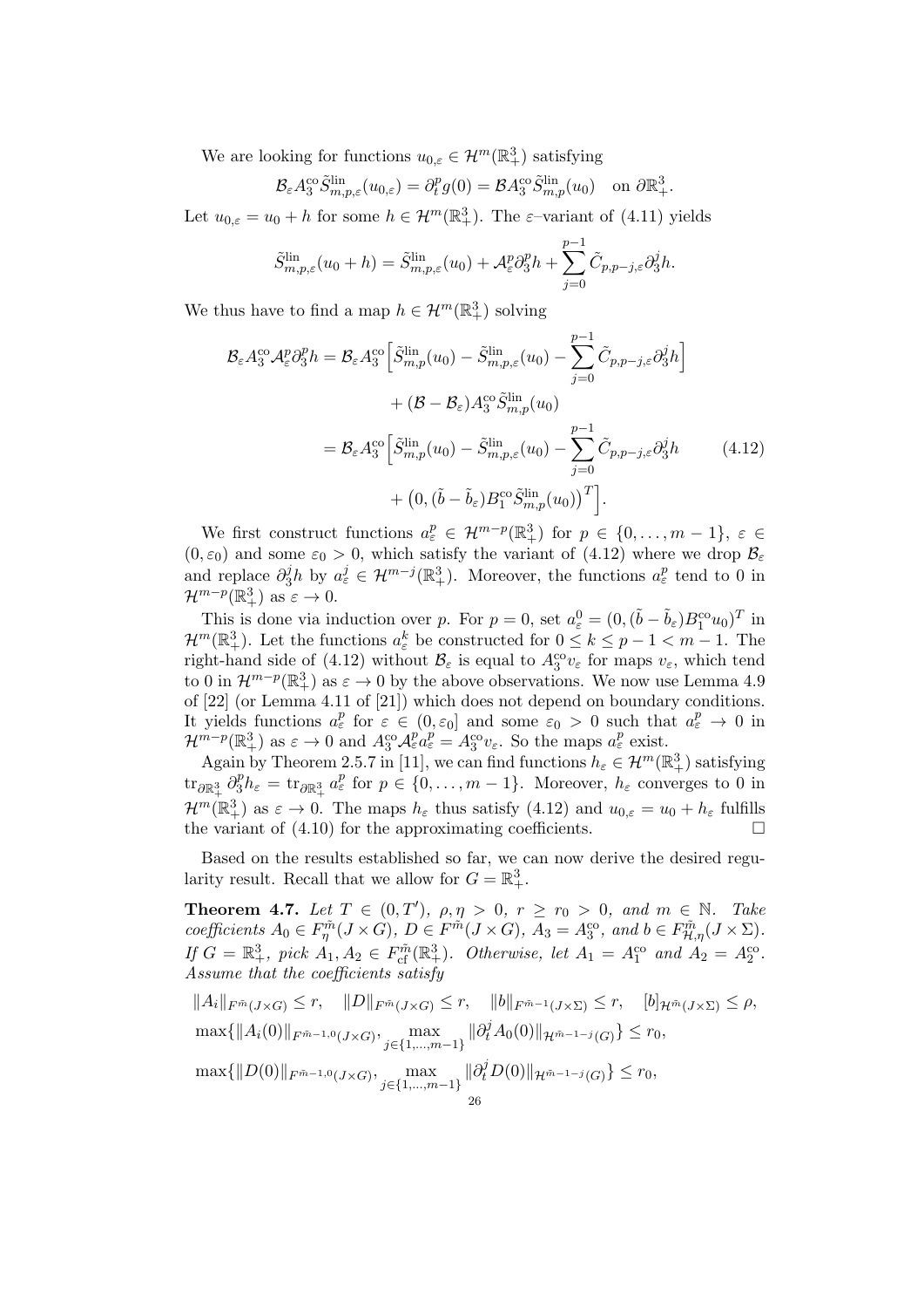We are looking for functions $u_{0,\varepsilon} \in \mathcal{H}^m(\mathbb{R}^3_+)$ satisfying

$$\mathcal{B}_\varepsilon A_3^{\mathrm{co}} \tilde{S}^{\mathrm{lin}}_{m,p,\varepsilon}(u_{0,\varepsilon}) = \partial_t^p g(0) = \mathcal{B} A_3^{\mathrm{co}} \tilde{S}^{\mathrm{lin}}_{m,p}(u_0) \quad \text{on } \partial\mathbb{R}^3_+.$$

Let $u_{0,\varepsilon} = u_0 + h$ for some $h \in \mathcal{H}^m(\mathbb{R}^3_+)$. The $\varepsilon$–variant of (4.11) yields

$$\tilde{S}^{\mathrm{lin}}_{m,p,\varepsilon}(u_0 + h) = \tilde{S}^{\mathrm{lin}}_{m,p,\varepsilon}(u_0) + \mathcal{A}_\varepsilon^p \partial_3^p h + \sum_{j=0}^{p-1} \tilde{C}_{p,p-j,\varepsilon} \partial_3^j h.$$

We thus have to find a map $h \in \mathcal{H}^m(\mathbb{R}^3_+)$ solving

$$\begin{aligned}
\mathcal{B}_\varepsilon A_3^{\mathrm{co}} \mathcal{A}_\varepsilon^p \partial_3^p h &= \mathcal{B}_\varepsilon A_3^{\mathrm{co}} \Big[ \tilde{S}^{\mathrm{lin}}_{m,p}(u_0) - \tilde{S}^{\mathrm{lin}}_{m,p,\varepsilon}(u_0) - \sum_{j=0}^{p-1} \tilde{C}_{p,p-j,\varepsilon} \partial_3^j h \Big] \\
&\qquad + (\mathcal{B} - \mathcal{B}_\varepsilon) A_3^{\mathrm{co}} \tilde{S}^{\mathrm{lin}}_{m,p}(u_0) \\
&= \mathcal{B}_\varepsilon A_3^{\mathrm{co}} \Big[ \tilde{S}^{\mathrm{lin}}_{m,p}(u_0) - \tilde{S}^{\mathrm{lin}}_{m,p,\varepsilon}(u_0) - \sum_{j=0}^{p-1} \tilde{C}_{p,p-j,\varepsilon} \partial_3^j h \qquad (4.12) \\
&\qquad + \big(0, (\tilde{b} - \tilde{b}_\varepsilon) B_1^{\mathrm{co}} \tilde{S}^{\mathrm{lin}}_{m,p}(u_0)\big)^T \Big].
\end{aligned}$$

We first construct functions $a_\varepsilon^p \in \mathcal{H}^{m-p}(\mathbb{R}^3_+)$ for $p \in \{0, \ldots, m-1\}$, $\varepsilon \in (0, \varepsilon_0)$ and some $\varepsilon_0 > 0$, which satisfy the variant of (4.12) where we drop $\mathcal{B}_\varepsilon$ and replace $\partial_3^j h$ by $a_\varepsilon^j \in \mathcal{H}^{m-j}(\mathbb{R}^3_+)$. Moreover, the functions $a_\varepsilon^p$ tend to 0 in $\mathcal{H}^{m-p}(\mathbb{R}^3_+)$ as $\varepsilon \to 0$.

This is done via induction over $p$. For $p = 0$, set $a_\varepsilon^0 = (0, (\tilde{b} - \tilde{b}_\varepsilon) B_1^{\mathrm{co}} u_0)^T$ in $\mathcal{H}^m(\mathbb{R}^3_+)$. Let the functions $a_\varepsilon^k$ be constructed for $0 \leq k \leq p - 1 < m - 1$. The right-hand side of (4.12) without $\mathcal{B}_\varepsilon$ is equal to $A_3^{\mathrm{co}} v_\varepsilon$ for maps $v_\varepsilon$, which tend to 0 in $\mathcal{H}^{m-p}(\mathbb{R}^3_+)$ as $\varepsilon \to 0$ by the above observations. We now use Lemma 4.9 of [22] (or Lemma 4.11 of [21]) which does not depend on boundary conditions. It yields functions $a_\varepsilon^p$ for $\varepsilon \in (0, \varepsilon_0]$ and some $\varepsilon_0 > 0$ such that $a_\varepsilon^p \to 0$ in $\mathcal{H}^{m-p}(\mathbb{R}^3_+)$ as $\varepsilon \to 0$ and $A_3^{\mathrm{co}} \mathcal{A}_\varepsilon^p a_\varepsilon^p = A_3^{\mathrm{co}} v_\varepsilon$. So the maps $a_\varepsilon^p$ exist.

Again by Theorem 2.5.7 in [11], we can find functions $h_\varepsilon \in \mathcal{H}^m(\mathbb{R}^3_+)$ satisfying $\mathrm{tr}_{\partial\mathbb{R}^3_+} \partial_3^p h_\varepsilon = \mathrm{tr}_{\partial\mathbb{R}^3_+} a_\varepsilon^p$ for $p \in \{0, \ldots, m-1\}$. Moreover, $h_\varepsilon$ converges to 0 in $\mathcal{H}^m(\mathbb{R}^3_+)$ as $\varepsilon \to 0$. The maps $h_\varepsilon$ thus satisfy (4.12) and $u_{0,\varepsilon} = u_0 + h_\varepsilon$ fulfills the variant of (4.10) for the approximating coefficients. $\square$

Based on the results established so far, we can now derive the desired regularity result. Recall that we allow for $G = \mathbb{R}^3_+$.

**Theorem 4.7.** *Let $T \in (0, T')$, $\rho, \eta > 0$, $r \geq r_0 > 0$, and $m \in \mathbb{N}$. Take coefficients $A_0 \in F^{\tilde{m}}_\eta(J \times G)$, $D \in F^{\tilde{m}}(J \times G)$, $A_3 = A_3^{\mathrm{co}}$, and $b \in F^{\tilde{m}}_{\mathcal{H},\eta}(J \times \Sigma)$. If $G = \mathbb{R}^3_+$, pick $A_1, A_2 \in F^{\tilde{m}}_{\mathrm{cf}}(\mathbb{R}^3_+)$. Otherwise, let $A_1 = A_1^{\mathrm{co}}$ and $A_2 = A_2^{\mathrm{co}}$. Assume that the coefficients satisfy*

$$\|A_i\|_{F^{\tilde{m}}(J \times G)} \leq r, \quad \|D\|_{F^{\tilde{m}}(J \times G)} \leq r, \quad \|b\|_{F^{\tilde{m}-1}(J \times \Sigma)} \leq r, \quad [b]_{\mathcal{H}^{\tilde{m}}(J \times \Sigma)} \leq \rho,$$

$$\max\{\|A_i(0)\|_{F^{\tilde{m}-1,0}(J \times G)}, \max_{j \in \{1, \ldots, m-1\}} \|\partial_t^j A_0(0)\|_{\mathcal{H}^{\tilde{m}-1-j}(G)}\} \leq r_0,$$

$$\max\{\|D(0)\|_{F^{\tilde{m}-1,0}(J \times G)}, \max_{j \in \{1, \ldots, m-1\}} \|\partial_t^j D(0)\|_{\mathcal{H}^{\tilde{m}-1-j}(G)}\} \leq r_0,$$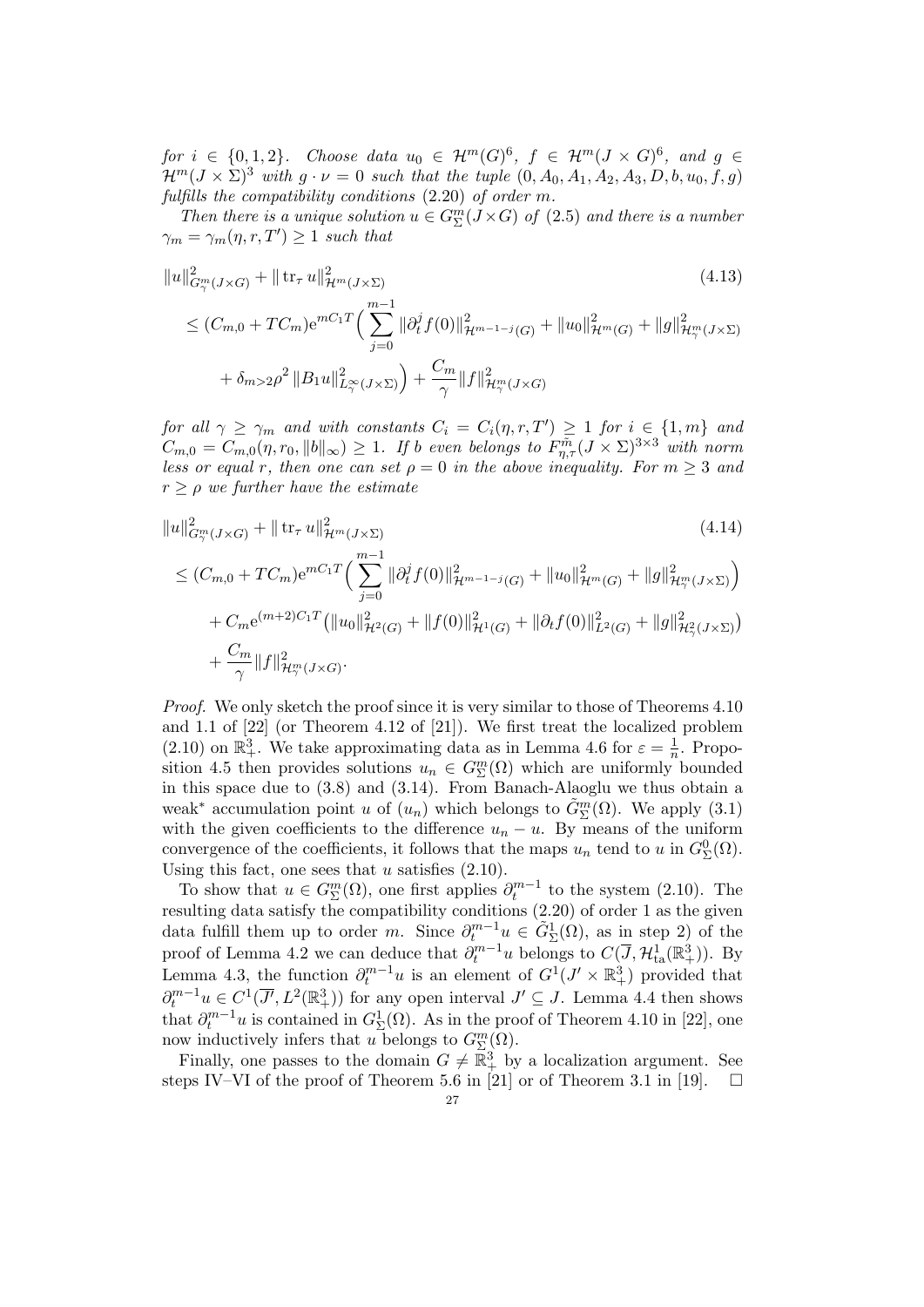*for $i \in \{0,1,2\}$. Choose data $u_0 \in \mathcal{H}^m(G)^6$, $f \in \mathcal{H}^m(J \times G)^6$, and $g \in \mathcal{H}^m(J \times \Sigma)^3$ with $g \cdot \nu = 0$ such that the tuple $(0, A_0, A_1, A_2, A_3, D, b, u_0, f, g)$ fulfills the compatibility conditions (2.20) of order $m$.*

*Then there is a unique solution $u \in G^m_\Sigma(J \times G)$ of (2.5) and there is a number $\gamma_m = \gamma_m(\eta, r, T') \geq 1$ such that*

$$
\begin{aligned}
&\|u\|^2_{G^m_\gamma(J\times G)} + \|\operatorname{tr}_\tau u\|^2_{\mathcal{H}^m(J\times\Sigma)} \qquad (4.13)\\
&\leq (C_{m,0} + TC_m)\mathrm{e}^{mC_1T}\Big(\sum_{j=0}^{m-1}\|\partial_t^j f(0)\|^2_{\mathcal{H}^{m-1-j}(G)} + \|u_0\|^2_{\mathcal{H}^m(G)} + \|g\|^2_{\mathcal{H}^m_\gamma(J\times\Sigma)}\\
&\quad + \delta_{m>2}\rho^2\|B_1 u\|^2_{L^\infty_\gamma(J\times\Sigma)}\Big) + \frac{C_m}{\gamma}\|f\|^2_{\mathcal{H}^m_\gamma(J\times G)}
\end{aligned}
$$

*for all $\gamma \geq \gamma_m$ and with constants $C_i = C_i(\eta, r, T') \geq 1$ for $i \in \{1, m\}$ and $C_{m,0} = C_{m,0}(\eta, r_0, \|b\|_\infty) \geq 1$. If $b$ even belongs to $F^{\tilde{m}}_{\eta,\tau}(J \times \Sigma)^{3\times 3}$ with norm less or equal $r$, then one can set $\rho = 0$ in the above inequality. For $m \geq 3$ and $r \geq \rho$ we further have the estimate*

$$
\begin{aligned}
&\|u\|^2_{G^m_\gamma(J\times G)} + \|\operatorname{tr}_\tau u\|^2_{\mathcal{H}^m(J\times\Sigma)} \qquad (4.14)\\
&\leq (C_{m,0} + TC_m)\mathrm{e}^{mC_1T}\Big(\sum_{j=0}^{m-1}\|\partial_t^j f(0)\|^2_{\mathcal{H}^{m-1-j}(G)} + \|u_0\|^2_{\mathcal{H}^m(G)} + \|g\|^2_{\mathcal{H}^m_\gamma(J\times\Sigma)}\Big)\\
&\quad + C_m\mathrm{e}^{(m+2)C_1T}\big(\|u_0\|^2_{\mathcal{H}^2(G)} + \|f(0)\|^2_{\mathcal{H}^1(G)} + \|\partial_t f(0)\|^2_{L^2(G)} + \|g\|^2_{\mathcal{H}^2_\gamma(J\times\Sigma)}\big)\\
&\quad + \frac{C_m}{\gamma}\|f\|^2_{\mathcal{H}^m_\gamma(J\times G)}.
\end{aligned}
$$

*Proof.* We only sketch the proof since it is very similar to those of Theorems 4.10 and 1.1 of [22] (or Theorem 4.12 of [21]). We first treat the localized problem (2.10) on $\mathbb{R}^3_+$. We take approximating data as in Lemma 4.6 for $\varepsilon = \frac{1}{n}$. Proposition 4.5 then provides solutions $u_n \in G^m_\Sigma(\Omega)$ which are uniformly bounded in this space due to (3.8) and (3.14). From Banach-Alaoglu we thus obtain a weak$^*$ accumulation point $u$ of $(u_n)$ which belongs to $\tilde{G}^m_\Sigma(\Omega)$. We apply (3.1) with the given coefficients to the difference $u_n - u$. By means of the uniform convergence of the coefficients, it follows that the maps $u_n$ tend to $u$ in $G^0_\Sigma(\Omega)$. Using this fact, one sees that $u$ satisfies (2.10).

To show that $u \in G^m_\Sigma(\Omega)$, one first applies $\partial_t^{m-1}$ to the system (2.10). The resulting data satisfy the compatibility conditions (2.20) of order 1 as the given data fulfill them up to order $m$. Since $\partial_t^{m-1} u \in \tilde{G}^1_\Sigma(\Omega)$, as in step 2) of the proof of Lemma 4.2 we can deduce that $\partial_t^{m-1} u$ belongs to $C(\overline{J}, \mathcal{H}^1_{\mathrm{ta}}(\mathbb{R}^3_+))$. By Lemma 4.3, the function $\partial_t^{m-1} u$ is an element of $G^1(J' \times \mathbb{R}^3_+)$ provided that $\partial_t^{m-1} u \in C^1(\overline{J'}, L^2(\mathbb{R}^3_+))$ for any open interval $J' \subseteq J$. Lemma 4.4 then shows that $\partial_t^{m-1} u$ is contained in $G^1_\Sigma(\Omega)$. As in the proof of Theorem 4.10 in [22], one now inductively infers that $u$ belongs to $G^m_\Sigma(\Omega)$.

Finally, one passes to the domain $G \neq \mathbb{R}^3_+$ by a localization argument. See steps IV–VI of the proof of Theorem 5.6 in [21] or of Theorem 3.1 in [19]. $\square$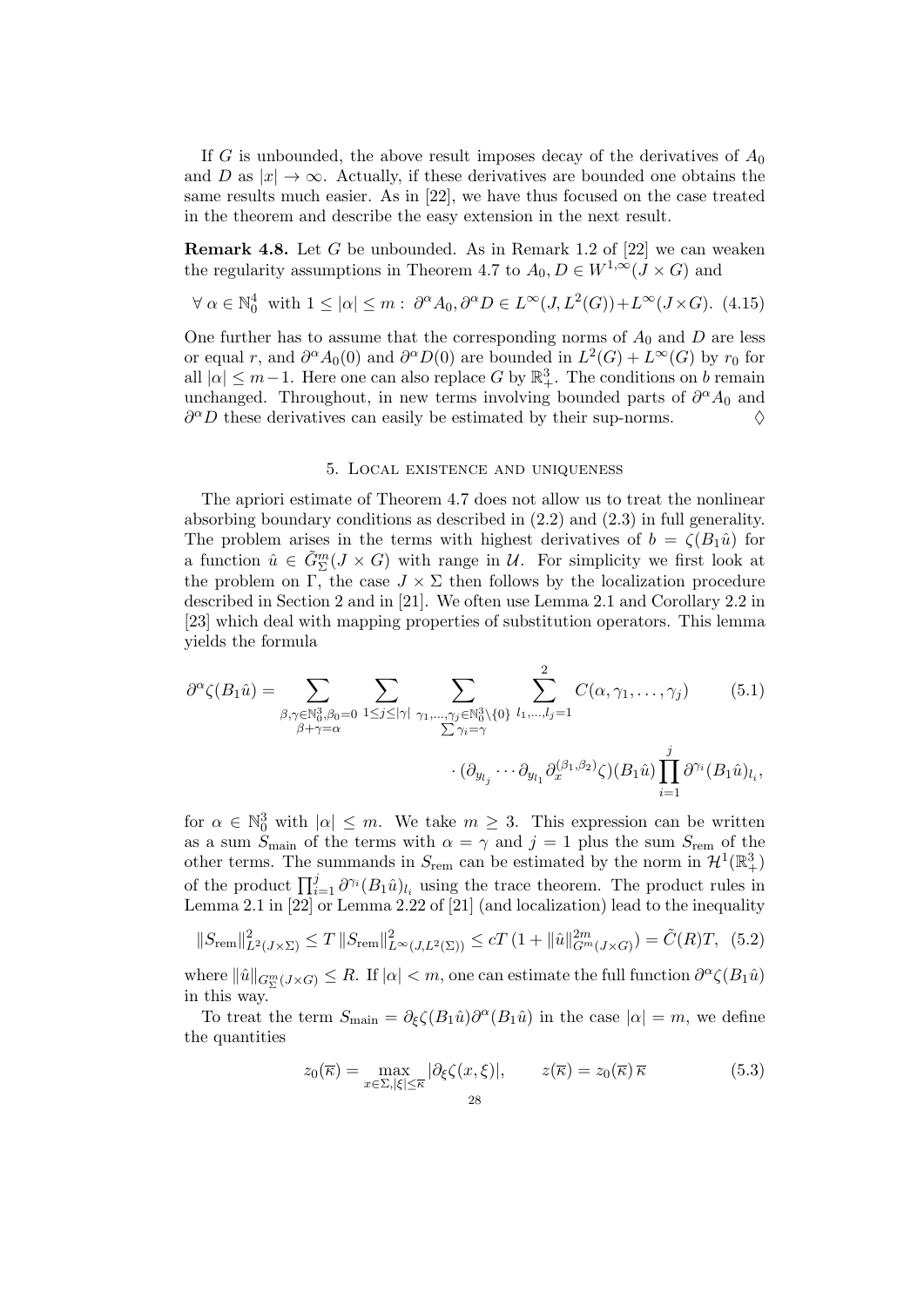If $G$ is unbounded, the above result imposes decay of the derivatives of $A_0$ and $D$ as $|x| \to \infty$. Actually, if these derivatives are bounded one obtains the same results much easier. As in [22], we have thus focused on the case treated in the theorem and describe the easy extension in the next result.

**Remark 4.8.** Let $G$ be unbounded. As in Remark 1.2 of [22] we can weaken the regularity assumptions in Theorem 4.7 to $A_0, D \in W^{1,\infty}(J \times G)$ and

$$\forall\ \alpha \in \mathbb{N}_0^4 \ \text{ with } 1 \le |\alpha| \le m: \ \partial^\alpha A_0, \partial^\alpha D \in L^\infty(J, L^2(G)) + L^\infty(J \times G). \quad (4.15)$$

One further has to assume that the corresponding norms of $A_0$ and $D$ are less or equal $r$, and $\partial^\alpha A_0(0)$ and $\partial^\alpha D(0)$ are bounded in $L^2(G) + L^\infty(G)$ by $r_0$ for all $|\alpha| \le m-1$. Here one can also replace $G$ by $\mathbb{R}^3_+$. The conditions on $b$ remain unchanged. Throughout, in new terms involving bounded parts of $\partial^\alpha A_0$ and $\partial^\alpha D$ these derivatives can easily be estimated by their sup-norms. $\Diamond$

## 5. Local existence and uniqueness

The apriori estimate of Theorem 4.7 does not allow us to treat the nonlinear absorbing boundary conditions as described in (2.2) and (2.3) in full generality. The problem arises in the terms with highest derivatives of $b = \zeta(B_1\hat{u})$ for a function $\hat{u} \in \tilde{G}^m_\Sigma(J \times G)$ with range in $\mathcal{U}$. For simplicity we first look at the problem on $\Gamma$, the case $J \times \Sigma$ then follows by the localization procedure described in Section 2 and in [21]. We often use Lemma 2.1 and Corollary 2.2 in [23] which deal with mapping properties of substitution operators. This lemma yields the formula

$$\begin{aligned}
\partial^\alpha \zeta(B_1\hat{u}) = \sum_{\substack{\beta,\gamma\in\mathbb{N}_0^3, \beta_0=0\\ \beta+\gamma=\alpha}} \sum_{1\le j\le|\gamma|} \sum_{\substack{\gamma_1,\dots,\gamma_j\in\mathbb{N}_0^3\setminus\{0\}\\ \sum\gamma_i=\gamma}} \sum_{l_1,\dots,l_j=1}^{2} C(\alpha,\gamma_1,\dots,\gamma_j) \qquad (5.1)\\
\cdot (\partial_{y_{l_j}} \cdots \partial_{y_{l_1}} \partial_x^{(\beta_1,\beta_2)} \zeta)(B_1\hat{u}) \prod_{i=1}^{j} \partial^{\gamma_i}(B_1\hat{u})_{l_i},
\end{aligned}$$

for $\alpha \in \mathbb{N}_0^3$ with $|\alpha| \le m$. We take $m \ge 3$. This expression can be written as a sum $S_{\text{main}}$ of the terms with $\alpha = \gamma$ and $j = 1$ plus the sum $S_{\text{rem}}$ of the other terms. The summands in $S_{\text{rem}}$ can be estimated by the norm in $\mathcal{H}^1(\mathbb{R}^3_+)$ of the product $\prod_{i=1}^j \partial^{\gamma_i}(B_1\hat{u})_{l_i}$ using the trace theorem. The product rules in Lemma 2.1 in [22] or Lemma 2.22 of [21] (and localization) lead to the inequality

$$\|S_{\text{rem}}\|^2_{L^2(J\times\Sigma)} \le T\,\|S_{\text{rem}}\|^2_{L^\infty(J,L^2(\Sigma))} \le cT\,(1 + \|\hat{u}\|^{2m}_{G^m(J\times G)}) = \tilde{C}(R)T, \quad (5.2)$$

where $\|\hat{u}\|_{G^m_\Sigma(J\times G)} \le R$. If $|\alpha| < m$, one can estimate the full function $\partial^\alpha\zeta(B_1\hat{u})$ in this way.

To treat the term $S_{\text{main}} = \partial_\xi\zeta(B_1\hat{u})\partial^\alpha(B_1\hat{u})$ in the case $|\alpha| = m$, we define the quantities

$$z_0(\overline{\kappa}) = \max_{x\in\Sigma, |\xi|\le\overline{\kappa}} |\partial_\xi\zeta(x,\xi)|, \qquad z(\overline{\kappa}) = z_0(\overline{\kappa})\,\overline{\kappa} \quad (5.3)$$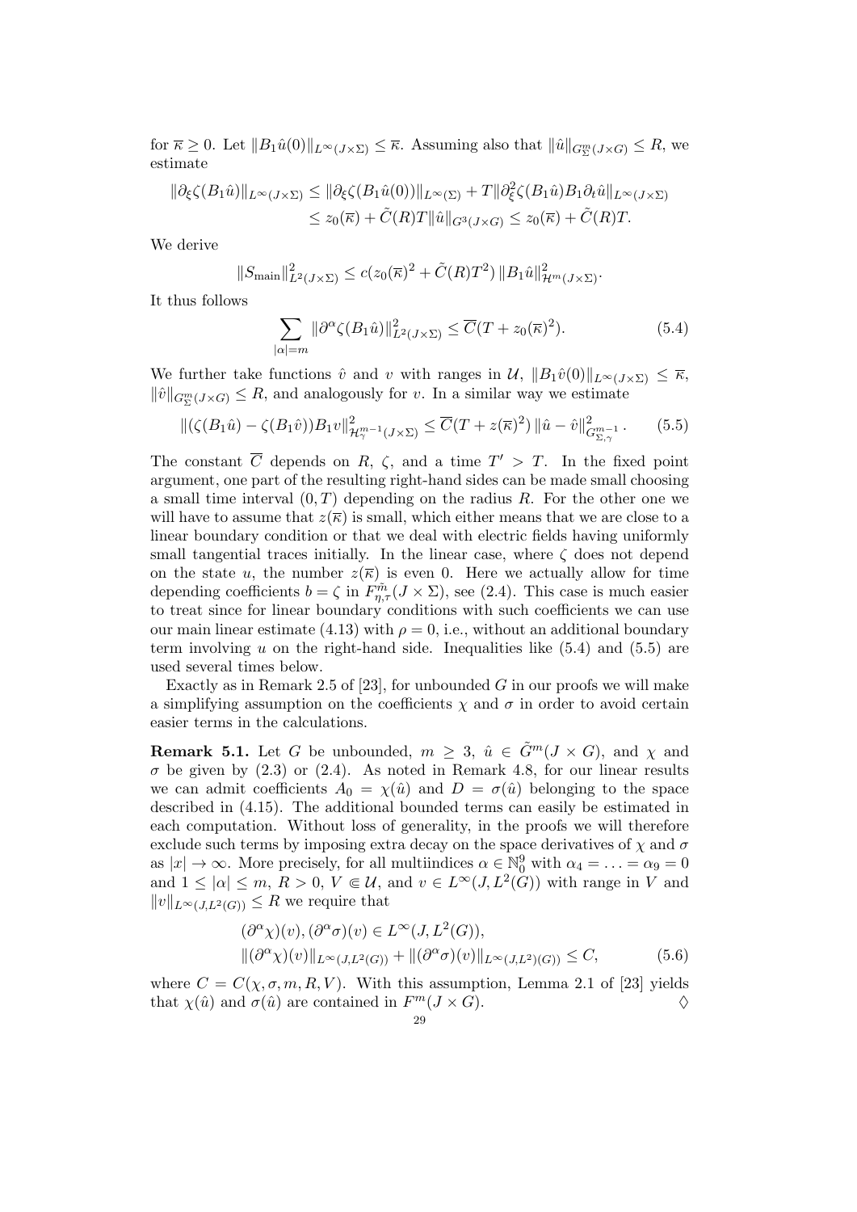for $\overline{\kappa} \geq 0$. Let $\|B_1 \hat{u}(0)\|_{L^\infty(J\times\Sigma)} \leq \overline{\kappa}$. Assuming also that $\|\hat{u}\|_{G^m_\Sigma(J\times G)} \leq R$, we estimate

$$
\begin{aligned}
\|\partial_\xi \zeta(B_1\hat{u})\|_{L^\infty(J\times\Sigma)} &\leq \|\partial_\xi \zeta(B_1 \hat{u}(0))\|_{L^\infty(\Sigma)} + T\|\partial_\xi^2 \zeta(B_1\hat{u}) B_1 \partial_t \hat{u}\|_{L^\infty(J\times\Sigma)} \\
&\leq z_0(\overline{\kappa}) + \tilde{C}(R)T\|\hat{u}\|_{G^3(J\times G)} \leq z_0(\overline{\kappa}) + \tilde{C}(R)T.
\end{aligned}
$$

We derive

$$
\|S_{\mathrm{main}}\|^2_{L^2(J\times\Sigma)} \leq c(z_0(\overline{\kappa})^2 + \tilde{C}(R)T^2)\, \|B_1\hat{u}\|^2_{\mathcal{H}^m(J\times\Sigma)}.
$$

It thus follows

$$
\sum_{|\alpha|=m} \|\partial^\alpha \zeta(B_1\hat{u})\|^2_{L^2(J\times\Sigma)} \leq \overline{C}(T + z_0(\overline{\kappa})^2). \tag{5.4}
$$

We further take functions $\hat{v}$ and $v$ with ranges in $\mathcal{U}$, $\|B_1\hat{v}(0)\|_{L^\infty(J\times\Sigma)} \leq \overline{\kappa}$, $\|\hat{v}\|_{G^m_\Sigma(J\times G)} \leq R$, and analogously for $v$. In a similar way we estimate

$$
\|(\zeta(B_1\hat{u}) - \zeta(B_1\hat{v}))B_1 v\|^2_{\mathcal{H}^{m-1}_\gamma(J\times\Sigma)} \leq \overline{C}(T + z(\overline{\kappa})^2)\, \|\hat{u} - \hat{v}\|^2_{G^{m-1}_{\Sigma,\gamma}}. \tag{5.5}
$$

The constant $\overline{C}$ depends on $R$, $\zeta$, and a time $T' > T$. In the fixed point argument, one part of the resulting right-hand sides can be made small choosing a small time interval $(0,T)$ depending on the radius $R$. For the other one we will have to assume that $z(\overline{\kappa})$ is small, which either means that we are close to a linear boundary condition or that we deal with electric fields having uniformly small tangential traces initially. In the linear case, where $\zeta$ does not depend on the state $u$, the number $z(\overline{\kappa})$ is even 0. Here we actually allow for time depending coefficients $b = \zeta$ in $F^{\tilde{m}}_{\eta,\tau}(J\times\Sigma)$, see (2.4). This case is much easier to treat since for linear boundary conditions with such coefficients we can use our main linear estimate (4.13) with $\rho = 0$, i.e., without an additional boundary term involving $u$ on the right-hand side. Inequalities like (5.4) and (5.5) are used several times below.

Exactly as in Remark 2.5 of [23], for unbounded $G$ in our proofs we will make a simplifying assumption on the coefficients $\chi$ and $\sigma$ in order to avoid certain easier terms in the calculations.

**Remark 5.1.** Let $G$ be unbounded, $m \geq 3$, $\hat{u} \in \tilde{G}^m(J\times G)$, and $\chi$ and $\sigma$ be given by (2.3) or (2.4). As noted in Remark 4.8, for our linear results we can admit coefficients $A_0 = \chi(\hat{u})$ and $D = \sigma(\hat{u})$ belonging to the space described in (4.15). The additional bounded terms can easily be estimated in each computation. Without loss of generality, in the proofs we will therefore exclude such terms by imposing extra decay on the space derivatives of $\chi$ and $\sigma$ as $|x| \to \infty$. More precisely, for all multiindices $\alpha \in \mathbb{N}_0^9$ with $\alpha_4 = \ldots = \alpha_9 = 0$ and $1 \leq |\alpha| \leq m$, $R > 0$, $V \Subset \mathcal{U}$, and $v \in L^\infty(J, L^2(G))$ with range in $V$ and $\|v\|_{L^\infty(J,L^2(G))} \leq R$ we require that

$$
\begin{aligned}
&(\partial^\alpha \chi)(v), (\partial^\alpha \sigma)(v) \in L^\infty(J, L^2(G)), \\
&\|(\partial^\alpha \chi)(v)\|_{L^\infty(J,L^2(G))} + \|(\partial^\alpha \sigma)(v)\|_{L^\infty(J,L^2)(G))} \leq C,
\end{aligned} \tag{5.6}
$$

where $C = C(\chi, \sigma, m, R, V)$. With this assumption, Lemma 2.1 of [23] yields that $\chi(\hat{u})$ and $\sigma(\hat{u})$ are contained in $F^m(J\times G)$. $\Diamond$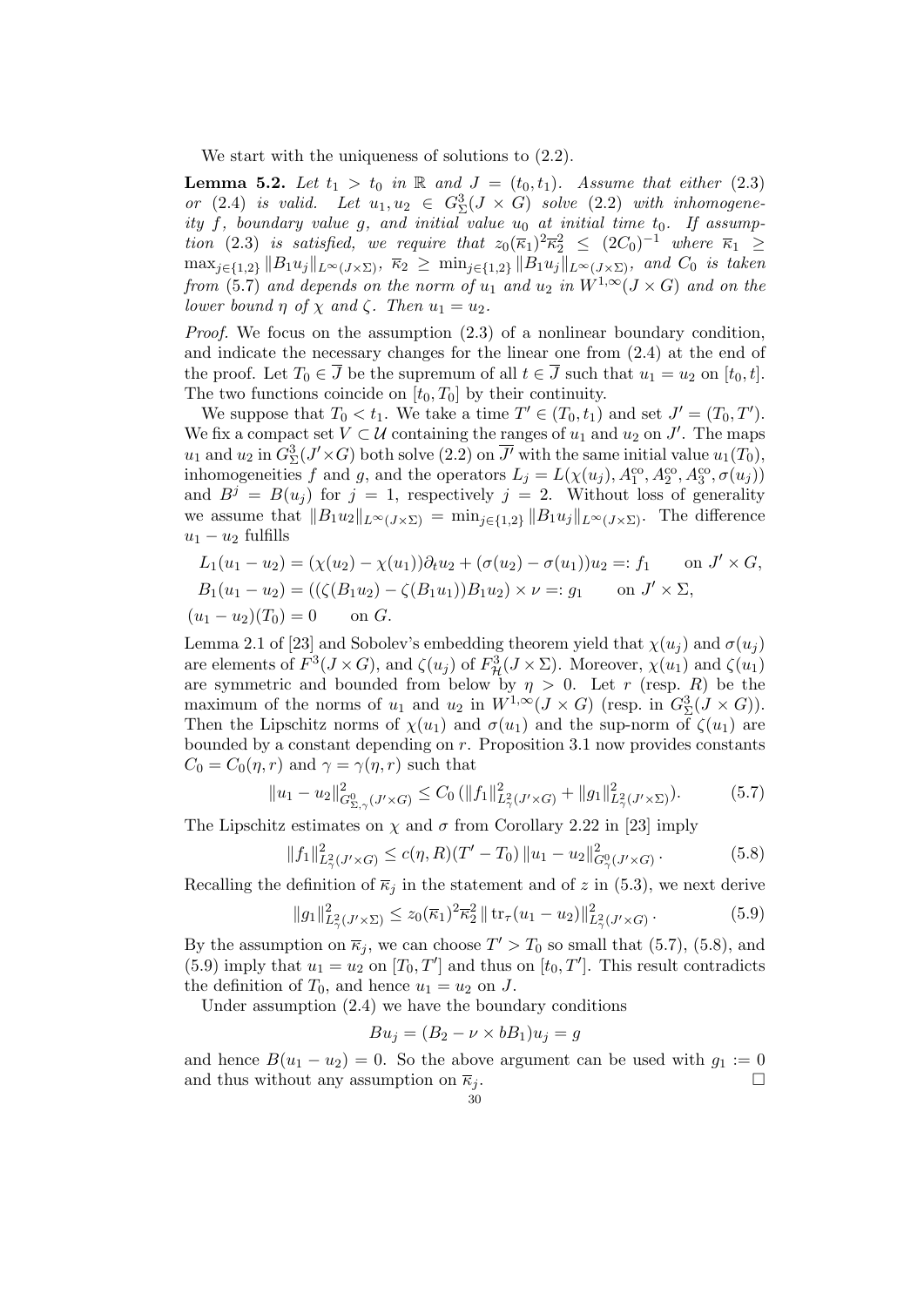We start with the uniqueness of solutions to (2.2).

**Lemma 5.2.** *Let $t_1 > t_0$ in $\mathbb{R}$ and $J = (t_0, t_1)$. Assume that either (2.3) or (2.4) is valid. Let $u_1, u_2 \in G^3_\Sigma(J \times G)$ solve (2.2) with inhomogeneity $f$, boundary value $g$, and initial value $u_0$ at initial time $t_0$. If assumption (2.3) is satisfied, we require that $z_0(\overline{\kappa}_1)^2 \overline{\kappa}_2^2 \leq (2C_0)^{-1}$ where $\overline{\kappa}_1 \geq \max_{j\in\{1,2\}} \|B_1 u_j\|_{L^\infty(J\times\Sigma)}$, $\overline{\kappa}_2 \geq \min_{j\in\{1,2\}} \|B_1 u_j\|_{L^\infty(J\times\Sigma)}$, and $C_0$ is taken from (5.7) and depends on the norm of $u_1$ and $u_2$ in $W^{1,\infty}(J \times G)$ and on the lower bound $\eta$ of $\chi$ and $\zeta$. Then $u_1 = u_2$.*

*Proof.* We focus on the assumption (2.3) of a nonlinear boundary condition, and indicate the necessary changes for the linear one from (2.4) at the end of the proof. Let $T_0 \in \overline{J}$ be the supremum of all $t \in \overline{J}$ such that $u_1 = u_2$ on $[t_0, t]$. The two functions coincide on $[t_0, T_0]$ by their continuity.

We suppose that $T_0 < t_1$. We take a time $T' \in (T_0, t_1)$ and set $J' = (T_0, T')$. We fix a compact set $V \subset \mathcal{U}$ containing the ranges of $u_1$ and $u_2$ on $J'$. The maps $u_1$ and $u_2$ in $G^3_\Sigma(J' \times G)$ both solve (2.2) on $\overline{J'}$ with the same initial value $u_1(T_0)$, inhomogeneities $f$ and $g$, and the operators $L_j = L(\chi(u_j), A_1^{\mathrm{co}}, A_2^{\mathrm{co}}, A_3^{\mathrm{co}}, \sigma(u_j))$ and $B^j = B(u_j)$ for $j = 1$, respectively $j = 2$. Without loss of generality we assume that $\|B_1 u_2\|_{L^\infty(J\times\Sigma)} = \min_{j\in\{1,2\}} \|B_1 u_j\|_{L^\infty(J\times\Sigma)}$. The difference $u_1 - u_2$ fulfills

$$
\begin{aligned}
&L_1(u_1 - u_2) = (\chi(u_2) - \chi(u_1))\partial_t u_2 + (\sigma(u_2) - \sigma(u_1))u_2 =: f_1 \qquad \text{on } J' \times G, \\
&B_1(u_1 - u_2) = ((\zeta(B_1 u_2) - \zeta(B_1 u_1))B_1 u_2) \times \nu =: g_1 \qquad \text{on } J' \times \Sigma, \\
&(u_1 - u_2)(T_0) = 0 \qquad \text{on } G.
\end{aligned}
$$

Lemma 2.1 of [23] and Sobolev's embedding theorem yield that $\chi(u_j)$ and $\sigma(u_j)$ are elements of $F^3(J \times G)$, and $\zeta(u_j)$ of $F^3_{\mathcal{H}}(J \times \Sigma)$. Moreover, $\chi(u_1)$ and $\zeta(u_1)$ are symmetric and bounded from below by $\eta > 0$. Let $r$ (resp. $R$) be the maximum of the norms of $u_1$ and $u_2$ in $W^{1,\infty}(J \times G)$ (resp. in $G^3_\Sigma(J \times G)$). Then the Lipschitz norms of $\chi(u_1)$ and $\sigma(u_1)$ and the sup-norm of $\zeta(u_1)$ are bounded by a constant depending on $r$. Proposition 3.1 now provides constants $C_0 = C_0(\eta, r)$ and $\gamma = \gamma(\eta, r)$ such that

$$
\|u_1 - u_2\|^2_{G^0_{\Sigma,\gamma}(J'\times G)} \leq C_0 \left(\|f_1\|^2_{L^2_\gamma(J'\times G)} + \|g_1\|^2_{L^2_\gamma(J'\times\Sigma)}\right). \tag{5.7}
$$

The Lipschitz estimates on $\chi$ and $\sigma$ from Corollary 2.22 in [23] imply

$$
\|f_1\|^2_{L^2_\gamma(J'\times G)} \leq c(\eta, R)(T' - T_0) \|u_1 - u_2\|^2_{G^0_\gamma(J'\times G)}. \tag{5.8}
$$

Recalling the definition of $\overline{\kappa}_j$ in the statement and of $z$ in (5.3), we next derive

$$
\|g_1\|^2_{L^2_\gamma(J'\times\Sigma)} \leq z_0(\overline{\kappa}_1)^2 \overline{\kappa}_2^2 \|\operatorname{tr}_\tau(u_1 - u_2)\|^2_{L^2_\gamma(J'\times G)}. \tag{5.9}
$$

By the assumption on $\overline{\kappa}_j$, we can choose $T' > T_0$ so small that (5.7), (5.8), and (5.9) imply that $u_1 = u_2$ on $[T_0, T']$ and thus on $[t_0, T']$. This result contradicts the definition of $T_0$, and hence $u_1 = u_2$ on $J$.

Under assumption (2.4) we have the boundary conditions

$$
Bu_j = (B_2 - \nu \times bB_1)u_j = g
$$

and hence $B(u_1 - u_2) = 0$. So the above argument can be used with $g_1 := 0$ and thus without any assumption on $\overline{\kappa}_j$. $\square$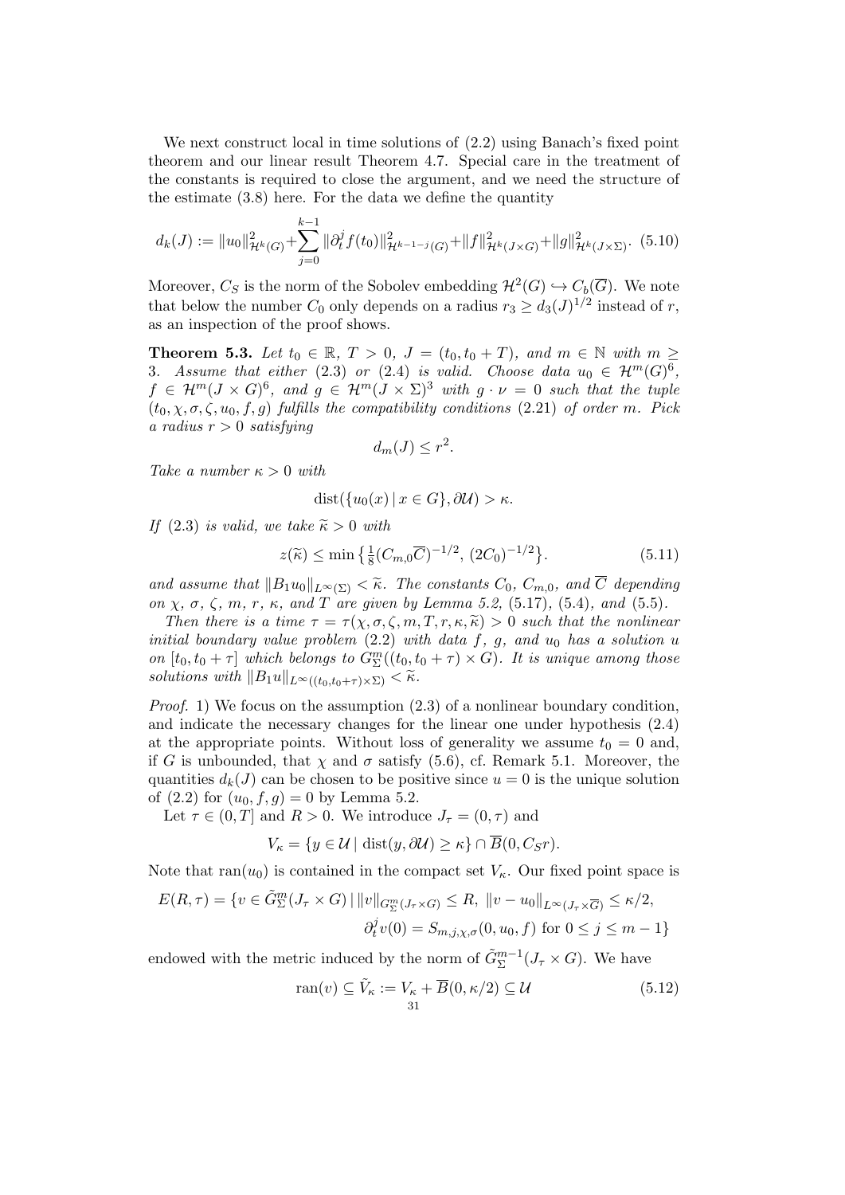We next construct local in time solutions of (2.2) using Banach's fixed point theorem and our linear result Theorem 4.7. Special care in the treatment of the constants is required to close the argument, and we need the structure of the estimate (3.8) here. For the data we define the quantity

$$d_k(J) := \|u_0\|^2_{\mathcal{H}^k(G)} + \sum_{j=0}^{k-1} \|\partial_t^j f(t_0)\|^2_{\mathcal{H}^{k-1-j}(G)} + \|f\|^2_{\mathcal{H}^k(J\times G)} + \|g\|^2_{\mathcal{H}^k(J\times \Sigma)}. \quad (5.10)$$

Moreover, $C_S$ is the norm of the Sobolev embedding $\mathcal{H}^2(G) \hookrightarrow C_b(\overline{G})$. We note that below the number $C_0$ only depends on a radius $r_3 \geq d_3(J)^{1/2}$ instead of $r$, as an inspection of the proof shows.

**Theorem 5.3.** *Let $t_0 \in \mathbb{R}$, $T > 0$, $J = (t_0, t_0 + T)$, and $m \in \mathbb{N}$ with $m \geq 3$. Assume that either (2.3) or (2.4) is valid. Choose data $u_0 \in \mathcal{H}^m(G)^6$, $f \in \mathcal{H}^m(J \times G)^6$, and $g \in \mathcal{H}^m(J \times \Sigma)^3$ with $g \cdot \nu = 0$ such that the tuple $(t_0, \chi, \sigma, \zeta, u_0, f, g)$ fulfills the compatibility conditions (2.21) of order $m$. Pick a radius $r > 0$ satisfying*

$$d_m(J) \leq r^2.$$

*Take a number $\kappa > 0$ with*

$$\operatorname{dist}(\{u_0(x) \,|\, x \in G\}, \partial\mathcal{U}) > \kappa.$$

*If (2.3) is valid, we take $\widetilde{\kappa} > 0$ with*

$$z(\widetilde{\kappa}) \leq \min\big\{\tfrac{1}{8}(C_{m,0}\overline{C})^{-1/2},\, (2C_0)^{-1/2}\big\}. \quad (5.11)$$

*and assume that $\|B_1 u_0\|_{L^\infty(\Sigma)} < \widetilde{\kappa}$. The constants $C_0$, $C_{m,0}$, and $\overline{C}$ depending on $\chi$, $\sigma$, $\zeta$, $m$, $r$, $\kappa$, and $T$ are given by Lemma 5.2, (5.17), (5.4), and (5.5).*

*Then there is a time $\tau = \tau(\chi, \sigma, \zeta, m, T, r, \kappa, \widetilde{\kappa}) > 0$ such that the nonlinear initial boundary value problem (2.2) with data $f$, $g$, and $u_0$ has a solution $u$ on $[t_0, t_0 + \tau]$ which belongs to $G^m_\Sigma((t_0, t_0+\tau) \times G)$. It is unique among those solutions with $\|B_1 u\|_{L^\infty((t_0,t_0+\tau)\times\Sigma)} < \widetilde{\kappa}$.*

*Proof.* 1) We focus on the assumption (2.3) of a nonlinear boundary condition, and indicate the necessary changes for the linear one under hypothesis (2.4) at the appropriate points. Without loss of generality we assume $t_0 = 0$ and, if $G$ is unbounded, that $\chi$ and $\sigma$ satisfy (5.6), cf. Remark 5.1. Moreover, the quantities $d_k(J)$ can be chosen to be positive since $u = 0$ is the unique solution of (2.2) for $(u_0, f, g) = 0$ by Lemma 5.2.

Let $\tau \in (0, T]$ and $R > 0$. We introduce $J_\tau = (0, \tau)$ and

$$V_\kappa = \{y \in \mathcal{U} \,|\, \operatorname{dist}(y, \partial\mathcal{U}) \geq \kappa\} \cap \overline{B}(0, C_S r).$$

Note that $\operatorname{ran}(u_0)$ is contained in the compact set $V_\kappa$. Our fixed point space is

$$\begin{aligned} E(R,\tau) = \{v \in \tilde{G}^m_\Sigma(J_\tau \times G) \,|\, \|v\|_{G^m_\Sigma(J_\tau\times G)} \leq R,\ \|v - u_0\|_{L^\infty(J_\tau\times\overline{G})} \leq \kappa/2, \\ \partial_t^j v(0) = S_{m,j,\chi,\sigma}(0, u_0, f) \text{ for } 0 \leq j \leq m-1\} \end{aligned}$$

endowed with the metric induced by the norm of $\tilde{G}^{m-1}_\Sigma(J_\tau \times G)$. We have

$$\operatorname{ran}(v) \subseteq \tilde{V}_\kappa := V_\kappa + \overline{B}(0, \kappa/2) \subseteq \mathcal{U} \quad (5.12)$$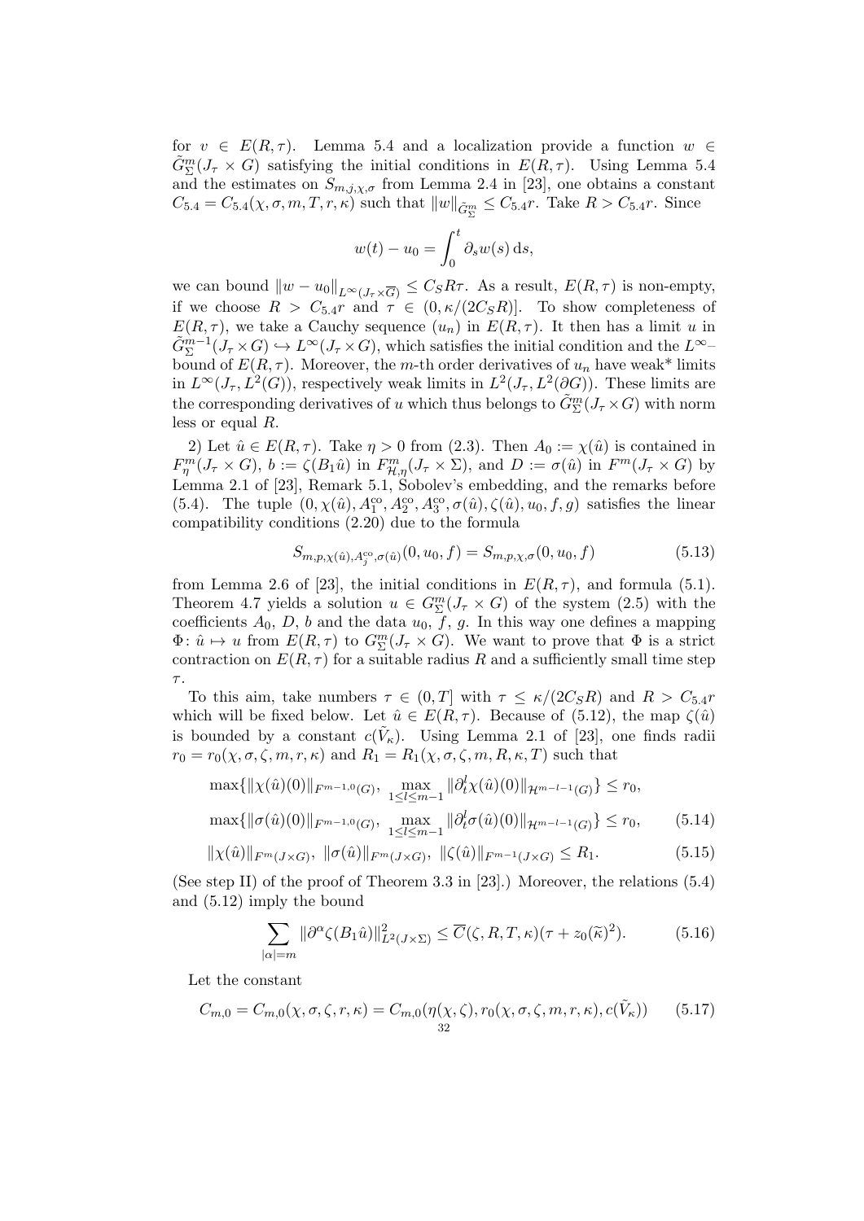for $v \in E(R,\tau)$. Lemma 5.4 and a localization provide a function $w \in \tilde{G}^m_\Sigma(J_\tau \times G)$ satisfying the initial conditions in $E(R,\tau)$. Using Lemma 5.4 and the estimates on $S_{m,j,\chi,\sigma}$ from Lemma 2.4 in [23], one obtains a constant $C_{5.4} = C_{5.4}(\chi,\sigma,m,T,r,\kappa)$ such that $\|w\|_{\tilde{G}^m_\Sigma} \leq C_{5.4} r$. Take $R > C_{5.4} r$. Since

$$w(t) - u_0 = \int_0^t \partial_s w(s)\,\mathrm{d}s,$$

we can bound $\|w - u_0\|_{L^\infty(J_\tau \times \overline{G})} \leq C_S R\tau$. As a result, $E(R,\tau)$ is non-empty, if we choose $R > C_{5.4} r$ and $\tau \in (0, \kappa/(2C_S R)]$. To show completeness of $E(R,\tau)$, we take a Cauchy sequence $(u_n)$ in $E(R,\tau)$. It then has a limit $u$ in $\tilde{G}^{m-1}_\Sigma(J_\tau \times G) \hookrightarrow L^\infty(J_\tau \times G)$, which satisfies the initial condition and the $L^\infty$–bound of $E(R,\tau)$. Moreover, the $m$-th order derivatives of $u_n$ have weak* limits in $L^\infty(J_\tau, L^2(G))$, respectively weak limits in $L^2(J_\tau, L^2(\partial G))$. These limits are the corresponding derivatives of $u$ which thus belongs to $\tilde{G}^m_\Sigma(J_\tau \times G)$ with norm less or equal $R$.

2) Let $\hat{u} \in E(R,\tau)$. Take $\eta > 0$ from (2.3). Then $A_0 := \chi(\hat{u})$ is contained in $F^m_\eta(J_\tau \times G)$, $b := \zeta(B_1 \hat{u})$ in $F^m_{\mathcal{H},\eta}(J_\tau \times \Sigma)$, and $D := \sigma(\hat{u})$ in $F^m(J_\tau \times G)$ by Lemma 2.1 of [23], Remark 5.1, Sobolev's embedding, and the remarks before (5.4). The tuple $(0, \chi(\hat{u}), A_1^{\mathrm{co}}, A_2^{\mathrm{co}}, A_3^{\mathrm{co}}, \sigma(\hat{u}), \zeta(\hat{u}), u_0, f, g)$ satisfies the linear compatibility conditions (2.20) due to the formula

$$S_{m,p,\chi(\hat{u}),A_j^{\mathrm{co}},\sigma(\hat{u})}(0,u_0,f) = S_{m,p,\chi,\sigma}(0,u_0,f) \tag{5.13}$$

from Lemma 2.6 of [23], the initial conditions in $E(R,\tau)$, and formula (5.1). Theorem 4.7 yields a solution $u \in G^m_\Sigma(J_\tau \times G)$ of the system (2.5) with the coefficients $A_0$, $D$, $b$ and the data $u_0$, $f$, $g$. In this way one defines a mapping $\Phi\colon \hat{u} \mapsto u$ from $E(R,\tau)$ to $G^m_\Sigma(J_\tau \times G)$. We want to prove that $\Phi$ is a strict contraction on $E(R,\tau)$ for a suitable radius $R$ and a sufficiently small time step $\tau$.

To this aim, take numbers $\tau \in (0,T]$ with $\tau \leq \kappa/(2C_S R)$ and $R > C_{5.4} r$ which will be fixed below. Let $\hat{u} \in E(R,\tau)$. Because of (5.12), the map $\zeta(\hat{u})$ is bounded by a constant $c(\tilde{V}_\kappa)$. Using Lemma 2.1 of [23], one finds radii $r_0 = r_0(\chi,\sigma,\zeta,m,r,\kappa)$ and $R_1 = R_1(\chi,\sigma,\zeta,m,R,\kappa,T)$ such that

$$\max\{\|\chi(\hat{u})(0)\|_{F^{m-1,0}(G)}, \max_{1\leq l\leq m-1} \|\partial_t^l \chi(\hat{u})(0)\|_{\mathcal{H}^{m-l-1}(G)}\} \leq r_0,$$

$$\max\{\|\sigma(\hat{u})(0)\|_{F^{m-1,0}(G)}, \max_{1\leq l\leq m-1} \|\partial_t^l \sigma(\hat{u})(0)\|_{\mathcal{H}^{m-l-1}(G)}\} \leq r_0, \tag{5.14}$$

$$\|\chi(\hat{u})\|_{F^m(J\times G)},\ \|\sigma(\hat{u})\|_{F^m(J\times G)},\ \|\zeta(\hat{u})\|_{F^{m-1}(J\times G)} \leq R_1. \tag{5.15}$$

(See step II) of the proof of Theorem 3.3 in [23].) Moreover, the relations (5.4) and (5.12) imply the bound

$$\sum_{|\alpha|=m} \|\partial^\alpha \zeta(B_1\hat{u})\|^2_{L^2(J\times\Sigma)} \leq \overline{C}(\zeta,R,T,\kappa)(\tau + z_0(\tilde{\kappa})^2). \tag{5.16}$$

Let the constant

$$C_{m,0} = C_{m,0}(\chi,\sigma,\zeta,r,\kappa) = C_{m,0}(\eta(\chi,\zeta), r_0(\chi,\sigma,\zeta,m,r,\kappa), c(\tilde{V}_\kappa)) \tag{5.17}$$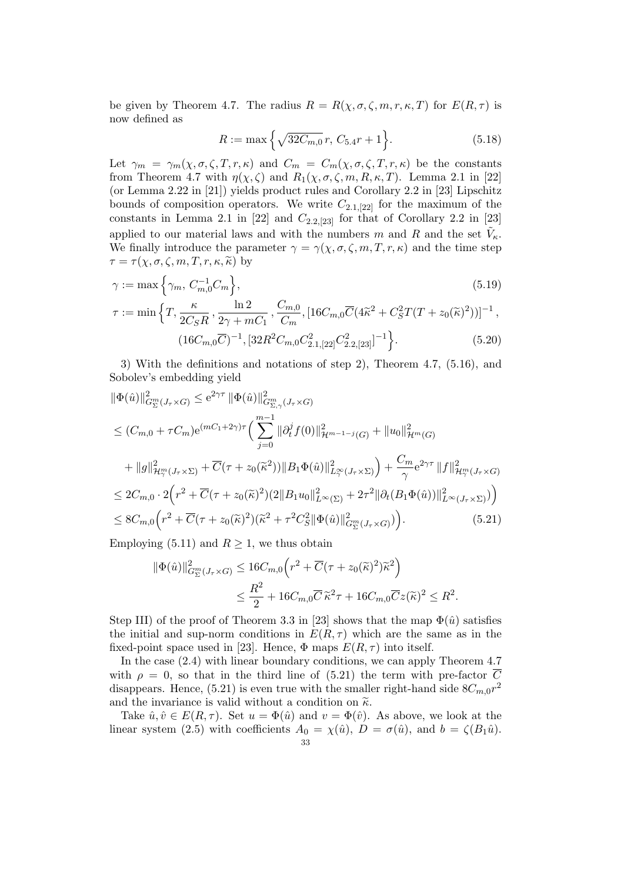be given by Theorem 4.7. The radius $R = R(\chi, \sigma, \zeta, m, r, \kappa, T)$ for $E(R, \tau)$ is now defined as

$$R := \max\Big\{ \sqrt{32 C_{m,0}}\, r,\ C_{5.4} r + 1 \Big\}. \tag{5.18}$$

Let $\gamma_m = \gamma_m(\chi, \sigma, \zeta, T, r, \kappa)$ and $C_m = C_m(\chi, \sigma, \zeta, T, r, \kappa)$ be the constants from Theorem 4.7 with $\eta(\chi, \zeta)$ and $R_1(\chi, \sigma, \zeta, m, R, \kappa, T)$. Lemma 2.1 in [22] (or Lemma 2.22 in [21]) yields product rules and Corollary 2.2 in [23] Lipschitz bounds of composition operators. We write $C_{2.1,[22]}$ for the maximum of the constants in Lemma 2.1 in [22] and $C_{2.2,[23]}$ for that of Corollary 2.2 in [23] applied to our material laws and with the numbers $m$ and $R$ and the set $\widetilde{V}_\kappa$. We finally introduce the parameter $\gamma = \gamma(\chi, \sigma, \zeta, m, T, r, \kappa)$ and the time step $\tau = \tau(\chi, \sigma, \zeta, m, T, r, \kappa, \widetilde{\kappa})$ by

$$\gamma := \max\Big\{ \gamma_m,\ C_{m,0}^{-1} C_m \Big\}, \tag{5.19}$$

$$\begin{aligned}\tau := \min\Big\{ &T, \frac{\kappa}{2 C_S R}, \frac{\ln 2}{2\gamma + m C_1}, \frac{C_{m,0}}{C_m}, [16 C_{m,0} \overline{C}(4\widetilde{\kappa}^2 + C_S^2 T(T + z_0(\widetilde{\kappa})^2))]^{-1}, \\ &(16 C_{m,0}\overline{C})^{-1}, [32 R^2 C_{m,0} C_{2.1,[22]}^2 C_{2.2,[23]}^2]^{-1} \Big\}. \end{aligned}\tag{5.20}$$

3) With the definitions and notations of step 2), Theorem 4.7, (5.16), and Sobolev's embedding yield

$$\begin{aligned}
&\|\Phi(\hat{u})\|_{G^m_\Sigma(J_\tau \times G)}^2 \le e^{2\gamma\tau} \|\Phi(\hat{u})\|^2_{G^m_{\Sigma,\gamma}(J_\tau\times G)} \\
&\le (C_{m,0} + \tau C_m) e^{(m C_1 + 2\gamma)\tau} \Big( \sum_{j=0}^{m-1} \|\partial_t^j f(0)\|^2_{\mathcal{H}^{m-1-j}(G)} + \|u_0\|^2_{\mathcal{H}^m(G)} \\
&\quad + \|g\|^2_{\mathcal{H}^m_\gamma(J_\tau\times\Sigma)} + \overline{C}(\tau + z_0(\widetilde{\kappa}^2)) \|B_1 \Phi(\hat{u})\|^2_{L^\infty_\gamma(J_\tau\times\Sigma)} \Big) + \frac{C_m}{\gamma} e^{2\gamma\tau} \|f\|^2_{\mathcal{H}^m_\gamma(J_\tau\times G)} \\
&\le 2 C_{m,0} \cdot 2\Big( r^2 + \overline{C}(\tau + z_0(\widetilde{\kappa})^2)(2\|B_1 u_0\|^2_{L^\infty(\Sigma)} + 2\tau^2 \|\partial_t(B_1\Phi(\hat{u}))\|^2_{L^\infty(J_\tau\times\Sigma)}) \Big) \\
&\le 8 C_{m,0} \Big( r^2 + \overline{C}(\tau + z_0(\widetilde{\kappa})^2)(\widetilde{\kappa}^2 + \tau^2 C_S^2 \|\Phi(\hat{u})\|^2_{G^m_\Sigma(J_\tau\times G)}) \Big).
\end{aligned}\tag{5.21}$$

Employing (5.11) and $R \ge 1$, we thus obtain

$$\begin{aligned}
\|\Phi(\hat{u})\|^2_{G^m_\Sigma(J_\tau\times G)} &\le 16 C_{m,0}\Big( r^2 + \overline{C}(\tau + z_0(\widetilde{\kappa})^2)\widetilde{\kappa}^2 \Big) \\
&\le \frac{R^2}{2} + 16 C_{m,0}\overline{C}\,\widetilde{\kappa}^2 \tau + 16 C_{m,0}\overline{C} z(\widetilde{\kappa})^2 \le R^2.
\end{aligned}$$

Step III) of the proof of Theorem 3.3 in [23] shows that the map $\Phi(\hat{u})$ satisfies the initial and sup-norm conditions in $E(R, \tau)$ which are the same as in the fixed-point space used in [23]. Hence, $\Phi$ maps $E(R, \tau)$ into itself.

In the case (2.4) with linear boundary conditions, we can apply Theorem 4.7 with $\rho = 0$, so that in the third line of (5.21) the term with pre-factor $\overline{C}$ disappears. Hence, (5.21) is even true with the smaller right-hand side $8 C_{m,0} r^2$ and the invariance is valid without a condition on $\widetilde{\kappa}$.

Take $\hat{u}, \hat{v} \in E(R, \tau)$. Set $u = \Phi(\hat{u})$ and $v = \Phi(\hat{v})$. As above, we look at the linear system (2.5) with coefficients $A_0 = \chi(\hat{u})$, $D = \sigma(\hat{u})$, and $b = \zeta(B_1 \hat{u})$.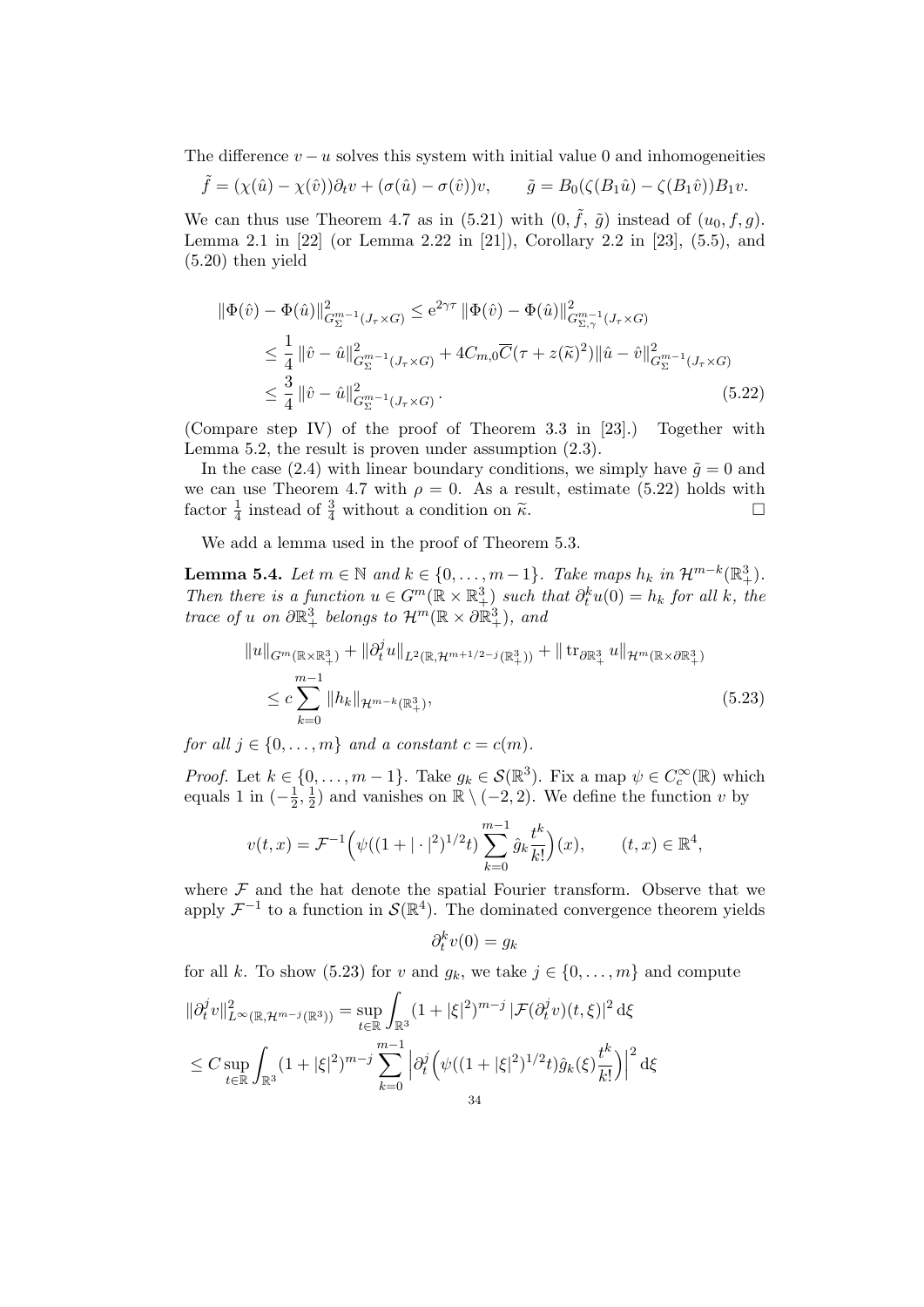The difference $v - u$ solves this system with initial value 0 and inhomogeneities

$$\tilde{f} = (\chi(\hat{u}) - \chi(\hat{v}))\partial_t v + (\sigma(\hat{u}) - \sigma(\hat{v}))v, \qquad \tilde{g} = B_0(\zeta(B_1\hat{u}) - \zeta(B_1\hat{v}))B_1 v.$$

We can thus use Theorem 4.7 as in (5.21) with $(0, \tilde{f}, \tilde{g})$ instead of $(u_0, f, g)$. Lemma 2.1 in [22] (or Lemma 2.22 in [21]), Corollary 2.2 in [23], (5.5), and (5.20) then yield

$$\begin{aligned}
\|\Phi(\hat{v}) - \Phi(\hat{u})\|^2_{G^{m-1}_\Sigma(J_\tau \times G)} &\le \mathrm{e}^{2\gamma\tau} \|\Phi(\hat{v}) - \Phi(\hat{u})\|^2_{G^{m-1}_{\Sigma,\gamma}(J_\tau \times G)} \\
&\le \frac{1}{4}\|\hat{v} - \hat{u}\|^2_{G^{m-1}_\Sigma(J_\tau \times G)} + 4C_{m,0}\overline{C}(\tau + z(\widetilde{\kappa})^2)\|\hat{u} - \hat{v}\|^2_{G^{m-1}_\Sigma(J_\tau \times G)} \\
&\le \frac{3}{4}\|\hat{v} - \hat{u}\|^2_{G^{m-1}_\Sigma(J_\tau \times G)}. \qquad (5.22)
\end{aligned}$$

(Compare step IV) of the proof of Theorem 3.3 in [23].) Together with Lemma 5.2, the result is proven under assumption (2.3).

In the case (2.4) with linear boundary conditions, we simply have $\tilde{g} = 0$ and we can use Theorem 4.7 with $\rho = 0$. As a result, estimate (5.22) holds with factor $\frac{1}{4}$ instead of $\frac{3}{4}$ without a condition on $\widetilde{\kappa}$. $\square$

We add a lemma used in the proof of Theorem 5.3.

**Lemma 5.4.** *Let $m \in \mathbb{N}$ and $k \in \{0, \dots, m-1\}$. Take maps $h_k$ in $\mathcal{H}^{m-k}(\mathbb{R}^3_+)$. Then there is a function $u \in G^m(\mathbb{R} \times \mathbb{R}^3_+)$ such that $\partial_t^k u(0) = h_k$ for all $k$, the trace of $u$ on $\partial\mathbb{R}^3_+$ belongs to $\mathcal{H}^m(\mathbb{R} \times \partial\mathbb{R}^3_+)$, and*

$$\begin{aligned}
&\|u\|_{G^m(\mathbb{R}\times\mathbb{R}^3_+)} + \|\partial_t^j u\|_{L^2(\mathbb{R},\mathcal{H}^{m+1/2-j}(\mathbb{R}^3_+))} + \|\operatorname{tr}_{\partial\mathbb{R}^3_+} u\|_{\mathcal{H}^m(\mathbb{R}\times\partial\mathbb{R}^3_+)} \\
&\quad \le c\sum_{k=0}^{m-1} \|h_k\|_{\mathcal{H}^{m-k}(\mathbb{R}^3_+)}, \qquad (5.23)
\end{aligned}$$

*for all $j \in \{0, \dots, m\}$ and a constant $c = c(m)$.*

*Proof.* Let $k \in \{0, \dots, m-1\}$. Take $g_k \in \mathcal{S}(\mathbb{R}^3)$. Fix a map $\psi \in C_c^\infty(\mathbb{R})$ which equals 1 in $(-\frac{1}{2}, \frac{1}{2})$ and vanishes on $\mathbb{R} \setminus (-2, 2)$. We define the function $v$ by

$$v(t,x) = \mathcal{F}^{-1}\Big(\psi((1+|\cdot|^2)^{1/2}t)\sum_{k=0}^{m-1}\hat{g}_k\frac{t^k}{k!}\Big)(x), \qquad (t,x) \in \mathbb{R}^4,$$

where $\mathcal{F}$ and the hat denote the spatial Fourier transform. Observe that we apply $\mathcal{F}^{-1}$ to a function in $\mathcal{S}(\mathbb{R}^4)$. The dominated convergence theorem yields

$$\partial_t^k v(0) = g_k$$

for all $k$. To show (5.23) for $v$ and $g_k$, we take $j \in \{0, \dots, m\}$ and compute

$$\begin{aligned}
&\|\partial_t^j v\|^2_{L^\infty(\mathbb{R},\mathcal{H}^{m-j}(\mathbb{R}^3))} = \sup_{t\in\mathbb{R}} \int_{\mathbb{R}^3} (1+|\xi|^2)^{m-j}\,|\mathcal{F}(\partial_t^j v)(t,\xi)|^2 \,\mathrm{d}\xi \\
&\le C\sup_{t\in\mathbb{R}} \int_{\mathbb{R}^3} (1+|\xi|^2)^{m-j} \sum_{k=0}^{m-1} \Big|\partial_t^j\Big(\psi((1+|\xi|^2)^{1/2}t)\hat{g}_k(\xi)\frac{t^k}{k!}\Big)\Big|^2 \,\mathrm{d}\xi
\end{aligned}$$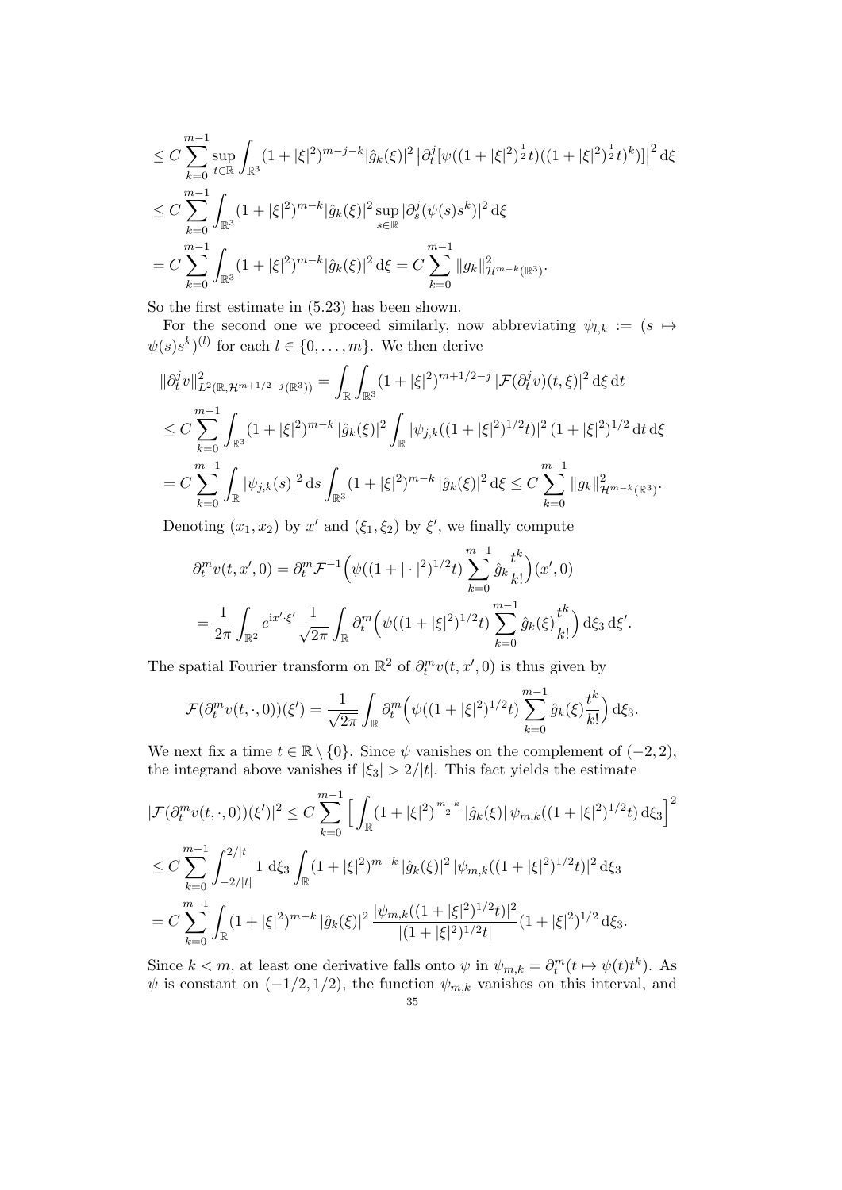$$
\begin{aligned}
&\leq C \sum_{k=0}^{m-1} \sup_{t\in\mathbb{R}} \int_{\mathbb{R}^3} (1+|\xi|^2)^{m-j-k} |\hat{g}_k(\xi)|^2 \left|\partial_t^j[\psi((1+|\xi|^2)^{\frac{1}{2}}t)((1+|\xi|^2)^{\frac{1}{2}}t)^k)]\right|^2 \mathrm{d}\xi \\
&\leq C \sum_{k=0}^{m-1} \int_{\mathbb{R}^3} (1+|\xi|^2)^{m-k} |\hat{g}_k(\xi)|^2 \sup_{s\in\mathbb{R}} |\partial_s^j(\psi(s)s^k)|^2 \,\mathrm{d}\xi \\
&= C \sum_{k=0}^{m-1} \int_{\mathbb{R}^3} (1+|\xi|^2)^{m-k} |\hat{g}_k(\xi)|^2 \,\mathrm{d}\xi = C \sum_{k=0}^{m-1} \|g_k\|^2_{\mathcal{H}^{m-k}(\mathbb{R}^3)}.
\end{aligned}
$$

So the first estimate in (5.23) has been shown.

For the second one we proceed similarly, now abbreviating $\psi_{l,k} := (s \mapsto \psi(s)s^k)^{(l)}$ for each $l \in \{0, \dots, m\}$. We then derive

$$
\begin{aligned}
&\|\partial_t^j v\|^2_{L^2(\mathbb{R},\mathcal{H}^{m+1/2-j}(\mathbb{R}^3))} = \int_{\mathbb{R}} \int_{\mathbb{R}^3} (1+|\xi|^2)^{m+1/2-j} \, |\mathcal{F}(\partial_t^j v)(t,\xi)|^2 \,\mathrm{d}\xi \,\mathrm{d}t \\
&\leq C \sum_{k=0}^{m-1} \int_{\mathbb{R}^3} (1+|\xi|^2)^{m-k} \, |\hat{g}_k(\xi)|^2 \int_{\mathbb{R}} |\psi_{j,k}((1+|\xi|^2)^{1/2}t)|^2 \, (1+|\xi|^2)^{1/2} \,\mathrm{d}t \,\mathrm{d}\xi \\
&= C \sum_{k=0}^{m-1} \int_{\mathbb{R}} |\psi_{j,k}(s)|^2 \,\mathrm{d}s \int_{\mathbb{R}^3} (1+|\xi|^2)^{m-k} \, |\hat{g}_k(\xi)|^2 \,\mathrm{d}\xi \leq C \sum_{k=0}^{m-1} \|g_k\|^2_{\mathcal{H}^{m-k}(\mathbb{R}^3)}.
\end{aligned}
$$

Denoting $(x_1, x_2)$ by $x'$ and $(\xi_1, \xi_2)$ by $\xi'$, we finally compute

$$
\begin{aligned}
\partial_t^m v(t,x',0) &= \partial_t^m \mathcal{F}^{-1}\Big(\psi((1+|\cdot|^2)^{1/2}t) \sum_{k=0}^{m-1} \hat{g}_k \frac{t^k}{k!}\Big)(x',0) \\
&= \frac{1}{2\pi} \int_{\mathbb{R}^2} e^{\mathrm{i}x'\cdot\xi'} \frac{1}{\sqrt{2\pi}} \int_{\mathbb{R}} \partial_t^m \Big(\psi((1+|\xi|^2)^{1/2}t) \sum_{k=0}^{m-1} \hat{g}_k(\xi) \frac{t^k}{k!}\Big) \,\mathrm{d}\xi_3 \,\mathrm{d}\xi'.
\end{aligned}
$$

The spatial Fourier transform on $\mathbb{R}^2$ of $\partial_t^m v(t,x',0)$ is thus given by

$$
\mathcal{F}(\partial_t^m v(t,\cdot,0))(\xi') = \frac{1}{\sqrt{2\pi}} \int_{\mathbb{R}} \partial_t^m \Big(\psi((1+|\xi|^2)^{1/2}t) \sum_{k=0}^{m-1} \hat{g}_k(\xi) \frac{t^k}{k!}\Big) \,\mathrm{d}\xi_3.
$$

We next fix a time $t \in \mathbb{R} \setminus \{0\}$. Since $\psi$ vanishes on the complement of $(-2, 2)$, the integrand above vanishes if $|\xi_3| > 2/|t|$. This fact yields the estimate

$$
\begin{aligned}
&|\mathcal{F}(\partial_t^m v(t,\cdot,0))(\xi')|^2 \leq C \sum_{k=0}^{m-1} \Big[ \int_{\mathbb{R}} (1+|\xi|^2)^{\frac{m-k}{2}} \, |\hat{g}_k(\xi)| \, \psi_{m,k}((1+|\xi|^2)^{1/2}t) \,\mathrm{d}\xi_3 \Big]^2 \\
&\leq C \sum_{k=0}^{m-1} \int_{-2/|t|}^{2/|t|} 1 \,\mathrm{d}\xi_3 \int_{\mathbb{R}} (1+|\xi|^2)^{m-k} \, |\hat{g}_k(\xi)|^2 \, |\psi_{m,k}((1+|\xi|^2)^{1/2}t)|^2 \,\mathrm{d}\xi_3 \\
&= C \sum_{k=0}^{m-1} \int_{\mathbb{R}} (1+|\xi|^2)^{m-k} \, |\hat{g}_k(\xi)|^2 \, \frac{|\psi_{m,k}((1+|\xi|^2)^{1/2}t)|^2}{|(1+|\xi|^2)^{1/2}t|} (1+|\xi|^2)^{1/2} \,\mathrm{d}\xi_3.
\end{aligned}
$$

Since $k < m$, at least one derivative falls onto $\psi$ in $\psi_{m,k} = \partial_t^m(t \mapsto \psi(t)t^k)$. As $\psi$ is constant on $(-1/2, 1/2)$, the function $\psi_{m,k}$ vanishes on this interval, and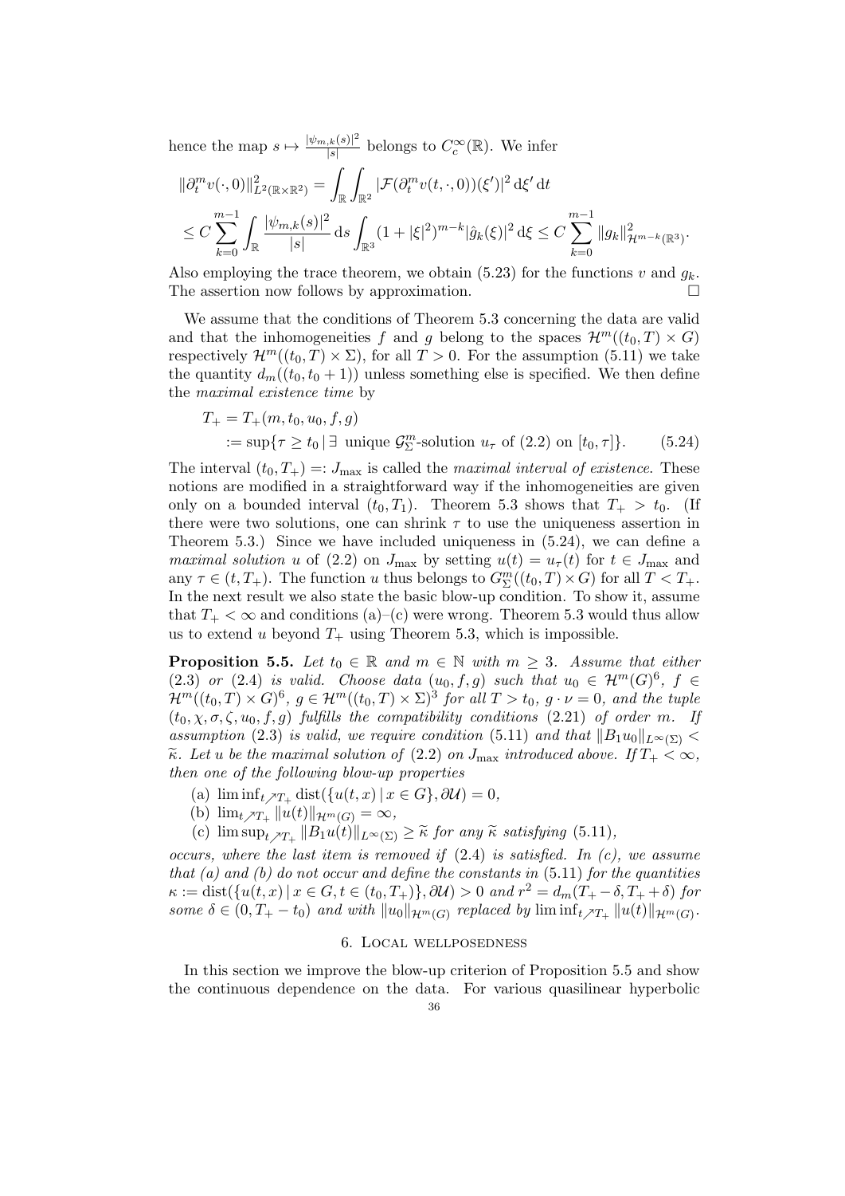hence the map $s \mapsto \frac{|\psi_{m,k}(s)|^2}{|s|}$ belongs to $C_c^\infty(\mathbb{R})$. We infer

$$\|\partial_t^m v(\cdot,0)\|^2_{L^2(\mathbb{R}\times\mathbb{R}^2)} = \int_{\mathbb{R}}\int_{\mathbb{R}^2} |\mathcal{F}(\partial_t^m v(t,\cdot,0))(\xi')|^2 \,\mathrm{d}\xi' \,\mathrm{d}t$$
$$\leq C\sum_{k=0}^{m-1}\int_{\mathbb{R}} \frac{|\psi_{m,k}(s)|^2}{|s|}\,\mathrm{d}s \int_{\mathbb{R}^3}(1+|\xi|^2)^{m-k}|\hat{g}_k(\xi)|^2\,\mathrm{d}\xi \leq C\sum_{k=0}^{m-1}\|g_k\|^2_{\mathcal{H}^{m-k}(\mathbb{R}^3)}.$$

Also employing the trace theorem, we obtain (5.23) for the functions $v$ and $g_k$. The assertion now follows by approximation. $\square$

We assume that the conditions of Theorem 5.3 concerning the data are valid and that the inhomogeneities $f$ and $g$ belong to the spaces $\mathcal{H}^m((t_0,T)\times G)$ respectively $\mathcal{H}^m((t_0,T)\times\Sigma)$, for all $T>0$. For the assumption (5.11) we take the quantity $d_m((t_0,t_0+1))$ unless something else is specified. We then define the *maximal existence time* by

$$\begin{aligned} T_+ &= T_+(m,t_0,u_0,f,g)\\ &:= \sup\{\tau\geq t_0 \,|\, \exists \text{ unique } \mathcal{G}^m_\Sigma\text{-solution } u_\tau \text{ of (2.2) on } [t_0,\tau]\}. \end{aligned} \tag{5.24}$$

The interval $(t_0,T_+) =: J_{\max}$ is called the *maximal interval of existence*. These notions are modified in a straightforward way if the inhomogeneities are given only on a bounded interval $(t_0,T_1)$. Theorem 5.3 shows that $T_+>t_0$. (If there were two solutions, one can shrink $\tau$ to use the uniqueness assertion in Theorem 5.3.) Since we have included uniqueness in (5.24), we can define a *maximal solution* $u$ of (2.2) on $J_{\max}$ by setting $u(t)=u_\tau(t)$ for $t\in J_{\max}$ and any $\tau\in(t,T_+)$. The function $u$ thus belongs to $G^m_\Sigma((t_0,T)\times G)$ for all $T<T_+$. In the next result we also state the basic blow-up condition. To show it, assume that $T_+<\infty$ and conditions (a)–(c) were wrong. Theorem 5.3 would thus allow us to extend $u$ beyond $T_+$ using Theorem 5.3, which is impossible.

**Proposition 5.5.** *Let $t_0\in\mathbb{R}$ and $m\in\mathbb{N}$ with $m\geq 3$. Assume that either (2.3) or (2.4) is valid. Choose data $(u_0,f,g)$ such that $u_0\in\mathcal{H}^m(G)^6$, $f\in\mathcal{H}^m((t_0,T)\times G)^6$, $g\in\mathcal{H}^m((t_0,T)\times\Sigma)^3$ for all $T>t_0$, $g\cdot\nu=0$, and the tuple $(t_0,\chi,\sigma,\zeta,u_0,f,g)$ fulfills the compatibility conditions (2.21) of order $m$. If assumption (2.3) is valid, we require condition (5.11) and that $\|B_1u_0\|_{L^\infty(\Sigma)}<\widetilde{\kappa}$. Let $u$ be the maximal solution of (2.2) on $J_{\max}$ introduced above. If $T_+<\infty$, then one of the following blow-up properties*

(a) $\liminf_{t\nearrow T_+}\operatorname{dist}(\{u(t,x)\,|\,x\in G\},\partial\mathcal{U})=0$,
(b) $\lim_{t\nearrow T_+}\|u(t)\|_{\mathcal{H}^m(G)}=\infty$,
(c) $\limsup_{t\nearrow T_+}\|B_1u(t)\|_{L^\infty(\Sigma)}\geq\widetilde{\kappa}$ *for any $\widetilde{\kappa}$ satisfying* (5.11),

*occurs, where the last item is removed if (2.4) is satisfied. In (c), we assume that (a) and (b) do not occur and define the constants in (5.11) for the quantities $\kappa:=\operatorname{dist}(\{u(t,x)\,|\,x\in G,t\in(t_0,T_+)\},\partial\mathcal{U})>0$ and $r^2=d_m(T_+-\delta,T_++\delta)$ for some $\delta\in(0,T_+-t_0)$ and with $\|u_0\|_{\mathcal{H}^m(G)}$ replaced by $\liminf_{t\nearrow T_+}\|u(t)\|_{\mathcal{H}^m(G)}$.*

## 6. Local wellposedness

In this section we improve the blow-up criterion of Proposition 5.5 and show the continuous dependence on the data. For various quasilinear hyperbolic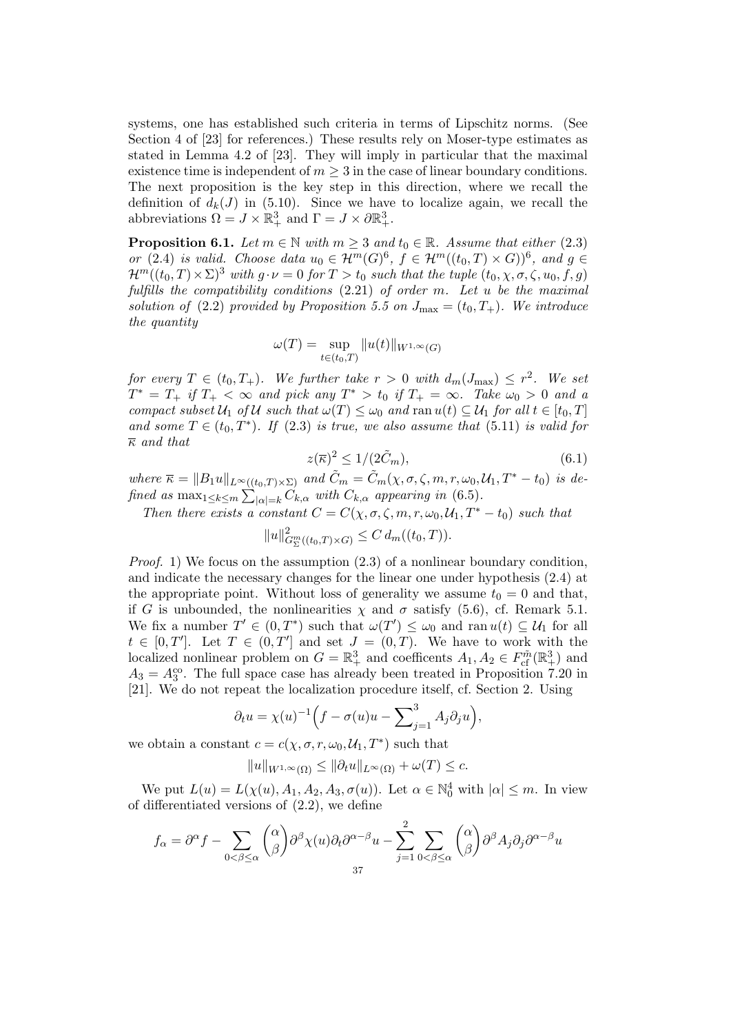systems, one has established such criteria in terms of Lipschitz norms. (See Section 4 of [23] for references.) These results rely on Moser-type estimates as stated in Lemma 4.2 of [23]. They will imply in particular that the maximal existence time is independent of $m \geq 3$ in the case of linear boundary conditions. The next proposition is the key step in this direction, where we recall the definition of $d_k(J)$ in (5.10). Since we have to localize again, we recall the abbreviations $\Omega = J \times \mathbb{R}^3_+$ and $\Gamma = J \times \partial\mathbb{R}^3_+$.

**Proposition 6.1.** *Let $m \in \mathbb{N}$ with $m \geq 3$ and $t_0 \in \mathbb{R}$. Assume that either (2.3) or (2.4) is valid. Choose data $u_0 \in \mathcal{H}^m(G)^6$, $f \in \mathcal{H}^m((t_0,T) \times G))^6$, and $g \in \mathcal{H}^m((t_0,T) \times \Sigma)^3$ with $g \cdot \nu = 0$ for $T > t_0$ such that the tuple $(t_0, \chi, \sigma, \zeta, u_0, f, g)$ fulfills the compatibility conditions (2.21) of order $m$. Let $u$ be the maximal solution of (2.2) provided by Proposition 5.5 on $J_{\max} = (t_0, T_+)$. We introduce the quantity*

$$\omega(T) = \sup_{t \in (t_0,T)} \|u(t)\|_{W^{1,\infty}(G)}$$

*for every $T \in (t_0, T_+)$. We further take $r > 0$ with $d_m(J_{\max}) \leq r^2$. We set $T^* = T_+$ if $T_+ < \infty$ and pick any $T^* > t_0$ if $T_+ = \infty$. Take $\omega_0 > 0$ and a compact subset $\mathcal{U}_1$ of $\mathcal{U}$ such that $\omega(T) \leq \omega_0$ and $\operatorname{ran} u(t) \subseteq \mathcal{U}_1$ for all $t \in [t_0, T]$ and some $T \in (t_0, T^*)$. If (2.3) is true, we also assume that (5.11) is valid for $\overline{\kappa}$ and that*

$$z(\overline{\kappa})^2 \leq 1/(2\tilde{C}_m), \tag{6.1}$$

*where $\overline{\kappa} = \|B_1 u\|_{L^\infty((t_0,T)\times\Sigma)}$ and $\tilde{C}_m = \tilde{C}_m(\chi, \sigma, \zeta, m, r, \omega_0, \mathcal{U}_1, T^* - t_0)$ is defined as $\max_{1 \leq k \leq m} \sum_{|\alpha| = k} C_{k,\alpha}$ with $C_{k,\alpha}$ appearing in (6.5).*

*Then there exists a constant $C = C(\chi, \sigma, \zeta, m, r, \omega_0, \mathcal{U}_1, T^* - t_0)$ such that*

$$\|u\|^2_{G^m_\Sigma((t_0,T)\times G)} \leq C\, d_m((t_0, T)).$$

*Proof.* 1) We focus on the assumption (2.3) of a nonlinear boundary condition, and indicate the necessary changes for the linear one under hypothesis (2.4) at the appropriate point. Without loss of generality we assume $t_0 = 0$ and that, if $G$ is unbounded, the nonlinearities $\chi$ and $\sigma$ satisfy (5.6), cf. Remark 5.1. We fix a number $T' \in (0, T^*)$ such that $\omega(T') \leq \omega_0$ and $\operatorname{ran} u(t) \subseteq \mathcal{U}_1$ for all $t \in [0, T']$. Let $T \in (0, T']$ and set $J = (0, T)$. We have to work with the localized nonlinear problem on $G = \mathbb{R}^3_+$ and coefficents $A_1, A_2 \in F^{\tilde{m}}_{\mathrm{cf}}(\mathbb{R}^3_+)$ and $A_3 = A_3^{\mathrm{co}}$. The full space case has already been treated in Proposition 7.20 in [21]. We do not repeat the localization procedure itself, cf. Section 2. Using

$$\partial_t u = \chi(u)^{-1}\Big(f - \sigma(u)u - \sum\nolimits_{j=1}^3 A_j \partial_j u\Big),$$

we obtain a constant $c = c(\chi, \sigma, r, \omega_0, \mathcal{U}_1, T^*)$ such that

$$\|u\|_{W^{1,\infty}(\Omega)} \leq \|\partial_t u\|_{L^\infty(\Omega)} + \omega(T) \leq c.$$

We put $L(u) = L(\chi(u), A_1, A_2, A_3, \sigma(u))$. Let $\alpha \in \mathbb{N}_0^4$ with $|\alpha| \leq m$. In view of differentiated versions of (2.2), we define

$$f_\alpha = \partial^\alpha f - \sum_{0 < \beta \leq \alpha} \binom{\alpha}{\beta} \partial^\beta \chi(u) \partial_t \partial^{\alpha-\beta} u - \sum_{j=1}^{2} \sum_{0 < \beta \leq \alpha} \binom{\alpha}{\beta} \partial^\beta A_j \partial_j \partial^{\alpha-\beta} u$$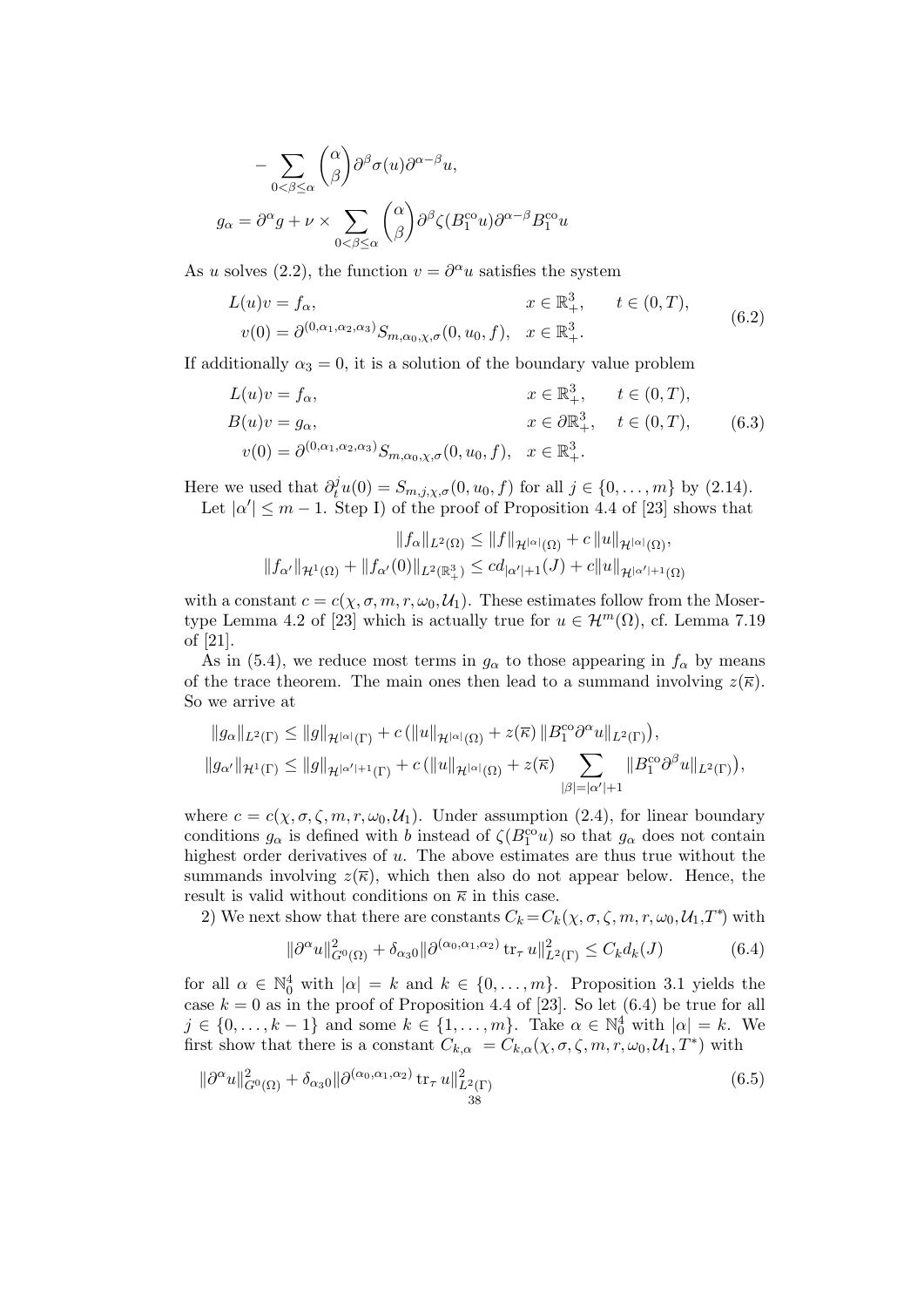$$- \sum_{0<\beta\le\alpha} \binom{\alpha}{\beta} \partial^\beta \sigma(u) \partial^{\alpha-\beta} u,$$

$$g_\alpha = \partial^\alpha g + \nu \times \sum_{0<\beta\le\alpha} \binom{\alpha}{\beta} \partial^\beta \zeta(B_1^{\mathrm{co}} u) \partial^{\alpha-\beta} B_1^{\mathrm{co}} u$$

As $u$ solves (2.2), the function $v = \partial^\alpha u$ satisfies the system

$$\begin{aligned} L(u)v &= f_\alpha, & x &\in \mathbb{R}^3_+, \quad t \in (0,T), \\ v(0) &= \partial^{(0,\alpha_1,\alpha_2,\alpha_3)} S_{m,\alpha_0,\chi,\sigma}(0,u_0,f), & x &\in \mathbb{R}^3_+. \end{aligned} \tag{6.2}$$

If additionally $\alpha_3 = 0$, it is a solution of the boundary value problem

$$\begin{aligned} L(u)v &= f_\alpha, & x &\in \mathbb{R}^3_+, \quad t \in (0,T), \\ B(u)v &= g_\alpha, & x &\in \partial\mathbb{R}^3_+, \quad t \in (0,T), \\ v(0) &= \partial^{(0,\alpha_1,\alpha_2,\alpha_3)} S_{m,\alpha_0,\chi,\sigma}(0,u_0,f), & x &\in \mathbb{R}^3_+. \end{aligned} \tag{6.3}$$

Here we used that $\partial_t^j u(0) = S_{m,j,\chi,\sigma}(0,u_0,f)$ for all $j \in \{0,\dots,m\}$ by (2.14).

Let $|\alpha'| \le m-1$. Step I) of the proof of Proposition 4.4 of [23] shows that

$$\|f_\alpha\|_{L^2(\Omega)} \le \|f\|_{\mathcal{H}^{|\alpha|}(\Omega)} + c\,\|u\|_{\mathcal{H}^{|\alpha|}(\Omega)},$$
$$\|f_{\alpha'}\|_{\mathcal{H}^1(\Omega)} + \|f_{\alpha'}(0)\|_{L^2(\mathbb{R}^3_+)} \le c d_{|\alpha'|+1}(J) + c\|u\|_{\mathcal{H}^{|\alpha'|+1}(\Omega)}$$

with a constant $c = c(\chi,\sigma,m,r,\omega_0,\mathcal{U}_1)$. These estimates follow from the Moser-type Lemma 4.2 of [23] which is actually true for $u \in \mathcal{H}^m(\Omega)$, cf. Lemma 7.19 of [21].

As in (5.4), we reduce most terms in $g_\alpha$ to those appearing in $f_\alpha$ by means of the trace theorem. The main ones then lead to a summand involving $z(\overline{\kappa})$. So we arrive at

$$\|g_\alpha\|_{L^2(\Gamma)} \le \|g\|_{\mathcal{H}^{|\alpha|}(\Gamma)} + c\,(\|u\|_{\mathcal{H}^{|\alpha|}(\Omega)} + z(\overline{\kappa})\,\|B_1^{\mathrm{co}}\partial^\alpha u\|_{L^2(\Gamma)}),$$
$$\|g_{\alpha'}\|_{\mathcal{H}^1(\Gamma)} \le \|g\|_{\mathcal{H}^{|\alpha'|+1}(\Gamma)} + c\,(\|u\|_{\mathcal{H}^{|\alpha|}(\Omega)} + z(\overline{\kappa}) \sum_{|\beta|=|\alpha'|+1} \|B_1^{\mathrm{co}}\partial^\beta u\|_{L^2(\Gamma)}),$$

where $c = c(\chi,\sigma,\zeta,m,r,\omega_0,\mathcal{U}_1)$. Under assumption (2.4), for linear boundary conditions $g_\alpha$ is defined with $b$ instead of $\zeta(B_1^{\mathrm{co}}u)$ so that $g_\alpha$ does not contain highest order derivatives of $u$. The above estimates are thus true without the summands involving $z(\overline{\kappa})$, which then also do not appear below. Hence, the result is valid without conditions on $\overline{\kappa}$ in this case.

2) We next show that there are constants $C_k = C_k(\chi,\sigma,\zeta,m,r,\omega_0,\mathcal{U}_1,T^*)$ with

$$\|\partial^\alpha u\|^2_{G^0(\Omega)} + \delta_{\alpha_3 0}\|\partial^{(\alpha_0,\alpha_1,\alpha_2)} \operatorname{tr}_\tau u\|^2_{L^2(\Gamma)} \le C_k d_k(J) \tag{6.4}$$

for all $\alpha \in \mathbb{N}_0^4$ with $|\alpha| = k$ and $k \in \{0,\dots,m\}$. Proposition 3.1 yields the case $k=0$ as in the proof of Proposition 4.4 of [23]. So let (6.4) be true for all $j \in \{0,\dots,k-1\}$ and some $k \in \{1,\dots,m\}$. Take $\alpha \in \mathbb{N}_0^4$ with $|\alpha| = k$. We first show that there is a constant $C_{k,\alpha} = C_{k,\alpha}(\chi,\sigma,\zeta,m,r,\omega_0,\mathcal{U}_1,T^*)$ with

$$\|\partial^\alpha u\|^2_{G^0(\Omega)} + \delta_{\alpha_3 0}\|\partial^{(\alpha_0,\alpha_1,\alpha_2)} \operatorname{tr}_\tau u\|^2_{L^2(\Gamma)} \tag{6.5}$$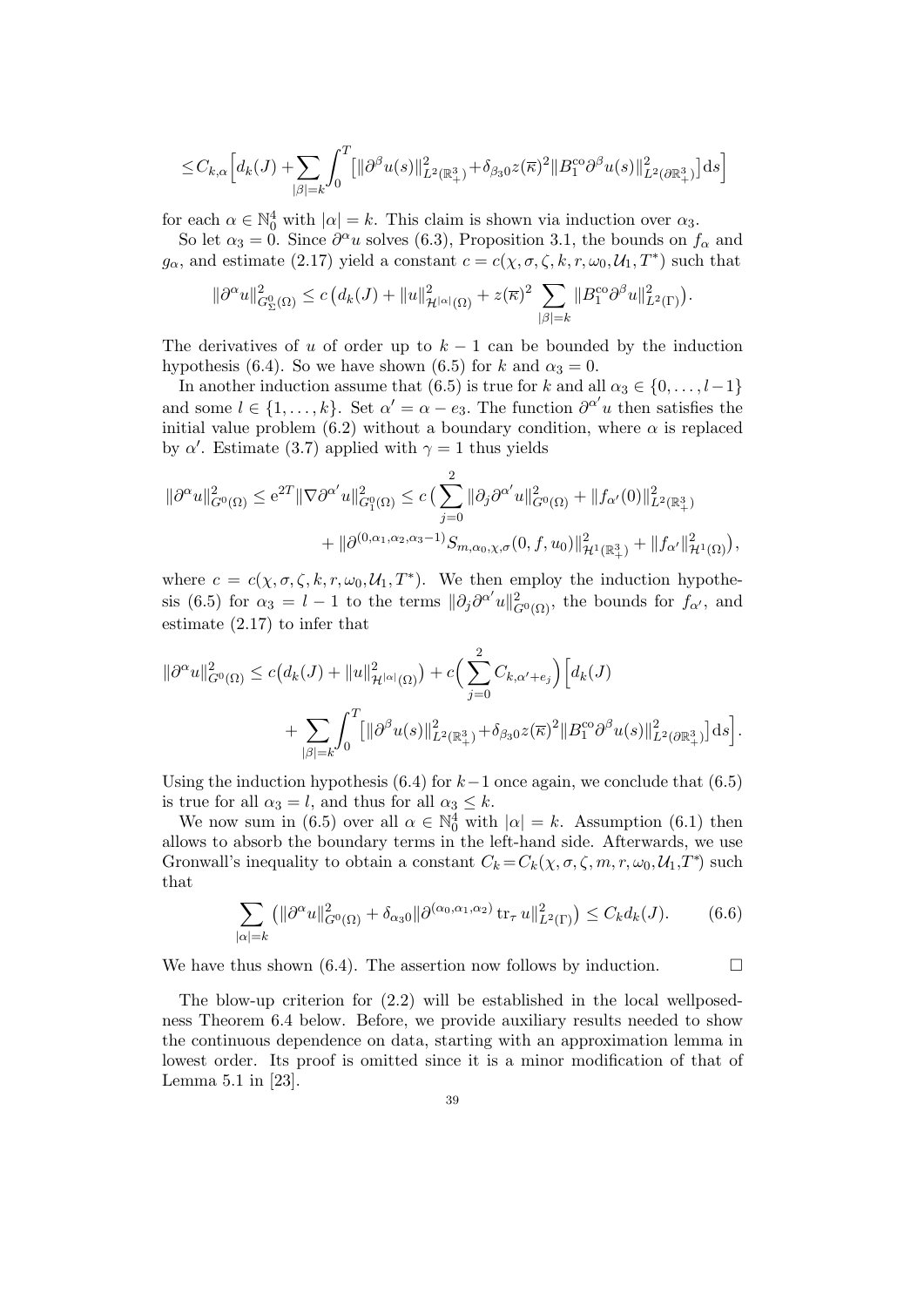$$
\leq C_{k,\alpha}\Big[d_k(J) + \sum_{|\beta|=k}\int_0^T \big[\|\partial^\beta u(s)\|^2_{L^2(\mathbb{R}^3_+)} + \delta_{\beta_3 0} z(\overline{\kappa})^2 \|B_1^{\mathrm{co}}\partial^\beta u(s)\|^2_{L^2(\partial\mathbb{R}^3_+)}\big]\,\mathrm{d}s\Big]
$$

for each $\alpha \in \mathbb{N}_0^4$ with $|\alpha| = k$. This claim is shown via induction over $\alpha_3$.

So let $\alpha_3 = 0$. Since $\partial^\alpha u$ solves (6.3), Proposition 3.1, the bounds on $f_\alpha$ and $g_\alpha$, and estimate (2.17) yield a constant $c = c(\chi, \sigma, \zeta, k, r, \omega_0, \mathcal{U}_1, T^*)$ such that

$$
\|\partial^\alpha u\|^2_{G^0_\Sigma(\Omega)} \leq c\,\big(d_k(J) + \|u\|^2_{\mathcal{H}^{|\alpha|}(\Omega)} + z(\overline{\kappa})^2 \sum_{|\beta|=k} \|B_1^{\mathrm{co}}\partial^\beta u\|^2_{L^2(\Gamma)}\big).
$$

The derivatives of $u$ of order up to $k-1$ can be bounded by the induction hypothesis (6.4). So we have shown (6.5) for $k$ and $\alpha_3 = 0$.

In another induction assume that (6.5) is true for $k$ and all $\alpha_3 \in \{0, \ldots, l-1\}$ and some $l \in \{1, \ldots, k\}$. Set $\alpha' = \alpha - e_3$. The function $\partial^{\alpha'} u$ then satisfies the initial value problem (6.2) without a boundary condition, where $\alpha$ is replaced by $\alpha'$. Estimate (3.7) applied with $\gamma = 1$ thus yields

$$
\begin{aligned}
\|\partial^\alpha u\|^2_{G^0(\Omega)} \leq \mathrm{e}^{2T}\|\nabla\partial^{\alpha'} u\|^2_{G^0_1(\Omega)} &\leq c\,\big(\sum_{j=0}^{2} \|\partial_j\partial^{\alpha'} u\|^2_{G^0(\Omega)} + \|f_{\alpha'}(0)\|^2_{L^2(\mathbb{R}^3_+)} \\
&\quad + \|\partial^{(0,\alpha_1,\alpha_2,\alpha_3-1)} S_{m,\alpha_0,\chi,\sigma}(0,f,u_0)\|^2_{\mathcal{H}^1(\mathbb{R}^3_+)} + \|f_{\alpha'}\|^2_{\mathcal{H}^1(\Omega)}\big),
\end{aligned}
$$

where $c = c(\chi, \sigma, \zeta, k, r, \omega_0, \mathcal{U}_1, T^*)$. We then employ the induction hypothesis (6.5) for $\alpha_3 = l-1$ to the terms $\|\partial_j\partial^{\alpha'} u\|^2_{G^0(\Omega)}$, the bounds for $f_{\alpha'}$, and estimate (2.17) to infer that

$$
\begin{aligned}
\|\partial^\alpha u\|^2_{G^0(\Omega)} &\leq c\big(d_k(J) + \|u\|^2_{\mathcal{H}^{|\alpha|}(\Omega)}\big) + c\Big(\sum_{j=0}^{2} C_{k,\alpha'+e_j}\Big)\Big[d_k(J) \\
&\quad + \sum_{|\beta|=k}\int_0^T \big[\|\partial^\beta u(s)\|^2_{L^2(\mathbb{R}^3_+)} + \delta_{\beta_3 0} z(\overline{\kappa})^2 \|B_1^{\mathrm{co}}\partial^\beta u(s)\|^2_{L^2(\partial\mathbb{R}^3_+)}\big]\,\mathrm{d}s\Big].
\end{aligned}
$$

Using the induction hypothesis (6.4) for $k-1$ once again, we conclude that (6.5) is true for all $\alpha_3 = l$, and thus for all $\alpha_3 \leq k$.

We now sum in (6.5) over all $\alpha \in \mathbb{N}_0^4$ with $|\alpha| = k$. Assumption (6.1) then allows to absorb the boundary terms in the left-hand side. Afterwards, we use Gronwall's inequality to obtain a constant $C_k = C_k(\chi, \sigma, \zeta, m, r, \omega_0, \mathcal{U}_1, T^*)$ such that

$$
\sum_{|\alpha|=k} \big(\|\partial^\alpha u\|^2_{G^0(\Omega)} + \delta_{\alpha_3 0}\|\partial^{(\alpha_0,\alpha_1,\alpha_2)} \operatorname{tr}_\tau u\|^2_{L^2(\Gamma)}\big) \leq C_k d_k(J). \tag{6.6}
$$

We have thus shown (6.4). The assertion now follows by induction. $\square$

The blow-up criterion for (2.2) will be established in the local wellposedness Theorem 6.4 below. Before, we provide auxiliary results needed to show the continuous dependence on data, starting with an approximation lemma in lowest order. Its proof is omitted since it is a minor modification of that of Lemma 5.1 in [23].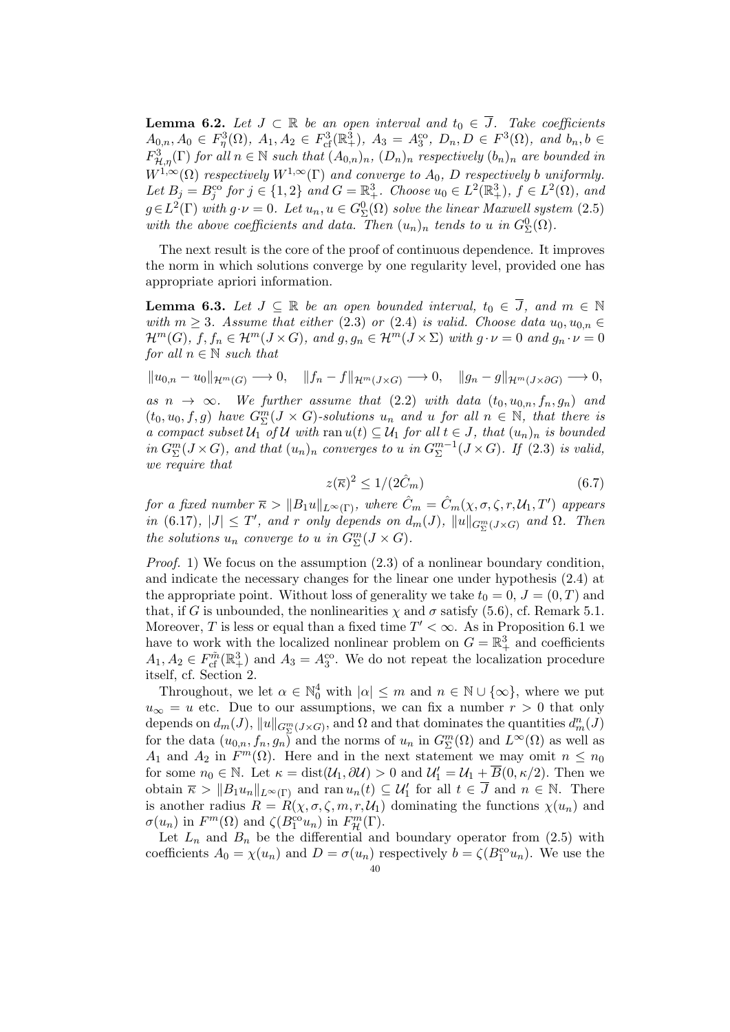**Lemma 6.2.** *Let $J \subset \mathbb{R}$ be an open interval and $t_0 \in \overline{J}$. Take coefficients $A_{0,n}, A_0 \in F^3_\eta(\Omega)$, $A_1, A_2 \in F^3_{\mathrm{cf}}(\mathbb{R}^3_+)$, $A_3 = A_3^{\mathrm{co}}$, $D_n, D \in F^3(\Omega)$, and $b_n, b \in F^3_{\mathcal{H},\eta}(\Gamma)$ for all $n \in \mathbb{N}$ such that $(A_{0,n})_n$, $(D_n)_n$ respectively $(b_n)_n$ are bounded in $W^{1,\infty}(\Omega)$ respectively $W^{1,\infty}(\Gamma)$ and converge to $A_0$, $D$ respectively $b$ uniformly. Let $B_j = B_j^{\mathrm{co}}$ for $j \in \{1,2\}$ and $G = \mathbb{R}^3_+$. Choose $u_0 \in L^2(\mathbb{R}^3_+)$, $f \in L^2(\Omega)$, and $g \in L^2(\Gamma)$ with $g \cdot \nu = 0$. Let $u_n, u \in G^0_\Sigma(\Omega)$ solve the linear Maxwell system (2.5) with the above coefficients and data. Then $(u_n)_n$ tends to $u$ in $G^0_\Sigma(\Omega)$.*

The next result is the core of the proof of continuous dependence. It improves the norm in which solutions converge by one regularity level, provided one has appropriate apriori information.

**Lemma 6.3.** *Let $J \subseteq \mathbb{R}$ be an open bounded interval, $t_0 \in \overline{J}$, and $m \in \mathbb{N}$ with $m \geq 3$. Assume that either (2.3) or (2.4) is valid. Choose data $u_0, u_{0,n} \in \mathcal{H}^m(G)$, $f, f_n \in \mathcal{H}^m(J \times G)$, and $g, g_n \in \mathcal{H}^m(J \times \Sigma)$ with $g \cdot \nu = 0$ and $g_n \cdot \nu = 0$ for all $n \in \mathbb{N}$ such that*

$$\|u_{0,n} - u_0\|_{\mathcal{H}^m(G)} \longrightarrow 0, \quad \|f_n - f\|_{\mathcal{H}^m(J \times G)} \longrightarrow 0, \quad \|g_n - g\|_{\mathcal{H}^m(J \times \partial G)} \longrightarrow 0,$$

*as $n \to \infty$. We further assume that (2.2) with data $(t_0, u_{0,n}, f_n, g_n)$ and $(t_0, u_0, f, g)$ have $G^m_\Sigma(J \times G)$-solutions $u_n$ and $u$ for all $n \in \mathbb{N}$, that there is a compact subset $\mathcal{U}_1$ of $\mathcal{U}$ with $\operatorname{ran} u(t) \subseteq \mathcal{U}_1$ for all $t \in J$, that $(u_n)_n$ is bounded in $G^m_\Sigma(J \times G)$, and that $(u_n)_n$ converges to $u$ in $G^{m-1}_\Sigma(J \times G)$. If (2.3) is valid, we require that*

$$z(\overline{\kappa})^2 \leq 1/(2\hat{C}_m) \tag{6.7}$$

*for a fixed number $\overline{\kappa} > \|B_1 u\|_{L^\infty(\Gamma)}$, where $\hat{C}_m = \hat{C}_m(\chi, \sigma, \zeta, r, \mathcal{U}_1, T')$ appears in (6.17), $|J| \leq T'$, and $r$ only depends on $d_m(J)$, $\|u\|_{G^m_\Sigma(J \times G)}$ and $\Omega$. Then the solutions $u_n$ converge to $u$ in $G^m_\Sigma(J \times G)$.*

*Proof.* 1) We focus on the assumption (2.3) of a nonlinear boundary condition, and indicate the necessary changes for the linear one under hypothesis (2.4) at the appropriate point. Without loss of generality we take $t_0 = 0$, $J = (0,T)$ and that, if $G$ is unbounded, the nonlinearities $\chi$ and $\sigma$ satisfy (5.6), cf. Remark 5.1. Moreover, $T$ is less or equal than a fixed time $T' < \infty$. As in Proposition 6.1 we have to work with the localized nonlinear problem on $G = \mathbb{R}^3_+$ and coefficients $A_1, A_2 \in F^{\tilde{m}}_{\mathrm{cf}}(\mathbb{R}^3_+)$ and $A_3 = A_3^{\mathrm{co}}$. We do not repeat the localization procedure itself, cf. Section 2.

Throughout, we let $\alpha \in \mathbb{N}_0^4$ with $|\alpha| \leq m$ and $n \in \mathbb{N} \cup \{\infty\}$, where we put $u_\infty = u$ etc. Due to our assumptions, we can fix a number $r > 0$ that only depends on $d_m(J)$, $\|u\|_{G^m_\Sigma(J \times G)}$, and $\Omega$ and that dominates the quantities $d^n_m(J)$ for the data $(u_{0,n}, f_n, g_n)$ and the norms of $u_n$ in $G^m_\Sigma(\Omega)$ and $L^\infty(\Omega)$ as well as $A_1$ and $A_2$ in $F^m(\Omega)$. Here and in the next statement we may omit $n \leq n_0$ for some $n_0 \in \mathbb{N}$. Let $\kappa = \operatorname{dist}(\mathcal{U}_1, \partial \mathcal{U}) > 0$ and $\mathcal{U}_1' = \mathcal{U}_1 + \overline{B}(0, \kappa/2)$. Then we obtain $\overline{\kappa} > \|B_1 u_n\|_{L^\infty(\Gamma)}$ and $\operatorname{ran} u_n(t) \subseteq \mathcal{U}_1'$ for all $t \in \overline{J}$ and $n \in \mathbb{N}$. There is another radius $R = R(\chi, \sigma, \zeta, m, r, \mathcal{U}_1)$ dominating the functions $\chi(u_n)$ and $\sigma(u_n)$ in $F^m(\Omega)$ and $\zeta(B_1^{\mathrm{co}} u_n)$ in $F^m_{\mathcal{H}}(\Gamma)$.

Let $L_n$ and $B_n$ be the differential and boundary operator from (2.5) with coefficients $A_0 = \chi(u_n)$ and $D = \sigma(u_n)$ respectively $b = \zeta(B_1^{\mathrm{co}} u_n)$. We use the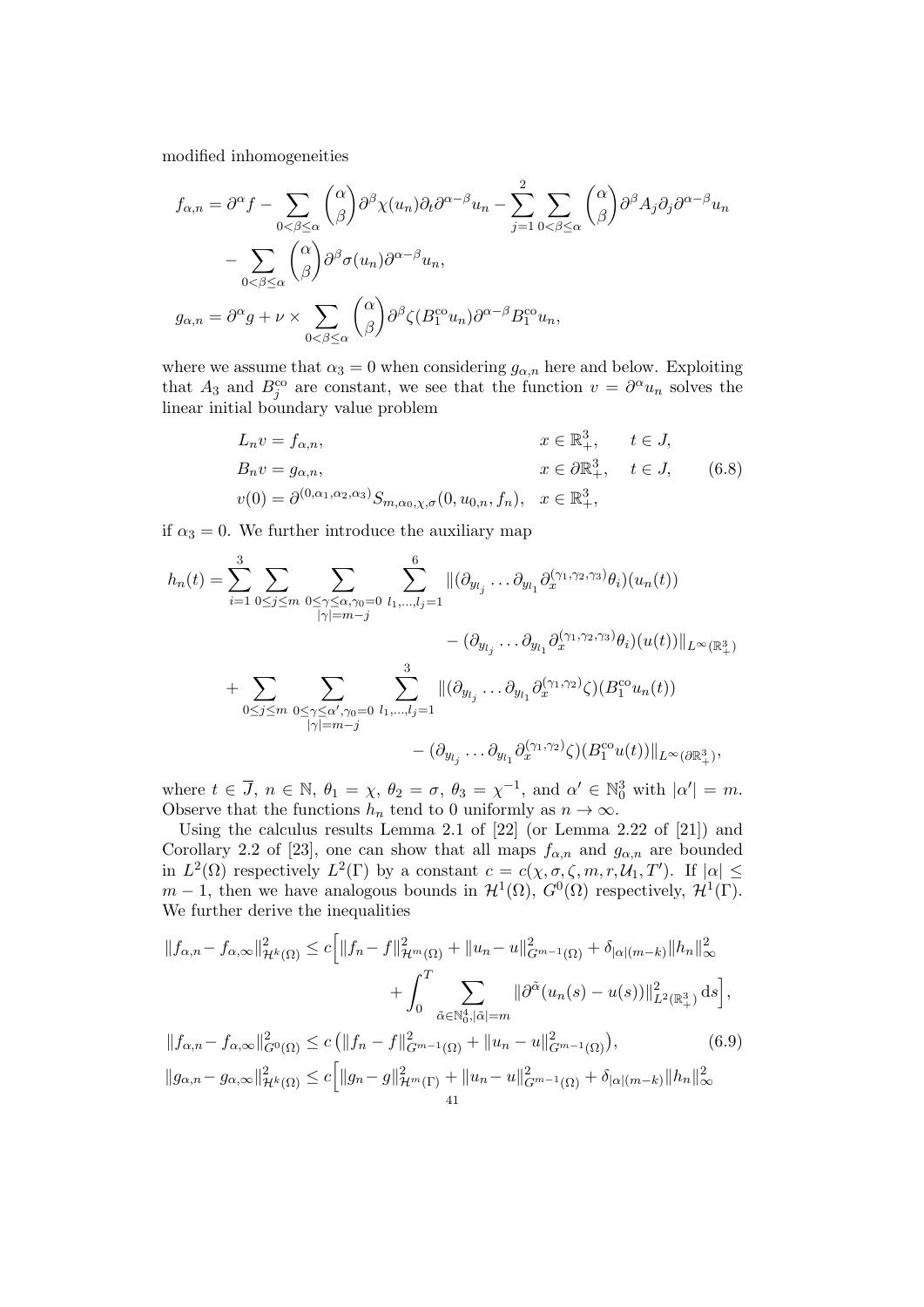modified inhomogeneities

$$
\begin{aligned}
f_{\alpha,n} &= \partial^\alpha f - \sum_{0<\beta\le\alpha} \binom{\alpha}{\beta} \partial^\beta \chi(u_n) \partial_t \partial^{\alpha-\beta} u_n - \sum_{j=1}^{2} \sum_{0<\beta\le\alpha} \binom{\alpha}{\beta} \partial^\beta A_j \partial_j \partial^{\alpha-\beta} u_n \\
&\quad - \sum_{0<\beta\le\alpha} \binom{\alpha}{\beta} \partial^\beta \sigma(u_n) \partial^{\alpha-\beta} u_n, \\
g_{\alpha,n} &= \partial^\alpha g + \nu \times \sum_{0<\beta\le\alpha} \binom{\alpha}{\beta} \partial^\beta \zeta(B_1^{\mathrm{co}} u_n) \partial^{\alpha-\beta} B_1^{\mathrm{co}} u_n,
\end{aligned}
$$

where we assume that $\alpha_3 = 0$ when considering $g_{\alpha,n}$ here and below. Exploiting that $A_3$ and $B_j^{\mathrm{co}}$ are constant, we see that the function $v = \partial^\alpha u_n$ solves the linear initial boundary value problem

$$
\begin{aligned}
L_n v &= f_{\alpha,n}, && x \in \mathbb{R}^3_+, \quad t \in J, \\
B_n v &= g_{\alpha,n}, && x \in \partial\mathbb{R}^3_+, \quad t \in J, \\
v(0) &= \partial^{(0,\alpha_1,\alpha_2,\alpha_3)} S_{m,\alpha_0,\chi,\sigma}(0, u_{0,n}, f_n), && x \in \mathbb{R}^3_+,
\end{aligned} \tag{6.8}
$$

if $\alpha_3 = 0$. We further introduce the auxiliary map

$$
\begin{aligned}
h_n(t) &= \sum_{i=1}^{3} \sum_{0\le j\le m} \sum_{\substack{0\le\gamma\le\alpha, \gamma_0=0 \\ |\gamma|=m-j}} \sum_{l_1,\dots,l_j=1}^{6} \|(\partial_{y_{l_j}} \dots \partial_{y_{l_1}} \partial_x^{(\gamma_1,\gamma_2,\gamma_3)} \theta_i)(u_n(t)) \\
&\qquad\qquad - (\partial_{y_{l_j}} \dots \partial_{y_{l_1}} \partial_x^{(\gamma_1,\gamma_2,\gamma_3)} \theta_i)(u(t))\|_{L^\infty(\mathbb{R}^3_+)} \\
&\quad + \sum_{0\le j\le m} \sum_{\substack{0\le\gamma\le\alpha', \gamma_0=0 \\ |\gamma|=m-j}} \sum_{l_1,\dots,l_j=1}^{3} \|(\partial_{y_{l_j}} \dots \partial_{y_{l_1}} \partial_x^{(\gamma_1,\gamma_2)} \zeta)(B_1^{\mathrm{co}} u_n(t)) \\
&\qquad\qquad - (\partial_{y_{l_j}} \dots \partial_{y_{l_1}} \partial_x^{(\gamma_1,\gamma_2)} \zeta)(B_1^{\mathrm{co}} u(t))\|_{L^\infty(\partial\mathbb{R}^3_+)},
\end{aligned}
$$

where $t \in \overline{J}$, $n \in \mathbb{N}$, $\theta_1 = \chi$, $\theta_2 = \sigma$, $\theta_3 = \chi^{-1}$, and $\alpha' \in \mathbb{N}_0^3$ with $|\alpha'| = m$. Observe that the functions $h_n$ tend to 0 uniformly as $n \to \infty$.

Using the calculus results Lemma 2.1 of [22] (or Lemma 2.22 of [21]) and Corollary 2.2 of [23], one can show that all maps $f_{\alpha,n}$ and $g_{\alpha,n}$ are bounded in $L^2(\Omega)$ respectively $L^2(\Gamma)$ by a constant $c = c(\chi, \sigma, \zeta, m, r, \mathcal{U}_1, T')$. If $|\alpha| \le m-1$, then we have analogous bounds in $\mathcal{H}^1(\Omega)$, $G^0(\Omega)$ respectively, $\mathcal{H}^1(\Gamma)$. We further derive the inequalities

$$
\begin{aligned}
\|f_{\alpha,n} - f_{\alpha,\infty}\|^2_{\mathcal{H}^k(\Omega)} &\le c\Big[\|f_n - f\|^2_{\mathcal{H}^m(\Omega)} + \|u_n - u\|^2_{G^{m-1}(\Omega)} + \delta_{|\alpha|(m-k)} \|h_n\|^2_\infty \\
&\qquad + \int_0^T \sum_{\tilde{\alpha}\in\mathbb{N}_0^4, |\tilde{\alpha}|=m} \|\partial^{\tilde{\alpha}}(u_n(s) - u(s))\|^2_{L^2(\mathbb{R}^3_+)} \,\mathrm{d}s\Big], \\
\|f_{\alpha,n} - f_{\alpha,\infty}\|^2_{G^0(\Omega)} &\le c\left(\|f_n - f\|^2_{G^{m-1}(\Omega)} + \|u_n - u\|^2_{G^{m-1}(\Omega)}\right), \qquad (6.9) \\
\|g_{\alpha,n} - g_{\alpha,\infty}\|^2_{\mathcal{H}^k(\Omega)} &\le c\Big[\|g_n - g\|^2_{\mathcal{H}^m(\Gamma)} + \|u_n - u\|^2_{G^{m-1}(\Omega)} + \delta_{|\alpha|(m-k)} \|h_n\|^2_\infty
\end{aligned}
$$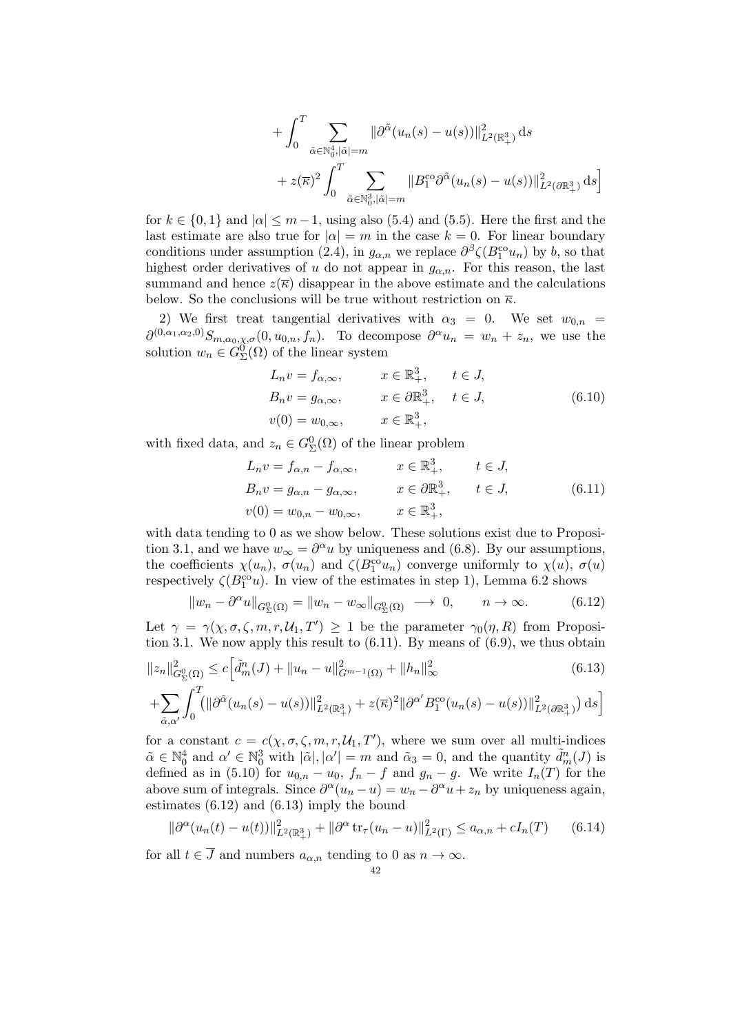$$
+ \int_0^T \sum_{\tilde\alpha\in\mathbb{N}_0^4, |\tilde\alpha|=m} \|\partial^{\tilde\alpha}(u_n(s)-u(s))\|^2_{L^2(\mathbb{R}^3_+)}\,\mathrm{d}s
$$

$$
+ z(\overline{\kappa})^2 \int_0^T \sum_{\tilde\alpha\in\mathbb{N}_0^3, |\tilde\alpha|=m} \|B_1^{\mathrm{co}}\partial^{\tilde\alpha}(u_n(s)-u(s))\|^2_{L^2(\partial\mathbb{R}^3_+)}\,\mathrm{d}s\Big]
$$

for $k\in\{0,1\}$ and $|\alpha|\le m-1$, using also (5.4) and (5.5). Here the first and the last estimate are also true for $|\alpha|=m$ in the case $k=0$. For linear boundary conditions under assumption (2.4), in $g_{\alpha,n}$ we replace $\partial^\beta\zeta(B_1^{\mathrm{co}}u_n)$ by $b$, so that highest order derivatives of $u$ do not appear in $g_{\alpha,n}$. For this reason, the last summand and hence $z(\overline{\kappa})$ disappear in the above estimate and the calculations below. So the conclusions will be true without restriction on $\overline{\kappa}$.

2) We first treat tangential derivatives with $\alpha_3=0$. We set $w_{0,n}=\partial^{(0,\alpha_1,\alpha_2,0)}S_{m,\alpha_0,\chi,\sigma}(0,u_{0,n},f_n)$. To decompose $\partial^\alpha u_n = w_n+z_n$, we use the solution $w_n\in G^0_\Sigma(\Omega)$ of the linear system

$$
\begin{aligned}
L_n v &= f_{\alpha,\infty}, && x\in\mathbb{R}^3_+, && t\in J,\\
B_n v &= g_{\alpha,\infty}, && x\in\partial\mathbb{R}^3_+, && t\in J, \qquad (6.10)\\
v(0) &= w_{0,\infty}, && x\in\mathbb{R}^3_+,
\end{aligned}
$$

with fixed data, and $z_n\in G^0_\Sigma(\Omega)$ of the linear problem

$$
\begin{aligned}
L_n v &= f_{\alpha,n}-f_{\alpha,\infty}, && x\in\mathbb{R}^3_+, && t\in J,\\
B_n v &= g_{\alpha,n}-g_{\alpha,\infty}, && x\in\partial\mathbb{R}^3_+, && t\in J, \qquad (6.11)\\
v(0) &= w_{0,n}-w_{0,\infty}, && x\in\mathbb{R}^3_+,
\end{aligned}
$$

with data tending to 0 as we show below. These solutions exist due to Proposition 3.1, and we have $w_\infty=\partial^\alpha u$ by uniqueness and (6.8). By our assumptions, the coefficients $\chi(u_n)$, $\sigma(u_n)$ and $\zeta(B_1^{\mathrm{co}}u_n)$ converge uniformly to $\chi(u)$, $\sigma(u)$ respectively $\zeta(B_1^{\mathrm{co}}u)$. In view of the estimates in step 1), Lemma 6.2 shows

$$
\|w_n-\partial^\alpha u\|_{G^0_\Sigma(\Omega)} = \|w_n-w_\infty\|_{G^0_\Sigma(\Omega)} \longrightarrow 0, \qquad n\to\infty. \qquad (6.12)
$$

Let $\gamma=\gamma(\chi,\sigma,\zeta,m,r,\mathcal{U}_1,T')\ge 1$ be the parameter $\gamma_0(\eta,R)$ from Proposition 3.1. We now apply this result to (6.11). By means of (6.9), we thus obtain

$$
\|z_n\|^2_{G^0_\Sigma(\Omega)} \le c\Big[\tilde d^n_m(J) + \|u_n-u\|^2_{G^{m-1}(\Omega)} + \|h_n\|^2_\infty \qquad (6.13)
$$

$$
+ \sum_{\tilde\alpha,\alpha'} \int_0^T \big(\|\partial^{\tilde\alpha}(u_n(s)-u(s))\|^2_{L^2(\mathbb{R}^3_+)} + z(\overline{\kappa})^2\|\partial^{\alpha'}B_1^{\mathrm{co}}(u_n(s)-u(s))\|^2_{L^2(\partial\mathbb{R}^3_+)}\big)\,\mathrm{d}s\Big]
$$

for a constant $c=c(\chi,\sigma,\zeta,m,r,\mathcal{U}_1,T')$, where we sum over all multi-indices $\tilde\alpha\in\mathbb{N}_0^4$ and $\alpha'\in\mathbb{N}_0^3$ with $|\tilde\alpha|,|\alpha'|=m$ and $\tilde\alpha_3=0$, and the quantity $\tilde d^n_m(J)$ is defined as in (5.10) for $u_{0,n}-u_0$, $f_n-f$ and $g_n-g$. We write $I_n(T)$ for the above sum of integrals. Since $\partial^\alpha(u_n-u)=w_n-\partial^\alpha u+z_n$ by uniqueness again, estimates (6.12) and (6.13) imply the bound

$$
\|\partial^\alpha(u_n(t)-u(t))\|^2_{L^2(\mathbb{R}^3_+)} + \|\partial^\alpha \operatorname{tr}_\tau(u_n-u)\|^2_{L^2(\Gamma)} \le a_{\alpha,n} + cI_n(T) \qquad (6.14)
$$

for all $t\in\overline{J}$ and numbers $a_{\alpha,n}$ tending to 0 as $n\to\infty$.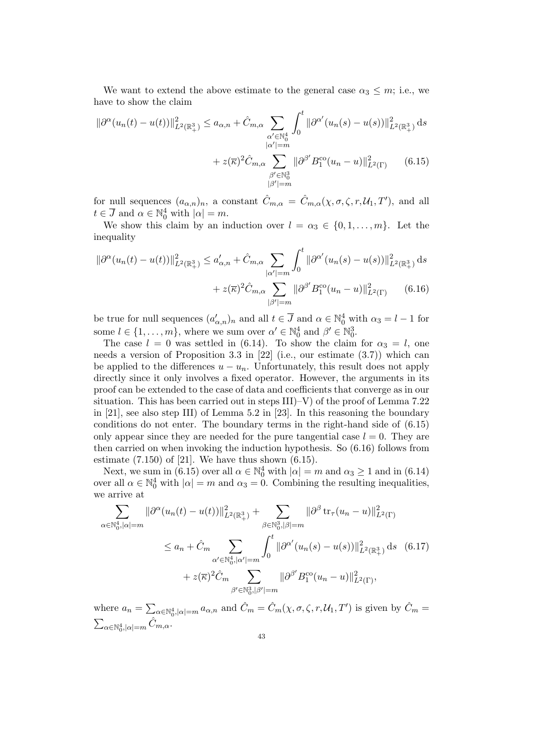We want to extend the above estimate to the general case $\alpha_3 \le m$; i.e., we have to show the claim

$$\|\partial^\alpha(u_n(t)-u(t))\|^2_{L^2(\mathbb{R}^3_+)} \le a_{\alpha,n} + \hat{C}_{m,\alpha} \sum_{\substack{\alpha' \in \mathbb{N}_0^4\\ |\alpha'|=m}} \int_0^t \|\partial^{\alpha'}(u_n(s)-u(s))\|^2_{L^2(\mathbb{R}^3_+)}\,\mathrm{d}s$$
$$+ z(\overline{\kappa})^2 \hat{C}_{m,\alpha} \sum_{\substack{\beta' \in \mathbb{N}_0^3\\ |\beta'|=m}} \|\partial^{\beta'} B_1^{\mathrm{co}}(u_n-u)\|^2_{L^2(\Gamma)} \qquad (6.15)$$

for null sequences $(a_{\alpha,n})_n$, a constant $\hat{C}_{m,\alpha} = \hat{C}_{m,\alpha}(\chi,\sigma,\zeta,r,\mathcal{U}_1,T')$, and all $t \in \overline{J}$ and $\alpha \in \mathbb{N}_0^4$ with $|\alpha| = m$.

We show this claim by an induction over $l = \alpha_3 \in \{0,1,\ldots,m\}$. Let the inequality

$$\|\partial^\alpha(u_n(t)-u(t))\|^2_{L^2(\mathbb{R}^3_+)} \le a'_{\alpha,n} + \hat{C}_{m,\alpha} \sum_{|\alpha'|=m} \int_0^t \|\partial^{\alpha'}(u_n(s)-u(s))\|^2_{L^2(\mathbb{R}^3_+)}\,\mathrm{d}s$$
$$+ z(\overline{\kappa})^2 \hat{C}_{m,\alpha} \sum_{|\beta'|=m} \|\partial^{\beta'} B_1^{\mathrm{co}}(u_n-u)\|^2_{L^2(\Gamma)} \qquad (6.16)$$

be true for null sequences $(a'_{\alpha,n})_n$ and all $t \in \overline{J}$ and $\alpha \in \mathbb{N}_0^4$ with $\alpha_3 = l-1$ for some $l \in \{1,\ldots,m\}$, where we sum over $\alpha' \in \mathbb{N}_0^4$ and $\beta' \in \mathbb{N}_0^3$.

The case $l = 0$ was settled in (6.14). To show the claim for $\alpha_3 = l$, one needs a version of Proposition 3.3 in [22] (i.e., our estimate (3.7)) which can be applied to the differences $u - u_n$. Unfortunately, this result does not apply directly since it only involves a fixed operator. However, the arguments in its proof can be extended to the case of data and coefficients that converge as in our situation. This has been carried out in steps III)–V) of the proof of Lemma 7.22 in [21], see also step III) of Lemma 5.2 in [23]. In this reasoning the boundary conditions do not enter. The boundary terms in the right-hand side of (6.15) only appear since they are needed for the pure tangential case $l = 0$. They are then carried on when invoking the induction hypothesis. So (6.16) follows from estimate (7.150) of [21]. We have thus shown (6.15).

Next, we sum in (6.15) over all $\alpha \in \mathbb{N}_0^4$ with $|\alpha| = m$ and $\alpha_3 \ge 1$ and in (6.14) over all $\alpha \in \mathbb{N}_0^4$ with $|\alpha| = m$ and $\alpha_3 = 0$. Combining the resulting inequalities, we arrive at

$$\sum_{\alpha \in \mathbb{N}_0^4, |\alpha|=m} \|\partial^\alpha(u_n(t)-u(t))\|^2_{L^2(\mathbb{R}^3_+)} + \sum_{\beta \in \mathbb{N}_0^3, |\beta|=m} \|\partial^\beta \operatorname{tr}_\tau(u_n-u)\|^2_{L^2(\Gamma)}$$
$$\le a_n + \hat{C}_m \sum_{\alpha' \in \mathbb{N}_0^4, |\alpha'|=m} \int_0^t \|\partial^{\alpha'}(u_n(s)-u(s))\|^2_{L^2(\mathbb{R}^3_+)}\,\mathrm{d}s \qquad (6.17)$$
$$+ z(\overline{\kappa})^2 \hat{C}_m \sum_{\beta' \in \mathbb{N}_0^3, |\beta'|=m} \|\partial^{\beta'} B_1^{\mathrm{co}}(u_n-u)\|^2_{L^2(\Gamma)},$$

where $a_n = \sum_{\alpha \in \mathbb{N}_0^4, |\alpha|=m} a_{\alpha,n}$ and $\hat{C}_m = \hat{C}_m(\chi,\sigma,\zeta,r,\mathcal{U}_1,T')$ is given by $\hat{C}_m = \sum_{\alpha \in \mathbb{N}_0^4, |\alpha|=m} \hat{C}_{m,\alpha}$.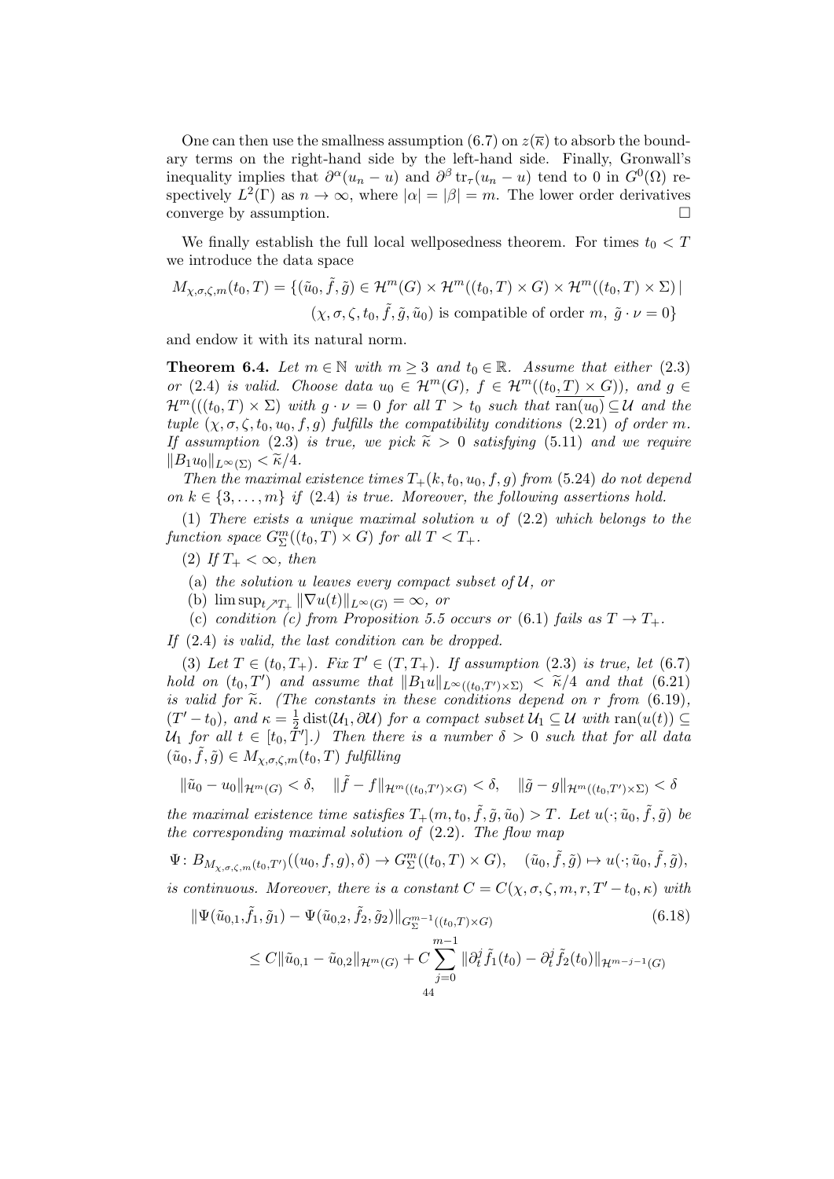One can then use the smallness assumption (6.7) on $z(\overline{\kappa})$ to absorb the boundary terms on the right-hand side by the left-hand side. Finally, Gronwall's inequality implies that $\partial^\alpha(u_n - u)$ and $\partial^\beta \operatorname{tr}_\tau(u_n - u)$ tend to 0 in $G^0(\Omega)$ respectively $L^2(\Gamma)$ as $n \to \infty$, where $|\alpha| = |\beta| = m$. The lower order derivatives converge by assumption. $\square$

We finally establish the full local wellposedness theorem. For times $t_0 < T$ we introduce the data space

$$M_{\chi,\sigma,\zeta,m}(t_0,T) = \{(\tilde{u}_0, \tilde{f}, \tilde{g}) \in \mathcal{H}^m(G) \times \mathcal{H}^m((t_0,T)\times G) \times \mathcal{H}^m((t_0,T)\times\Sigma) \mid (\chi,\sigma,\zeta,t_0,\tilde{f},\tilde{g},\tilde{u}_0) \text{ is compatible of order } m,\ \tilde{g}\cdot\nu = 0\}$$

and endow it with its natural norm.

**Theorem 6.4.** *Let $m \in \mathbb{N}$ with $m \geq 3$ and $t_0 \in \mathbb{R}$. Assume that either (2.3) or (2.4) is valid. Choose data $u_0 \in \mathcal{H}^m(G)$, $f \in \mathcal{H}^m((t_0,T)\times G))$, and $g \in \mathcal{H}^m(((t_0,T)\times\Sigma)$ with $g\cdot\nu = 0$ for all $T > t_0$ such that $\overline{\operatorname{ran}(u_0)} \subseteq \mathcal{U}$ and the tuple $(\chi,\sigma,\zeta,t_0,u_0,f,g)$ fulfills the compatibility conditions (2.21) of order $m$. If assumption (2.3) is true, we pick $\widetilde{\kappa} > 0$ satisfying (5.11) and we require $\|B_1 u_0\|_{L^\infty(\Sigma)} < \widetilde{\kappa}/4$.*

*Then the maximal existence times $T_+(k,t_0,u_0,f,g)$ from (5.24) do not depend on $k \in \{3,\dots,m\}$ if (2.4) is true. Moreover, the following assertions hold.*

*(1) There exists a unique maximal solution $u$ of (2.2) which belongs to the function space $G^m_\Sigma((t_0,T)\times G)$ for all $T < T_+$.*

*(2) If $T_+ < \infty$, then*

*(a) the solution $u$ leaves every compact subset of $\mathcal{U}$, or*

*(b) $\limsup_{t\nearrow T_+} \|\nabla u(t)\|_{L^\infty(G)} = \infty$, or*

*(c) condition (c) from Proposition 5.5 occurs or (6.1) fails as $T \to T_+$.*

*If (2.4) is valid, the last condition can be dropped.*

*(3) Let $T \in (t_0,T_+)$. Fix $T' \in (T,T_+)$. If assumption (2.3) is true, let (6.7) hold on $(t_0,T')$ and assume that $\|B_1 u\|_{L^\infty((t_0,T')\times\Sigma)} < \widetilde{\kappa}/4$ and that (6.21) is valid for $\widetilde{\kappa}$. (The constants in these conditions depend on $r$ from (6.19), $(T'-t_0)$, and $\kappa = \frac{1}{2}\operatorname{dist}(\mathcal{U}_1,\partial\mathcal{U})$ for a compact subset $\mathcal{U}_1 \subseteq \mathcal{U}$ with $\operatorname{ran}(u(t)) \subseteq \mathcal{U}_1$ for all $t \in [t_0,T']$.) Then there is a number $\delta > 0$ such that for all data $(\tilde{u}_0,\tilde{f},\tilde{g}) \in M_{\chi,\sigma,\zeta,m}(t_0,T)$ fulfilling*

$$\|\tilde{u}_0 - u_0\|_{\mathcal{H}^m(G)} < \delta, \quad \|\tilde{f} - f\|_{\mathcal{H}^m((t_0,T')\times G)} < \delta, \quad \|\tilde{g} - g\|_{\mathcal{H}^m((t_0,T')\times\Sigma)} < \delta$$

*the maximal existence time satisfies $T_+(m,t_0,\tilde{f},\tilde{g},\tilde{u}_0) > T$. Let $u(\cdot;\tilde{u}_0,\tilde{f},\tilde{g})$ be the corresponding maximal solution of (2.2). The flow map*

$$\Psi\colon B_{M_{\chi,\sigma,\zeta,m}(t_0,T')}((u_0,f,g),\delta) \to G^m_\Sigma((t_0,T)\times G), \quad (\tilde{u}_0,\tilde{f},\tilde{g}) \mapsto u(\cdot;\tilde{u}_0,\tilde{f},\tilde{g}),$$

*is continuous. Moreover, there is a constant $C = C(\chi,\sigma,\zeta,m,r,T'-t_0,\kappa)$ with*

$$\begin{aligned}
&\|\Psi(\tilde{u}_{0,1},\tilde{f}_1,\tilde{g}_1) - \Psi(\tilde{u}_{0,2},\tilde{f}_2,\tilde{g}_2)\|_{G^{m-1}_\Sigma((t_0,T)\times G)} \qquad (6.18)\\
&\quad \leq C\|\tilde{u}_{0,1} - \tilde{u}_{0,2}\|_{\mathcal{H}^m(G)} + C\sum_{j=0}^{m-1}\|\partial_t^j \tilde{f}_1(t_0) - \partial_t^j \tilde{f}_2(t_0)\|_{\mathcal{H}^{m-j-1}(G)}
\end{aligned}$$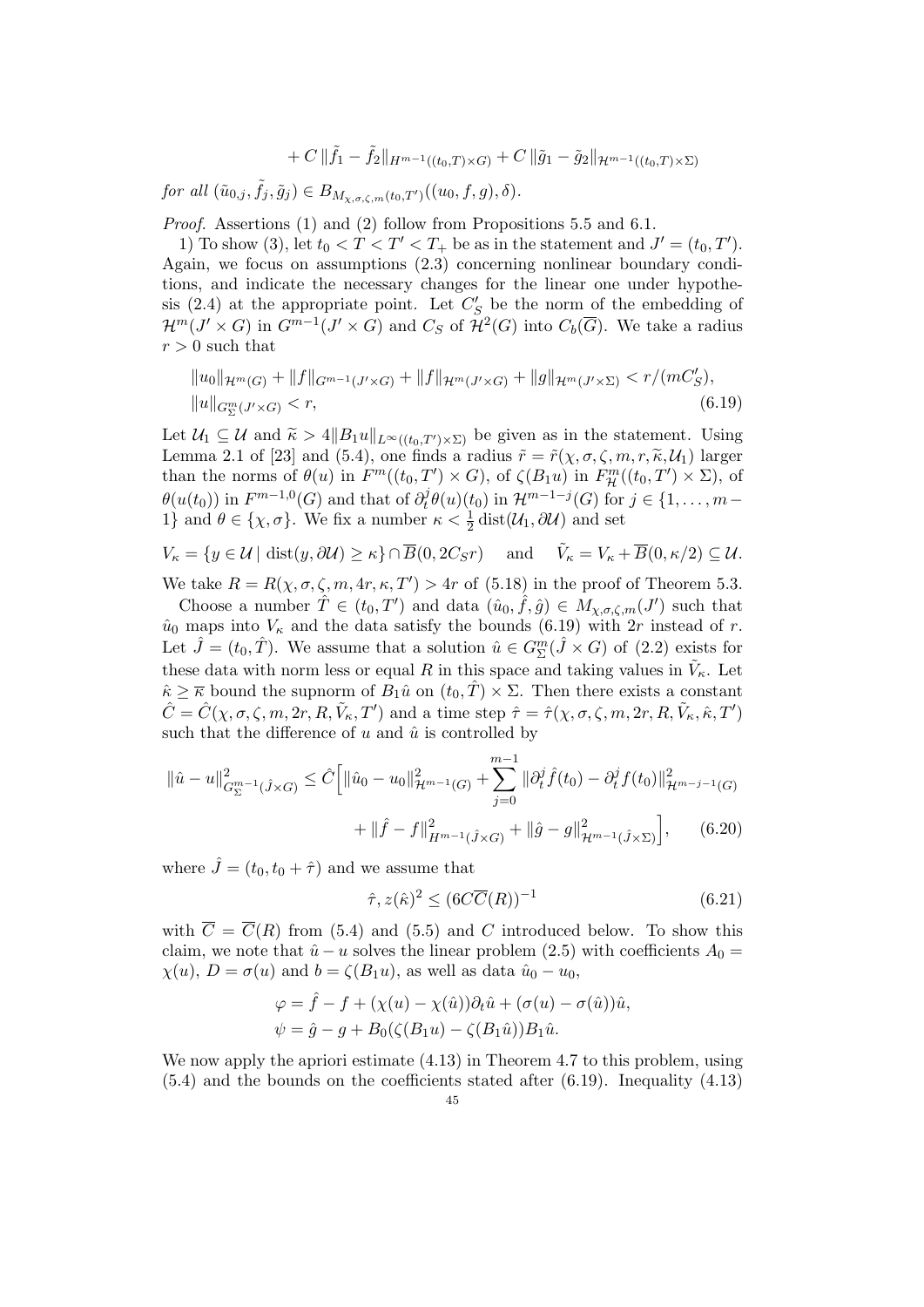$$+ C \, \|\tilde{f}_1 - \tilde{f}_2\|_{H^{m-1}((t_0,T)\times G)} + C \, \|\tilde{g}_1 - \tilde{g}_2\|_{\mathcal{H}^{m-1}((t_0,T)\times \Sigma)}$$

*for all* $(\tilde{u}_{0,j}, \tilde{f}_j, \tilde{g}_j) \in B_{M_{\chi,\sigma,\zeta,m}(t_0,T')}((u_0, f, g), \delta)$.

*Proof.* Assertions (1) and (2) follow from Propositions 5.5 and 6.1.

1) To show (3), let $t_0 < T < T' < T_+$ be as in the statement and $J' = (t_0, T')$. Again, we focus on assumptions (2.3) concerning nonlinear boundary conditions, and indicate the necessary changes for the linear one under hypothesis (2.4) at the appropriate point. Let $C_S'$ be the norm of the embedding of $\mathcal{H}^m(J' \times G)$ in $G^{m-1}(J' \times G)$ and $C_S$ of $\mathcal{H}^2(G)$ into $C_b(\overline{G})$. We take a radius $r > 0$ such that

$$\begin{aligned} &\|u_0\|_{\mathcal{H}^m(G)} + \|f\|_{G^{m-1}(J'\times G)} + \|f\|_{\mathcal{H}^m(J'\times G)} + \|g\|_{\mathcal{H}^m(J'\times \Sigma)} < r/(mC_S'), \\ &\|u\|_{G^m_\Sigma(J'\times G)} < r, \end{aligned} \tag{6.19}$$

Let $\mathcal{U}_1 \subseteq \mathcal{U}$ and $\widetilde{\kappa} > 4\|B_1 u\|_{L^\infty((t_0,T')\times\Sigma)}$ be given as in the statement. Using Lemma 2.1 of [23] and (5.4), one finds a radius $\tilde{r} = \tilde{r}(\chi, \sigma, \zeta, m, r, \widetilde{\kappa}, \mathcal{U}_1)$ larger than the norms of $\theta(u)$ in $F^m((t_0, T') \times G)$, of $\zeta(B_1 u)$ in $F^m_{\mathcal{H}}((t_0, T') \times \Sigma)$, of $\theta(u(t_0))$ in $F^{m-1,0}(G)$ and that of $\partial_t^j \theta(u)(t_0)$ in $\mathcal{H}^{m-1-j}(G)$ for $j \in \{1, \ldots, m-1\}$ and $\theta \in \{\chi, \sigma\}$. We fix a number $\kappa < \frac{1}{2}\operatorname{dist}(\mathcal{U}_1, \partial\mathcal{U})$ and set

$$V_\kappa = \{y \in \mathcal{U} \mid \operatorname{dist}(y, \partial\mathcal{U}) \geq \kappa\} \cap \overline{B}(0, 2C_S r) \quad \text{ and } \quad \tilde{V}_\kappa = V_\kappa + \overline{B}(0, \kappa/2) \subseteq \mathcal{U}.$$

We take $R = R(\chi, \sigma, \zeta, m, 4r, \kappa, T') > 4r$ of (5.18) in the proof of Theorem 5.3.

Choose a number $\hat{T} \in (t_0, T')$ and data $(\hat{u}_0, \hat{f}, \hat{g}) \in M_{\chi,\sigma,\zeta,m}(J')$ such that $\hat{u}_0$ maps into $V_\kappa$ and the data satisfy the bounds (6.19) with $2r$ instead of $r$. Let $\hat{J} = (t_0, \hat{T})$. We assume that a solution $\hat{u} \in G^m_\Sigma(\hat{J} \times G)$ of (2.2) exists for these data with norm less or equal $R$ in this space and taking values in $\tilde{V}_\kappa$. Let $\hat{\kappa} \geq \overline{\kappa}$ bound the supnorm of $B_1 \hat{u}$ on $(t_0, \hat{T}) \times \Sigma$. Then there exists a constant $\hat{C} = \hat{C}(\chi, \sigma, \zeta, m, 2r, R, \tilde{V}_\kappa, T')$ and a time step $\hat{\tau} = \hat{\tau}(\chi, \sigma, \zeta, m, 2r, R, \tilde{V}_\kappa, \hat{\kappa}, T')$ such that the difference of $u$ and $\hat{u}$ is controlled by

$$\begin{aligned} \|\hat{u} - u\|^2_{G^{m-1}_\Sigma(\hat{J}\times G)} \leq \hat{C}\Big[&\|\hat{u}_0 - u_0\|^2_{\mathcal{H}^{m-1}(G)} + \sum_{j=0}^{m-1} \|\partial_t^j \hat{f}(t_0) - \partial_t^j f(t_0)\|^2_{\mathcal{H}^{m-j-1}(G)} \\ &+ \|\hat{f} - f\|^2_{H^{m-1}(\hat{J}\times G)} + \|\hat{g} - g\|^2_{\mathcal{H}^{m-1}(\hat{J}\times\Sigma)}\Big], \end{aligned} \tag{6.20}$$

where $\hat{J} = (t_0, t_0 + \hat{\tau})$ and we assume that

$$\hat{\tau}, z(\hat{\kappa})^2 \leq (6C\overline{C}(R))^{-1} \tag{6.21}$$

with $\overline{C} = \overline{C}(R)$ from (5.4) and (5.5) and $C$ introduced below. To show this claim, we note that $\hat{u} - u$ solves the linear problem (2.5) with coefficients $A_0 = \chi(u)$, $D = \sigma(u)$ and $b = \zeta(B_1 u)$, as well as data $\hat{u}_0 - u_0$,

$$\begin{aligned} \varphi &= \hat{f} - f + (\chi(u) - \chi(\hat{u}))\partial_t \hat{u} + (\sigma(u) - \sigma(\hat{u}))\hat{u}, \\ \psi &= \hat{g} - g + B_0(\zeta(B_1 u) - \zeta(B_1 \hat{u}))B_1 \hat{u}. \end{aligned}$$

We now apply the apriori estimate (4.13) in Theorem 4.7 to this problem, using (5.4) and the bounds on the coefficients stated after (6.19). Inequality (4.13)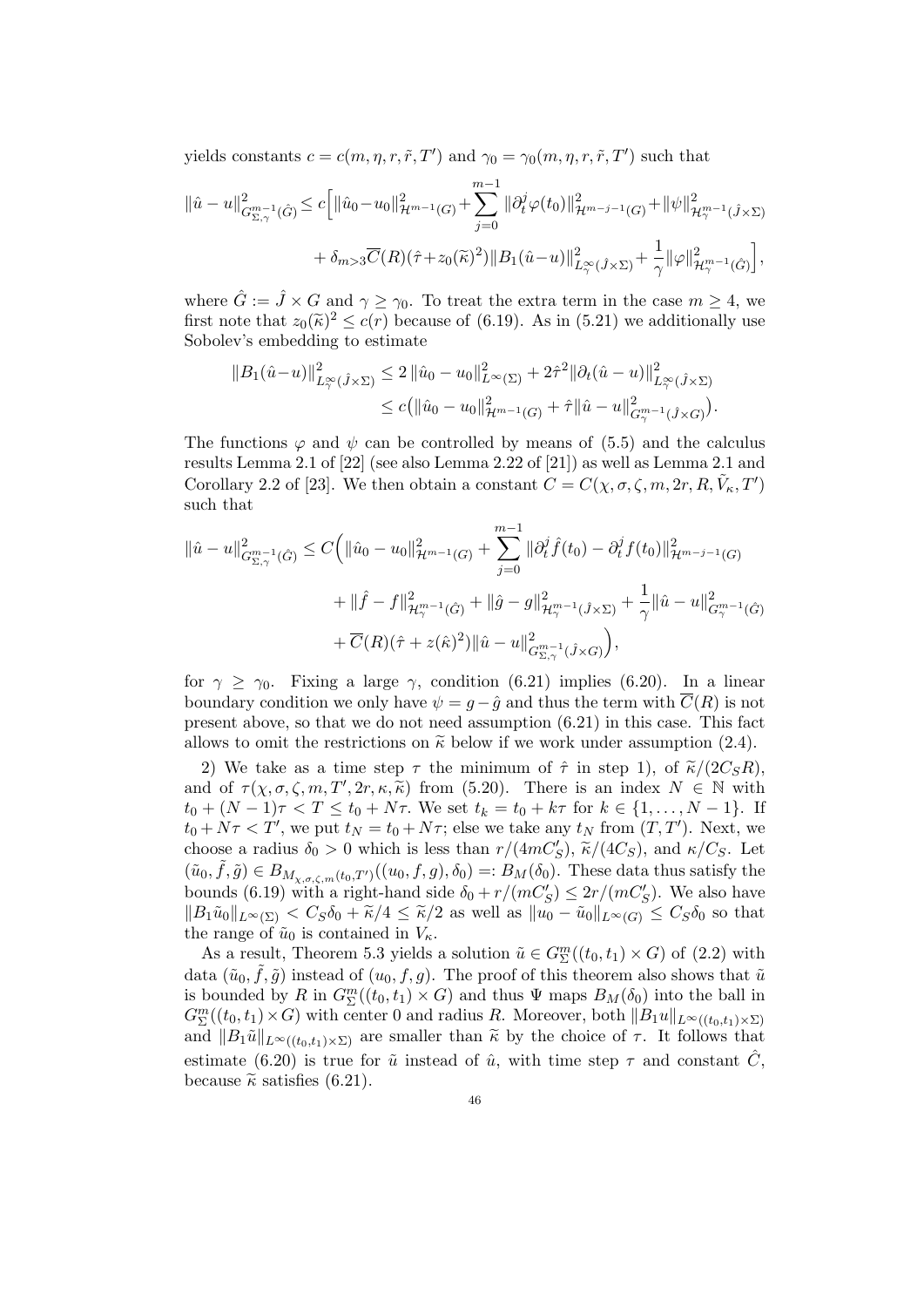yields constants $c = c(m, \eta, r, \tilde{r}, T')$ and $\gamma_0 = \gamma_0(m, \eta, r, \tilde{r}, T')$ such that

$$\|\hat{u} - u\|^2_{G^{m-1}_{\Sigma,\gamma}(\hat{G})} \le c\Big[\|\hat{u}_0 - u_0\|^2_{\mathcal{H}^{m-1}(G)} + \sum_{j=0}^{m-1} \|\partial_t^j \varphi(t_0)\|^2_{\mathcal{H}^{m-j-1}(G)} + \|\psi\|^2_{\mathcal{H}^{m-1}_\gamma(\hat{J}\times\Sigma)}$$
$$+ \delta_{m>3}\overline{C}(R)(\hat{\tau} + z_0(\widetilde{\kappa})^2)\|B_1(\hat{u} - u)\|^2_{L^\infty_\gamma(\hat{J}\times\Sigma)} + \frac{1}{\gamma}\|\varphi\|^2_{\mathcal{H}^{m-1}_\gamma(\hat{G})}\Big],$$

where $\hat{G} := \hat{J} \times G$ and $\gamma \ge \gamma_0$. To treat the extra term in the case $m \ge 4$, we first note that $z_0(\widetilde{\kappa})^2 \le c(r)$ because of (6.19). As in (5.21) we additionally use Sobolev's embedding to estimate

$$\|B_1(\hat{u} - u)\|^2_{L^\infty_\gamma(\hat{J}\times\Sigma)} \le 2\,\|\hat{u}_0 - u_0\|^2_{L^\infty(\Sigma)} + 2\hat{\tau}^2\|\partial_t(\hat{u} - u)\|^2_{L^\infty_\gamma(\hat{J}\times\Sigma)}$$
$$\le c\big(\|\hat{u}_0 - u_0\|^2_{\mathcal{H}^{m-1}(G)} + \hat{\tau}\|\hat{u} - u\|^2_{G^{m-1}_\gamma(\hat{J}\times G)}\big).$$

The functions $\varphi$ and $\psi$ can be controlled by means of (5.5) and the calculus results Lemma 2.1 of [22] (see also Lemma 2.22 of [21]) as well as Lemma 2.1 and Corollary 2.2 of [23]. We then obtain a constant $C = C(\chi, \sigma, \zeta, m, 2r, R, \tilde{V}_\kappa, T')$ such that

$$\|\hat{u} - u\|^2_{G^{m-1}_{\Sigma,\gamma}(\hat{G})} \le C\Big(\|\hat{u}_0 - u_0\|^2_{\mathcal{H}^{m-1}(G)} + \sum_{j=0}^{m-1} \|\partial_t^j \hat{f}(t_0) - \partial_t^j f(t_0)\|^2_{\mathcal{H}^{m-j-1}(G)}$$
$$+ \|\hat{f} - f\|^2_{\mathcal{H}^{m-1}_\gamma(\hat{G})} + \|\hat{g} - g\|^2_{\mathcal{H}^{m-1}_\gamma(\hat{J}\times\Sigma)} + \frac{1}{\gamma}\|\hat{u} - u\|^2_{G^{m-1}_\gamma(\hat{G})}$$
$$+ \overline{C}(R)(\hat{\tau} + z(\hat{\kappa})^2)\|\hat{u} - u\|^2_{G^{m-1}_{\Sigma,\gamma}(\hat{J}\times G)}\Big),$$

for $\gamma \ge \gamma_0$. Fixing a large $\gamma$, condition (6.21) implies (6.20). In a linear boundary condition we only have $\psi = g - \hat{g}$ and thus the term with $\overline{C}(R)$ is not present above, so that we do not need assumption (6.21) in this case. This fact allows to omit the restrictions on $\widetilde{\kappa}$ below if we work under assumption (2.4).

2) We take as a time step $\tau$ the minimum of $\hat{\tau}$ in step 1), of $\widetilde{\kappa}/(2C_S R)$, and of $\tau(\chi, \sigma, \zeta, m, T', 2r, \kappa, \widetilde{\kappa})$ from (5.20). There is an index $N \in \mathbb{N}$ with $t_0 + (N-1)\tau < T \le t_0 + N\tau$. We set $t_k = t_0 + k\tau$ for $k \in \{1, \ldots, N-1\}$. If $t_0 + N\tau < T'$, we put $t_N = t_0 + N\tau$; else we take any $t_N$ from $(T, T')$. Next, we choose a radius $\delta_0 > 0$ which is less than $r/(4mC'_S)$, $\widetilde{\kappa}/(4C_S)$, and $\kappa/C_S$. Let $(\tilde{u}_0, \tilde{f}, \tilde{g}) \in B_{M_{\chi,\sigma,\zeta,m}(t_0,T')}((u_0, f, g), \delta_0) =: B_M(\delta_0)$. These data thus satisfy the bounds (6.19) with a right-hand side $\delta_0 + r/(mC'_S) \le 2r/(mC'_S)$. We also have $\|B_1\tilde{u}_0\|_{L^\infty(\Sigma)} < C_S\delta_0 + \widetilde{\kappa}/4 \le \widetilde{\kappa}/2$ as well as $\|u_0 - \tilde{u}_0\|_{L^\infty(G)} \le C_S\delta_0$ so that the range of $\tilde{u}_0$ is contained in $V_\kappa$.

As a result, Theorem 5.3 yields a solution $\tilde{u} \in G^m_\Sigma((t_0, t_1) \times G)$ of (2.2) with data $(\tilde{u}_0, \tilde{f}, \tilde{g})$ instead of $(u_0, f, g)$. The proof of this theorem also shows that $\tilde{u}$ is bounded by $R$ in $G^m_\Sigma((t_0, t_1) \times G)$ and thus $\Psi$ maps $B_M(\delta_0)$ into the ball in $G^m_\Sigma((t_0, t_1)\times G)$ with center 0 and radius $R$. Moreover, both $\|B_1 u\|_{L^\infty((t_0,t_1)\times\Sigma)}$ and $\|B_1\tilde{u}\|_{L^\infty((t_0,t_1)\times\Sigma)}$ are smaller than $\widetilde{\kappa}$ by the choice of $\tau$. It follows that estimate (6.20) is true for $\tilde{u}$ instead of $\hat{u}$, with time step $\tau$ and constant $\hat{C}$, because $\widetilde{\kappa}$ satisfies (6.21).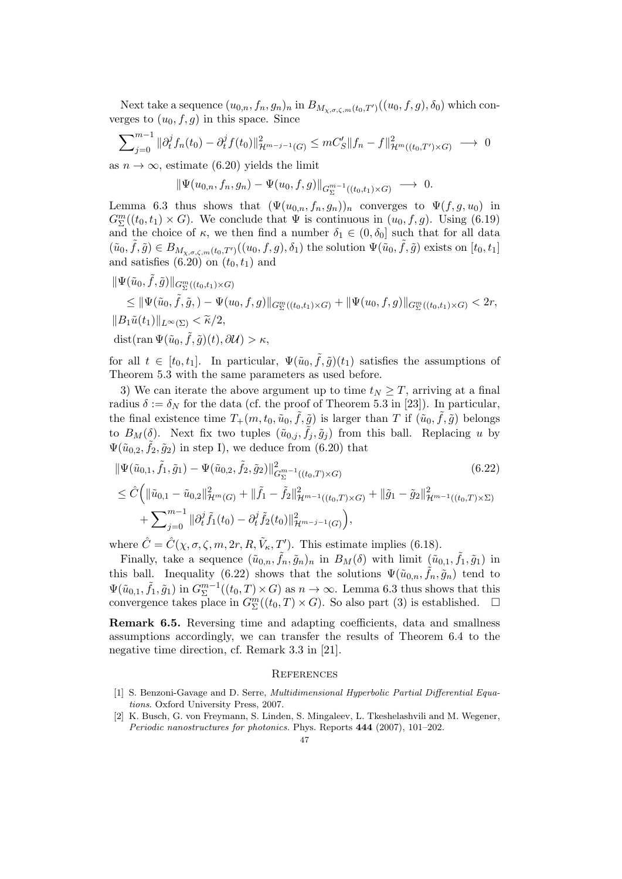Next take a sequence $(u_{0,n}, f_n, g_n)_n$ in $B_{M_{\chi,\sigma,\zeta,m}(t_0,T')}((u_0, f, g), \delta_0)$ which converges to $(u_0, f, g)$ in this space. Since

$$\sum_{j=0}^{m-1} \|\partial_t^j f_n(t_0) - \partial_t^j f(t_0)\|^2_{\mathcal{H}^{m-j-1}(G)} \le mC'_S \|f_n - f\|^2_{\mathcal{H}^m((t_0,T')\times G)} \longrightarrow 0$$

as $n \to \infty$, estimate (6.20) yields the limit

$$\|\Psi(u_{0,n}, f_n, g_n) - \Psi(u_0, f, g)\|_{G^{m-1}_\Sigma((t_0,t_1)\times G)} \longrightarrow 0.$$

Lemma 6.3 thus shows that $(\Psi(u_{0,n}, f_n, g_n))_n$ converges to $\Psi(f, g, u_0)$ in $G^m_\Sigma((t_0, t_1) \times G)$. We conclude that $\Psi$ is continuous in $(u_0, f, g)$. Using (6.19) and the choice of $\kappa$, we then find a number $\delta_1 \in (0, \delta_0]$ such that for all data $(\tilde{u}_0, \tilde{f}, \tilde{g}) \in B_{M_{\chi,\sigma,\zeta,m}(t_0,T')}((u_0, f, g), \delta_1)$ the solution $\Psi(\tilde{u}_0, \tilde{f}, \tilde{g})$ exists on $[t_0, t_1]$ and satisfies (6.20) on $(t_0, t_1)$ and

$$\begin{aligned}
&\|\Psi(\tilde{u}_0, \tilde{f}, \tilde{g})\|_{G^m_\Sigma((t_0,t_1)\times G)} \\
&\quad \le \|\Psi(\tilde{u}_0, \tilde{f}, \tilde{g},) - \Psi(u_0, f, g)\|_{G^m_\Sigma((t_0,t_1)\times G)} + \|\Psi(u_0, f, g)\|_{G^m_\Sigma((t_0,t_1)\times G)} < 2r, \\
&\|B_1 \tilde{u}(t_1)\|_{L^\infty(\Sigma)} < \widetilde{\kappa}/2, \\
&\operatorname{dist}(\operatorname{ran} \Psi(\tilde{u}_0, \tilde{f}, \tilde{g})(t), \partial \mathcal{U}) > \kappa,
\end{aligned}$$

for all $t \in [t_0, t_1]$. In particular, $\Psi(\tilde{u}_0, \tilde{f}, \tilde{g})(t_1)$ satisfies the assumptions of Theorem 5.3 with the same parameters as used before.

3) We can iterate the above argument up to time $t_N \ge T$, arriving at a final radius $\delta := \delta_N$ for the data (cf. the proof of Theorem 5.3 in [23]). In particular, the final existence time $T_+(m, t_0, \tilde{u}_0, \tilde{f}, \tilde{g})$ is larger than $T$ if $(\tilde{u}_0, \tilde{f}, \tilde{g})$ belongs to $B_M(\delta)$. Next fix two tuples $(\tilde{u}_{0,j}, \tilde{f}_j, \tilde{g}_j)$ from this ball. Replacing $u$ by $\Psi(\tilde{u}_{0,2}, \tilde{f}_2, \tilde{g}_2)$ in step I), we deduce from (6.20) that

$$\begin{aligned}
&\|\Psi(\tilde{u}_{0,1}, \tilde{f}_1, \tilde{g}_1) - \Psi(\tilde{u}_{0,2}, \tilde{f}_2, \tilde{g}_2)\|^2_{G^{m-1}_\Sigma((t_0,T)\times G)} \qquad (6.22)\\
&\le \hat{C}\Big(\|\tilde{u}_{0,1} - \tilde{u}_{0,2}\|^2_{\mathcal{H}^m(G)} + \|\tilde{f}_1 - \tilde{f}_2\|^2_{\mathcal{H}^{m-1}((t_0,T)\times G)} + \|\tilde{g}_1 - \tilde{g}_2\|^2_{\mathcal{H}^{m-1}((t_0,T)\times \Sigma)} \\
&\qquad + \sum_{j=0}^{m-1} \|\partial_t^j \tilde{f}_1(t_0) - \partial_t^j \tilde{f}_2(t_0)\|^2_{\mathcal{H}^{m-j-1}(G)}\Big),
\end{aligned}$$

where $\hat{C} = \hat{C}(\chi, \sigma, \zeta, m, 2r, R, \tilde{V}_\kappa, T')$. This estimate implies (6.18).

Finally, take a sequence $(\tilde{u}_{0,n}, \tilde{f}_n, \tilde{g}_n)_n$ in $B_M(\delta)$ with limit $(\tilde{u}_{0,1}, \tilde{f}_1, \tilde{g}_1)$ in this ball. Inequality (6.22) shows that the solutions $\Psi(\tilde{u}_{0,n}, \tilde{f}_n, \tilde{g}_n)$ tend to $\Psi(\tilde{u}_{0,1}, \tilde{f}_1, \tilde{g}_1)$ in $G^{m-1}_\Sigma((t_0, T) \times G)$ as $n \to \infty$. Lemma 6.3 thus shows that this convergence takes place in $G^m_\Sigma((t_0, T) \times G)$. So also part (3) is established. $\square$

**Remark 6.5.** Reversing time and adapting coefficients, data and smallness assumptions accordingly, we can transfer the results of Theorem 6.4 to the negative time direction, cf. Remark 3.3 in [21].

## References

[1] S. Benzoni-Gavage and D. Serre, *Multidimensional Hyperbolic Partial Differential Equations.* Oxford University Press, 2007.

[2] K. Busch, G. von Freymann, S. Linden, S. Mingaleev, L. Tkeshelashvili and M. Wegener, *Periodic nanostructures for photonics.* Phys. Reports **444** (2007), 101–202.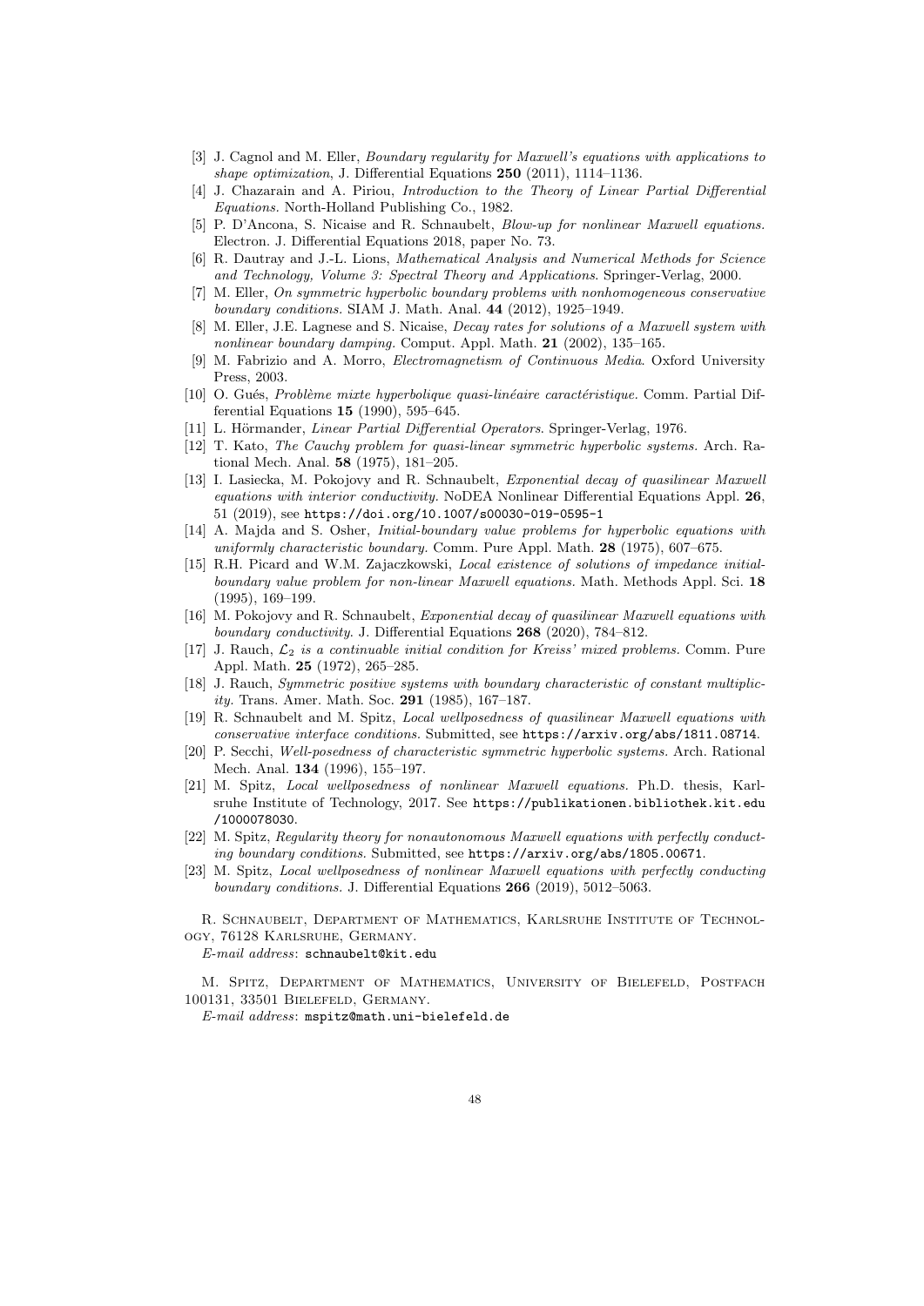[3] J. Cagnol and M. Eller, *Boundary regularity for Maxwell's equations with applications to shape optimization*, J. Differential Equations **250** (2011), 1114–1136.

[4] J. Chazarain and A. Piriou, *Introduction to the Theory of Linear Partial Differential Equations*. North-Holland Publishing Co., 1982.

[5] P. D'Ancona, S. Nicaise and R. Schnaubelt, *Blow-up for nonlinear Maxwell equations.* Electron. J. Differential Equations 2018, paper No. 73.

[6] R. Dautray and J.-L. Lions, *Mathematical Analysis and Numerical Methods for Science and Technology, Volume 3: Spectral Theory and Applications*. Springer-Verlag, 2000.

[7] M. Eller, *On symmetric hyperbolic boundary problems with nonhomogeneous conservative boundary conditions.* SIAM J. Math. Anal. **44** (2012), 1925–1949.

[8] M. Eller, J.E. Lagnese and S. Nicaise, *Decay rates for solutions of a Maxwell system with nonlinear boundary damping.* Comput. Appl. Math. **21** (2002), 135–165.

[9] M. Fabrizio and A. Morro, *Electromagnetism of Continuous Media*. Oxford University Press, 2003.

[10] O. Guès, *Problème mixte hyperbolique quasi-linéaire caractéristique.* Comm. Partial Differential Equations **15** (1990), 595–645.

[11] L. Hörmander, *Linear Partial Differential Operators*. Springer-Verlag, 1976.

[12] T. Kato, *The Cauchy problem for quasi-linear symmetric hyperbolic systems.* Arch. Rational Mech. Anal. **58** (1975), 181–205.

[13] I. Lasiecka, M. Pokojovy and R. Schnaubelt, *Exponential decay of quasilinear Maxwell equations with interior conductivity.* NoDEA Nonlinear Differential Equations Appl. **26**, 51 (2019), see https://doi.org/10.1007/s00030-019-0595-1

[14] A. Majda and S. Osher, *Initial-boundary value problems for hyperbolic equations with uniformly characteristic boundary.* Comm. Pure Appl. Math. **28** (1975), 607–675.

[15] R.H. Picard and W.M. Zajaczkowski, *Local existence of solutions of impedance initial-boundary value problem for non-linear Maxwell equations.* Math. Methods Appl. Sci. **18** (1995), 169–199.

[16] M. Pokojovy and R. Schnaubelt, *Exponential decay of quasilinear Maxwell equations with boundary conductivity*. J. Differential Equations **268** (2020), 784–812.

[17] J. Rauch, *$\mathcal{L}_2$ is a continuable initial condition for Kreiss' mixed problems.* Comm. Pure Appl. Math. **25** (1972), 265–285.

[18] J. Rauch, *Symmetric positive systems with boundary characteristic of constant multiplicity.* Trans. Amer. Math. Soc. **291** (1985), 167–187.

[19] R. Schnaubelt and M. Spitz, *Local wellposedness of quasilinear Maxwell equations with conservative interface conditions.* Submitted, see https://arxiv.org/abs/1811.08714.

[20] P. Secchi, *Well-posedness of characteristic symmetric hyperbolic systems.* Arch. Rational Mech. Anal. **134** (1996), 155–197.

[21] M. Spitz, *Local wellposedness of nonlinear Maxwell equations.* Ph.D. thesis, Karlsruhe Institute of Technology, 2017. See https://publikationen.bibliothek.kit.edu/1000078030.

[22] M. Spitz, *Regularity theory for nonautonomous Maxwell equations with perfectly conducting boundary conditions.* Submitted, see https://arxiv.org/abs/1805.00671.

[23] M. Spitz, *Local wellposedness of nonlinear Maxwell equations with perfectly conducting boundary conditions.* J. Differential Equations **266** (2019), 5012–5063.

R. Schnaubelt, Department of Mathematics, Karlsruhe Institute of Technology, 76128 Karlsruhe, Germany.

*E-mail address*: schnaubelt@kit.edu

M. Spitz, Department of Mathematics, University of Bielefeld, Postfach 100131, 33501 Bielefeld, Germany.

*E-mail address*: mspitz@math.uni-bielefeld.de